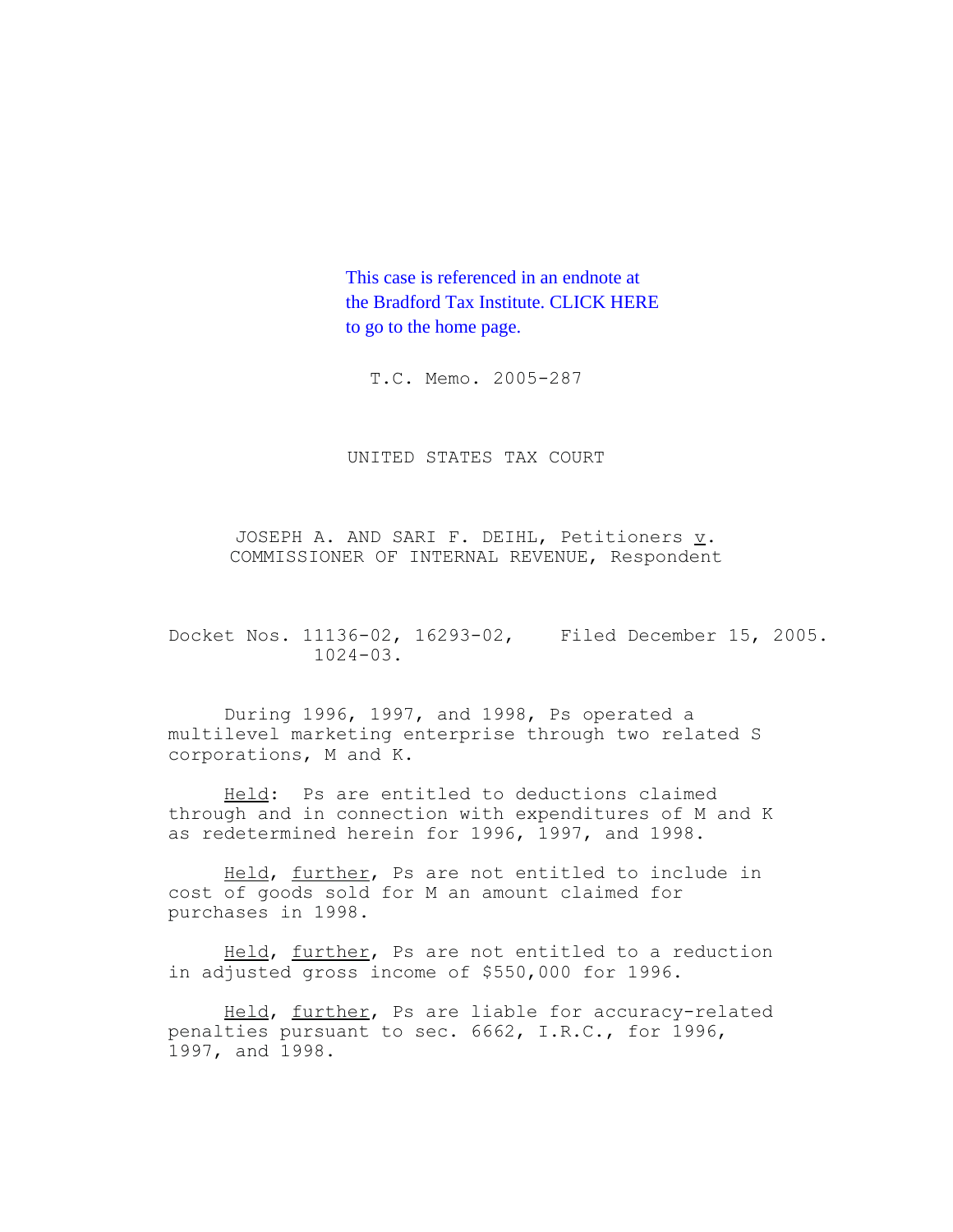This case is referenced in an endnote at the Bradford Tax Institute. CLICK HERE to go to the home page.

T.C. Memo. 2005-287

UNITED STATES TAX COURT

JOSEPH A. AND SARI F. DEIHL, Petitioners v. COMMISSIONER OF INTERNAL REVENUE, Respondent

Docket Nos. 11136-02, 16293-02, 1024-03. Filed December 15, 2005.

During 1996, 1997, and 1998, Ps operated a multilevel marketing enterprise through two related S corporations, M and K.

Held: Ps are entitled to deductions claimed through and in connection with expenditures of M and K as redetermined herein for 1996, 1997, and 1998.

Held, further, Ps are not entitled to include in cost of goods sold for M an amount claimed for purchases in 1998.

Held, further, Ps are not entitled to a reduction in adjusted gross income of $550,000 for 1996.

Held, further, Ps are liable for accuracy-related penalties pursuant to sec. 6662, I.R.C., for 1996, 1997, and 1998.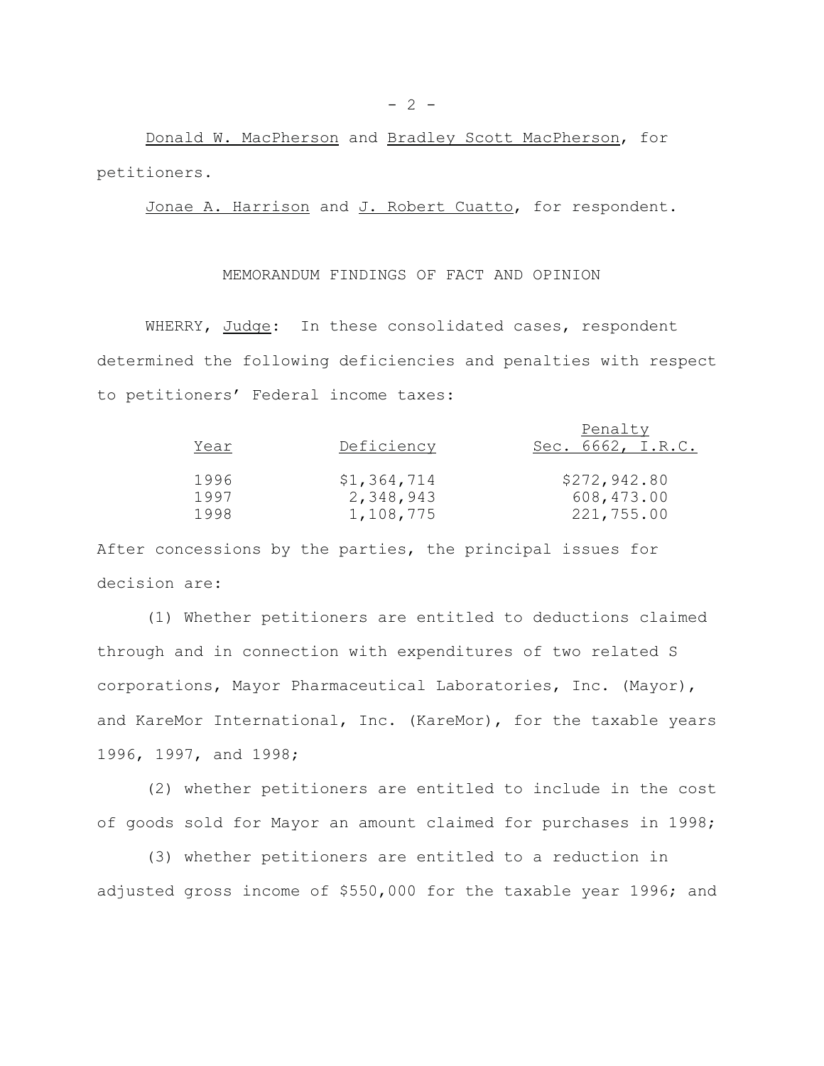Donald W. MacPherson and Bradley Scott MacPherson, for petitioners.

Jonae A. Harrison and J. Robert Cuatto, for respondent.

MEMORANDUM FINDINGS OF FACT AND OPINION

WHERRY, Judge: In these consolidated cases, respondent determined the following deficiencies and penalties with respect to petitioners' Federal income taxes:

| Year | Deficiency | Penalty Sec. 6662, I.R.C. |
|---|---|---|
| 1996 | $1,364,714 | $272,942.80 |
| 1997 | 2,348,943 | 608,473.00 |
| 1998 | 1,108,775 | 221,755.00 |

After concessions by the parties, the principal issues for decision are:

(1) Whether petitioners are entitled to deductions claimed through and in connection with expenditures of two related S corporations, Mayor Pharmaceutical Laboratories, Inc. (Mayor), and KareMor International, Inc. (KareMor), for the taxable years 1996, 1997, and 1998;

(2) whether petitioners are entitled to include in the cost of goods sold for Mayor an amount claimed for purchases in 1998;

(3) whether petitioners are entitled to a reduction in adjusted gross income of $550,000 for the taxable year 1996; and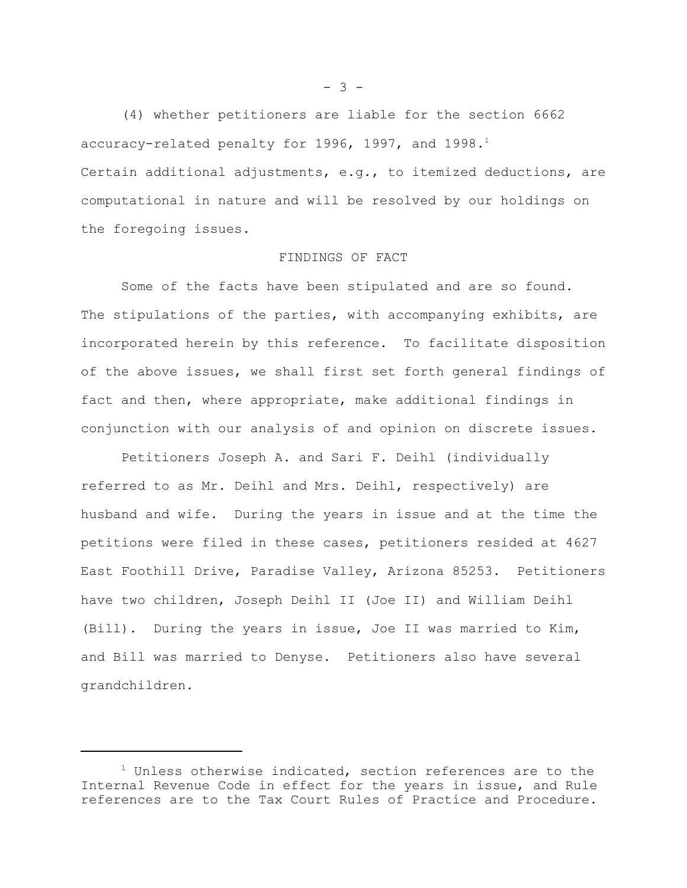(4) whether petitioners are liable for the section 6662 accuracy-related penalty for 1996, 1997, and 1998.[1]

Certain additional adjustments, e.g., to itemized deductions, are computational in nature and will be resolved by our holdings on the foregoing issues.

## FINDINGS OF FACT

Some of the facts have been stipulated and are so found. The stipulations of the parties, with accompanying exhibits, are incorporated herein by this reference. To facilitate disposition of the above issues, we shall first set forth general findings of fact and then, where appropriate, make additional findings in conjunction with our analysis of and opinion on discrete issues.

Petitioners Joseph A. and Sari F. Deihl (individually referred to as Mr. Deihl and Mrs. Deihl, respectively) are husband and wife. During the years in issue and at the time the petitions were filed in these cases, petitioners resided at 4627 East Foothill Drive, Paradise Valley, Arizona 85253. Petitioners have two children, Joseph Deihl II (Joe II) and William Deihl (Bill). During the years in issue, Joe II was married to Kim, and Bill was married to Denyse. Petitioners also have several grandchildren.

---

[1] Unless otherwise indicated, section references are to the Internal Revenue Code in effect for the years in issue, and Rule references are to the Tax Court Rules of Practice and Procedure.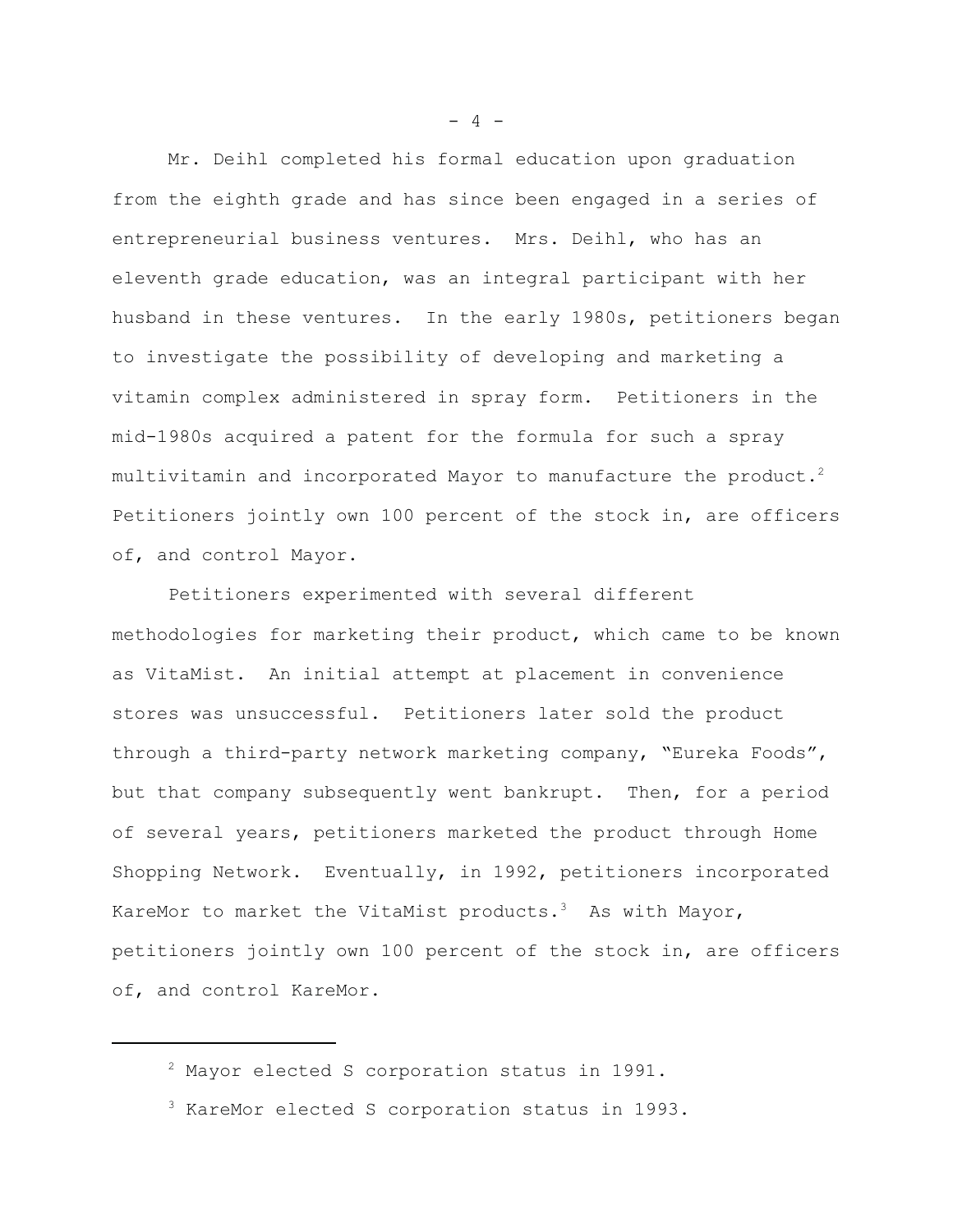Mr. Deihl completed his formal education upon graduation from the eighth grade and has since been engaged in a series of entrepreneurial business ventures. Mrs. Deihl, who has an eleventh grade education, was an integral participant with her husband in these ventures. In the early 1980s, petitioners began to investigate the possibility of developing and marketing a vitamin complex administered in spray form. Petitioners in the mid-1980s acquired a patent for the formula for such a spray multivitamin and incorporated Mayor to manufacture the product.[2] Petitioners jointly own 100 percent of the stock in, are officers of, and control Mayor.

Petitioners experimented with several different methodologies for marketing their product, which came to be known as VitaMist. An initial attempt at placement in convenience stores was unsuccessful. Petitioners later sold the product through a third-party network marketing company, "Eureka Foods", but that company subsequently went bankrupt. Then, for a period of several years, petitioners marketed the product through Home Shopping Network. Eventually, in 1992, petitioners incorporated KareMor to market the VitaMist products.[3] As with Mayor, petitioners jointly own 100 percent of the stock in, are officers of, and control KareMor.

---

[2] Mayor elected S corporation status in 1991.

[3] KareMor elected S corporation status in 1993.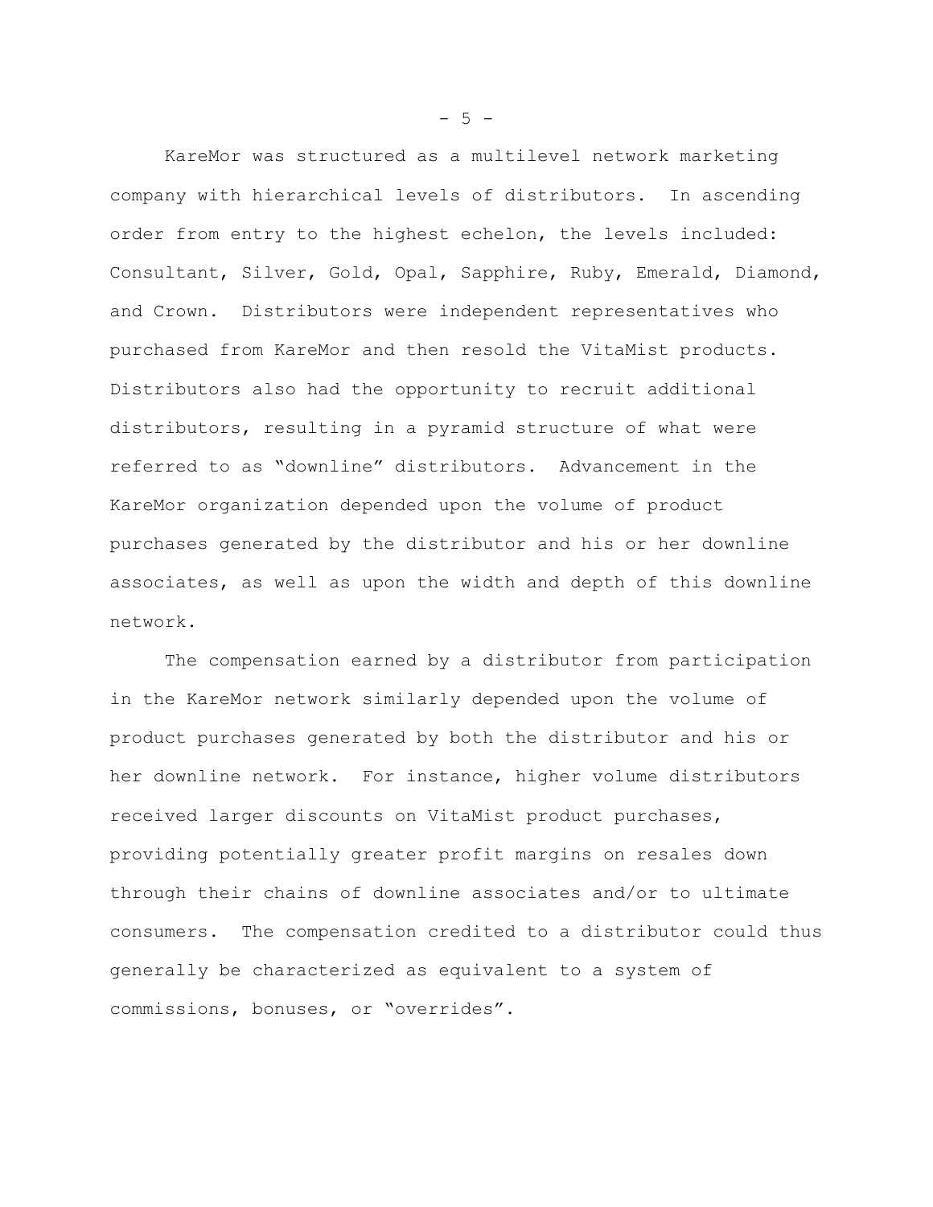KareMor was structured as a multilevel network marketing company with hierarchical levels of distributors. In ascending order from entry to the highest echelon, the levels included: Consultant, Silver, Gold, Opal, Sapphire, Ruby, Emerald, Diamond, and Crown. Distributors were independent representatives who purchased from KareMor and then resold the VitaMist products. Distributors also had the opportunity to recruit additional distributors, resulting in a pyramid structure of what were referred to as "downline" distributors. Advancement in the KareMor organization depended upon the volume of product purchases generated by the distributor and his or her downline associates, as well as upon the width and depth of this downline network.

The compensation earned by a distributor from participation in the KareMor network similarly depended upon the volume of product purchases generated by both the distributor and his or her downline network. For instance, higher volume distributors received larger discounts on VitaMist product purchases, providing potentially greater profit margins on resales down through their chains of downline associates and/or to ultimate consumers. The compensation credited to a distributor could thus generally be characterized as equivalent to a system of commissions, bonuses, or "overrides".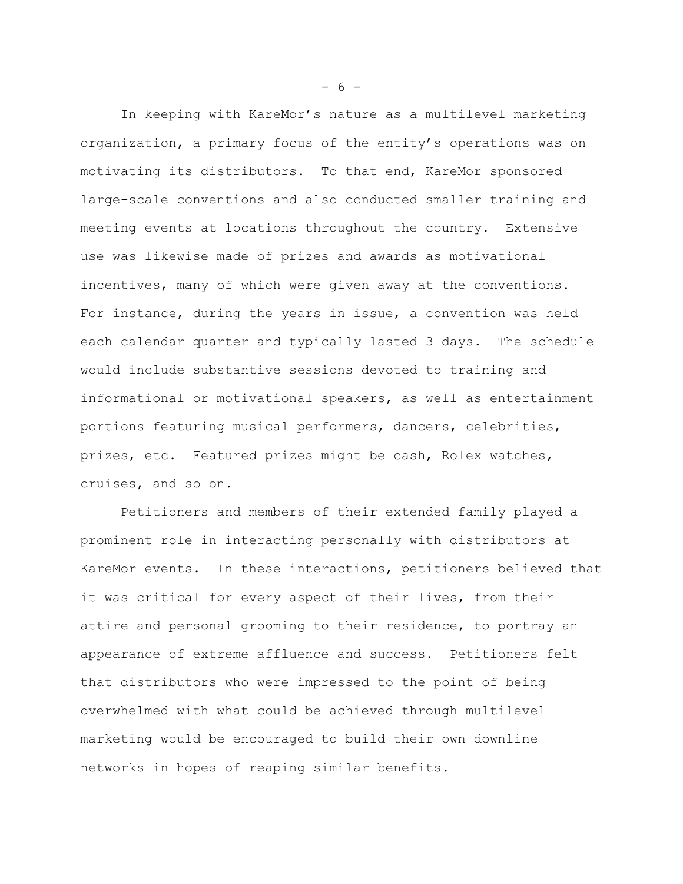In keeping with KareMor's nature as a multilevel marketing organization, a primary focus of the entity's operations was on motivating its distributors. To that end, KareMor sponsored large-scale conventions and also conducted smaller training and meeting events at locations throughout the country. Extensive use was likewise made of prizes and awards as motivational incentives, many of which were given away at the conventions. For instance, during the years in issue, a convention was held each calendar quarter and typically lasted 3 days. The schedule would include substantive sessions devoted to training and informational or motivational speakers, as well as entertainment portions featuring musical performers, dancers, celebrities, prizes, etc. Featured prizes might be cash, Rolex watches, cruises, and so on.

Petitioners and members of their extended family played a prominent role in interacting personally with distributors at KareMor events. In these interactions, petitioners believed that it was critical for every aspect of their lives, from their attire and personal grooming to their residence, to portray an appearance of extreme affluence and success. Petitioners felt that distributors who were impressed to the point of being overwhelmed with what could be achieved through multilevel marketing would be encouraged to build their own downline networks in hopes of reaping similar benefits.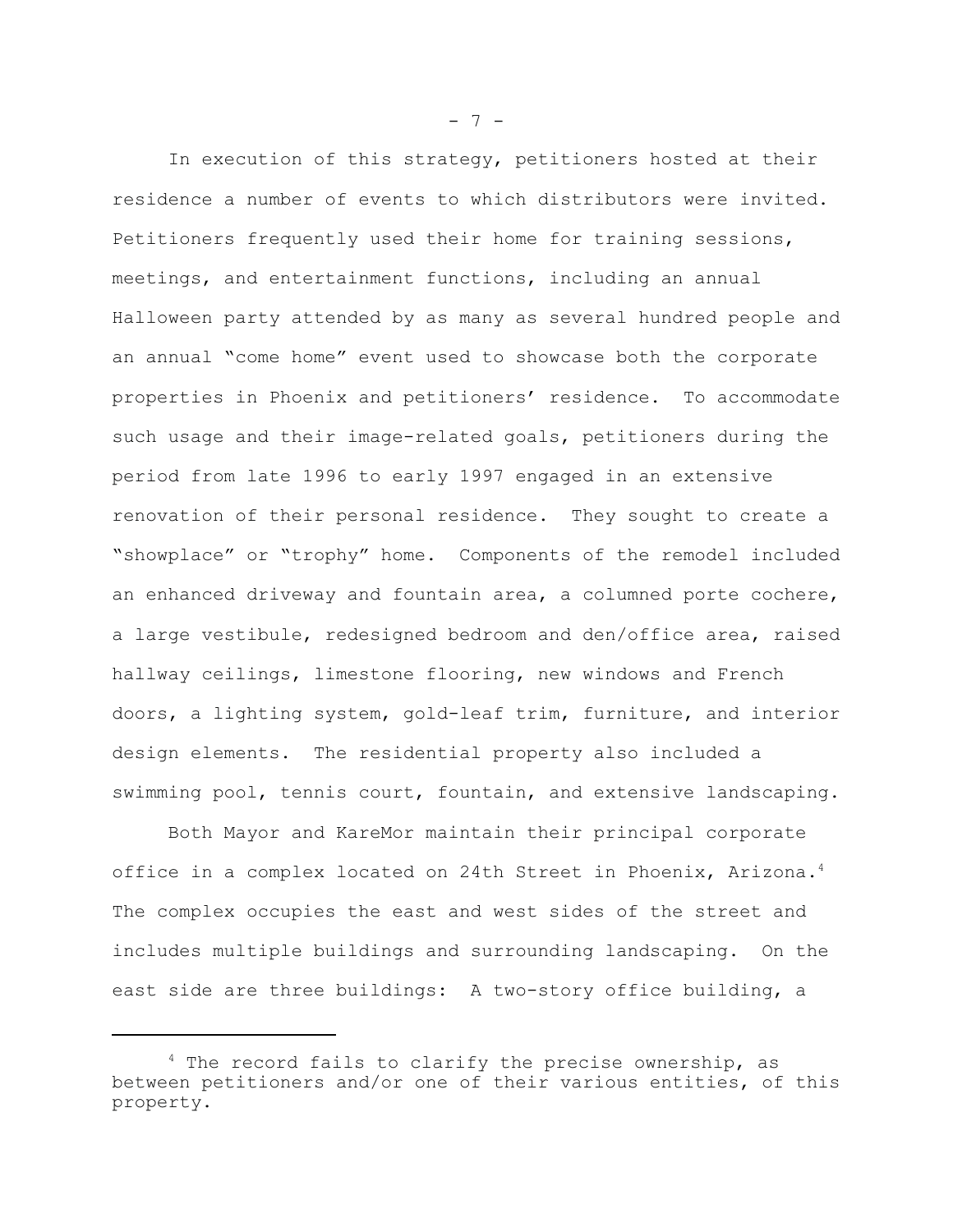In execution of this strategy, petitioners hosted at their residence a number of events to which distributors were invited. Petitioners frequently used their home for training sessions, meetings, and entertainment functions, including an annual Halloween party attended by as many as several hundred people and an annual "come home" event used to showcase both the corporate properties in Phoenix and petitioners' residence. To accommodate such usage and their image-related goals, petitioners during the period from late 1996 to early 1997 engaged in an extensive renovation of their personal residence. They sought to create a "showplace" or "trophy" home. Components of the remodel included an enhanced driveway and fountain area, a columned porte cochere, a large vestibule, redesigned bedroom and den/office area, raised hallway ceilings, limestone flooring, new windows and French doors, a lighting system, gold-leaf trim, furniture, and interior design elements. The residential property also included a swimming pool, tennis court, fountain, and extensive landscaping.

Both Mayor and KareMor maintain their principal corporate office in a complex located on 24th Street in Phoenix, Arizona.[4] The complex occupies the east and west sides of the street and includes multiple buildings and surrounding landscaping. On the east side are three buildings: A two-story office building, a

---

[4] The record fails to clarify the precise ownership, as between petitioners and/or one of their various entities, of this property.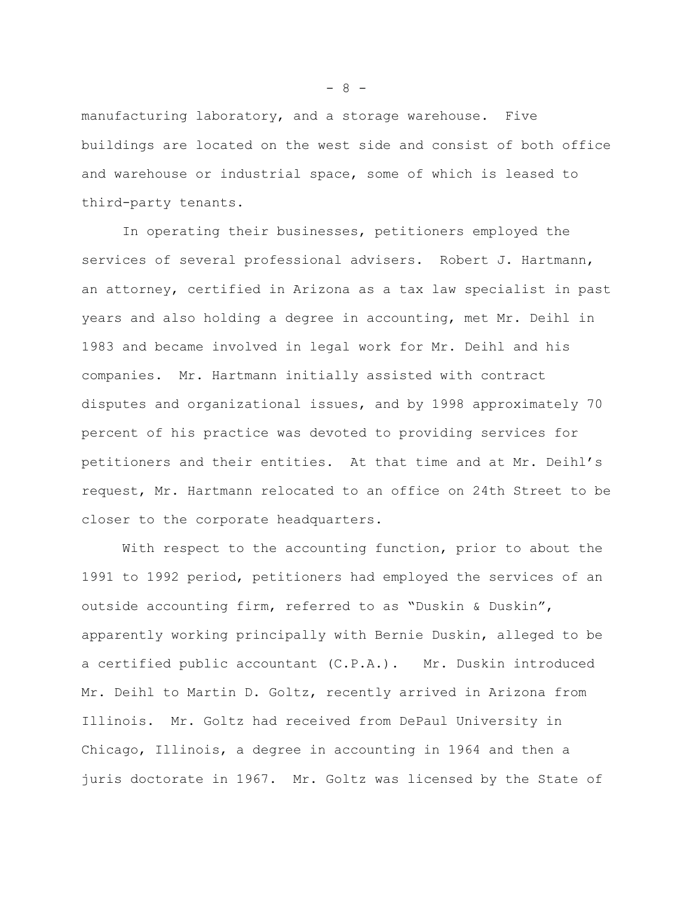manufacturing laboratory, and a storage warehouse. Five buildings are located on the west side and consist of both office and warehouse or industrial space, some of which is leased to third-party tenants.

In operating their businesses, petitioners employed the services of several professional advisers. Robert J. Hartmann, an attorney, certified in Arizona as a tax law specialist in past years and also holding a degree in accounting, met Mr. Deihl in 1983 and became involved in legal work for Mr. Deihl and his companies. Mr. Hartmann initially assisted with contract disputes and organizational issues, and by 1998 approximately 70 percent of his practice was devoted to providing services for petitioners and their entities. At that time and at Mr. Deihl's request, Mr. Hartmann relocated to an office on 24th Street to be closer to the corporate headquarters.

With respect to the accounting function, prior to about the 1991 to 1992 period, petitioners had employed the services of an outside accounting firm, referred to as "Duskin & Duskin", apparently working principally with Bernie Duskin, alleged to be a certified public accountant (C.P.A.). Mr. Duskin introduced Mr. Deihl to Martin D. Goltz, recently arrived in Arizona from Illinois. Mr. Goltz had received from DePaul University in Chicago, Illinois, a degree in accounting in 1964 and then a juris doctorate in 1967. Mr. Goltz was licensed by the State of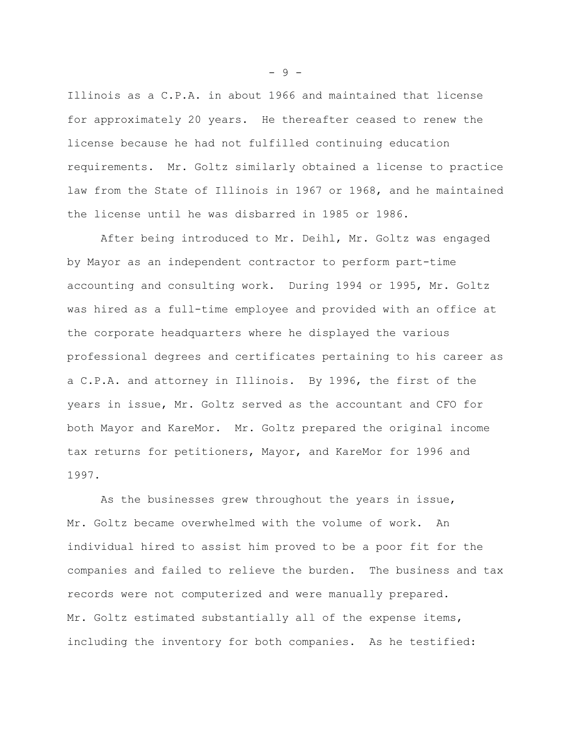Illinois as a C.P.A. in about 1966 and maintained that license for approximately 20 years. He thereafter ceased to renew the license because he had not fulfilled continuing education requirements. Mr. Goltz similarly obtained a license to practice law from the State of Illinois in 1967 or 1968, and he maintained the license until he was disbarred in 1985 or 1986.

After being introduced to Mr. Deihl, Mr. Goltz was engaged by Mayor as an independent contractor to perform part-time accounting and consulting work. During 1994 or 1995, Mr. Goltz was hired as a full-time employee and provided with an office at the corporate headquarters where he displayed the various professional degrees and certificates pertaining to his career as a C.P.A. and attorney in Illinois. By 1996, the first of the years in issue, Mr. Goltz served as the accountant and CFO for both Mayor and KareMor. Mr. Goltz prepared the original income tax returns for petitioners, Mayor, and KareMor for 1996 and 1997.

As the businesses grew throughout the years in issue, Mr. Goltz became overwhelmed with the volume of work. An individual hired to assist him proved to be a poor fit for the companies and failed to relieve the burden. The business and tax records were not computerized and were manually prepared. Mr. Goltz estimated substantially all of the expense items, including the inventory for both companies. As he testified: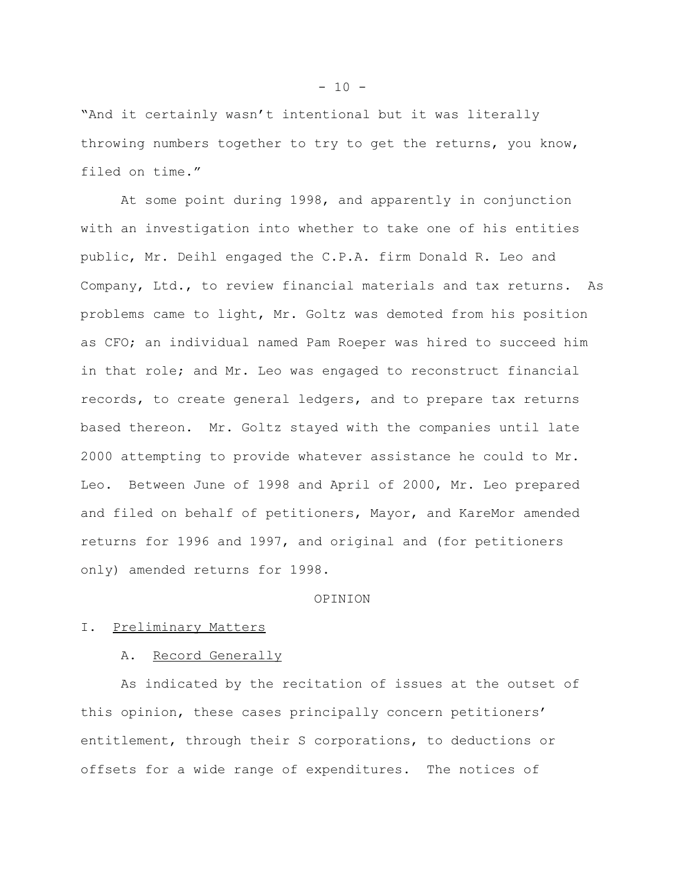"And it certainly wasn't intentional but it was literally throwing numbers together to try to get the returns, you know, filed on time."

At some point during 1998, and apparently in conjunction with an investigation into whether to take one of his entities public, Mr. Deihl engaged the C.P.A. firm Donald R. Leo and Company, Ltd., to review financial materials and tax returns. As problems came to light, Mr. Goltz was demoted from his position as CFO; an individual named Pam Roeper was hired to succeed him in that role; and Mr. Leo was engaged to reconstruct financial records, to create general ledgers, and to prepare tax returns based thereon. Mr. Goltz stayed with the companies until late 2000 attempting to provide whatever assistance he could to Mr. Leo. Between June of 1998 and April of 2000, Mr. Leo prepared and filed on behalf of petitioners, Mayor, and KareMor amended returns for 1996 and 1997, and original and (for petitioners only) amended returns for 1998.

OPINION

I. Preliminary Matters

A. Record Generally

As indicated by the recitation of issues at the outset of this opinion, these cases principally concern petitioners' entitlement, through their S corporations, to deductions or offsets for a wide range of expenditures. The notices of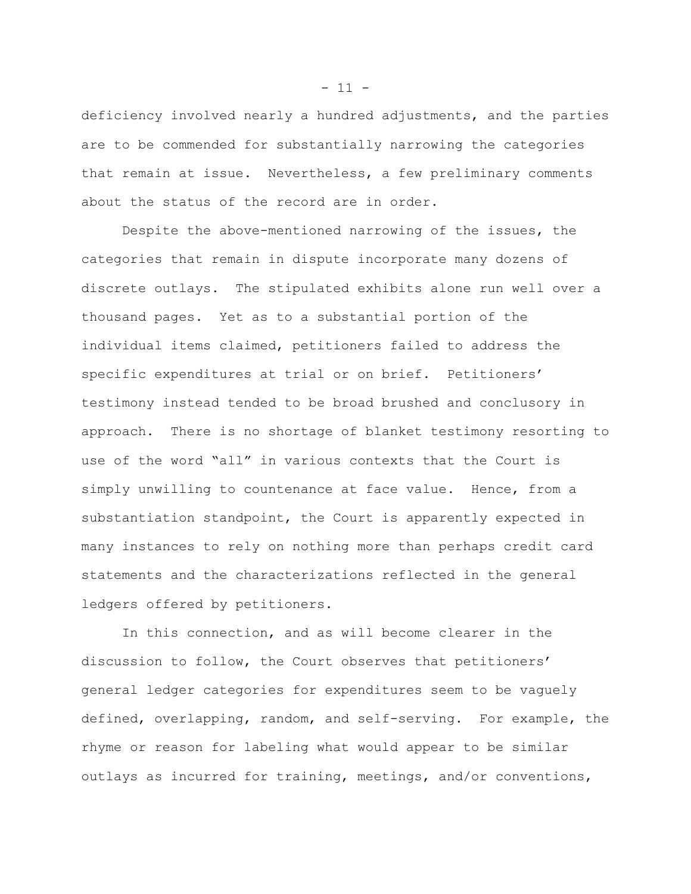deficiency involved nearly a hundred adjustments, and the parties are to be commended for substantially narrowing the categories that remain at issue. Nevertheless, a few preliminary comments about the status of the record are in order.

Despite the above-mentioned narrowing of the issues, the categories that remain in dispute incorporate many dozens of discrete outlays. The stipulated exhibits alone run well over a thousand pages. Yet as to a substantial portion of the individual items claimed, petitioners failed to address the specific expenditures at trial or on brief. Petitioners' testimony instead tended to be broad brushed and conclusory in approach. There is no shortage of blanket testimony resorting to use of the word "all" in various contexts that the Court is simply unwilling to countenance at face value. Hence, from a substantiation standpoint, the Court is apparently expected in many instances to rely on nothing more than perhaps credit card statements and the characterizations reflected in the general ledgers offered by petitioners.

In this connection, and as will become clearer in the discussion to follow, the Court observes that petitioners' general ledger categories for expenditures seem to be vaguely defined, overlapping, random, and self-serving. For example, the rhyme or reason for labeling what would appear to be similar outlays as incurred for training, meetings, and/or conventions,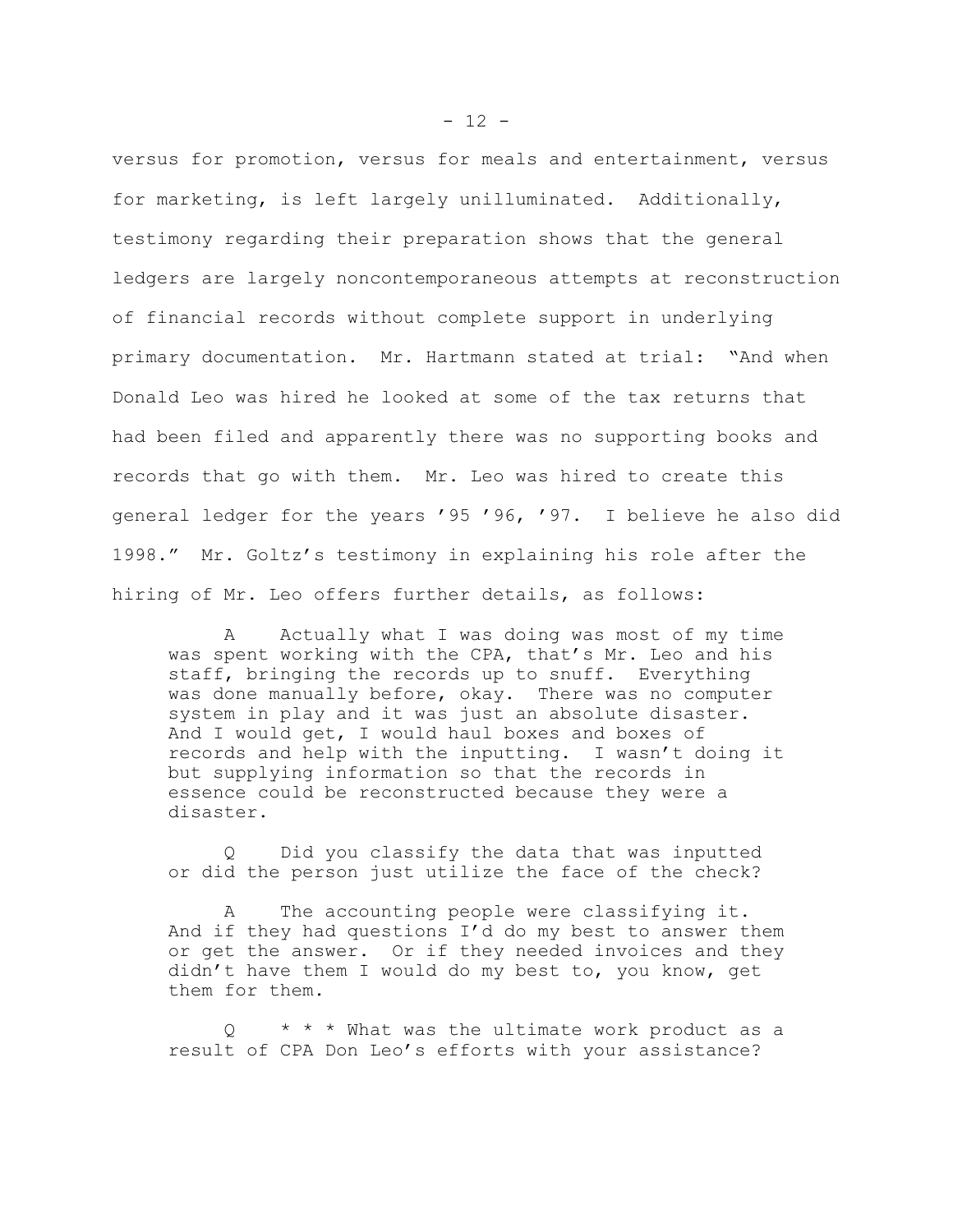versus for promotion, versus for meals and entertainment, versus for marketing, is left largely unilluminated. Additionally, testimony regarding their preparation shows that the general ledgers are largely noncontemporaneous attempts at reconstruction of financial records without complete support in underlying primary documentation. Mr. Hartmann stated at trial: "And when Donald Leo was hired he looked at some of the tax returns that had been filed and apparently there was no supporting books and records that go with them. Mr. Leo was hired to create this general ledger for the years '95 '96, '97. I believe he also did 1998." Mr. Goltz's testimony in explaining his role after the hiring of Mr. Leo offers further details, as follows:

> A Actually what I was doing was most of my time was spent working with the CPA, that's Mr. Leo and his staff, bringing the records up to snuff. Everything was done manually before, okay. There was no computer system in play and it was just an absolute disaster. And I would get, I would haul boxes and boxes of records and help with the inputting. I wasn't doing it but supplying information so that the records in essence could be reconstructed because they were a disaster.
>
> Q Did you classify the data that was inputted or did the person just utilize the face of the check?
>
> A The accounting people were classifying it. And if they had questions I'd do my best to answer them or get the answer. Or if they needed invoices and they didn't have them I would do my best to, you know, get them for them.
>
> Q * * * What was the ultimate work product as a result of CPA Don Leo's efforts with your assistance?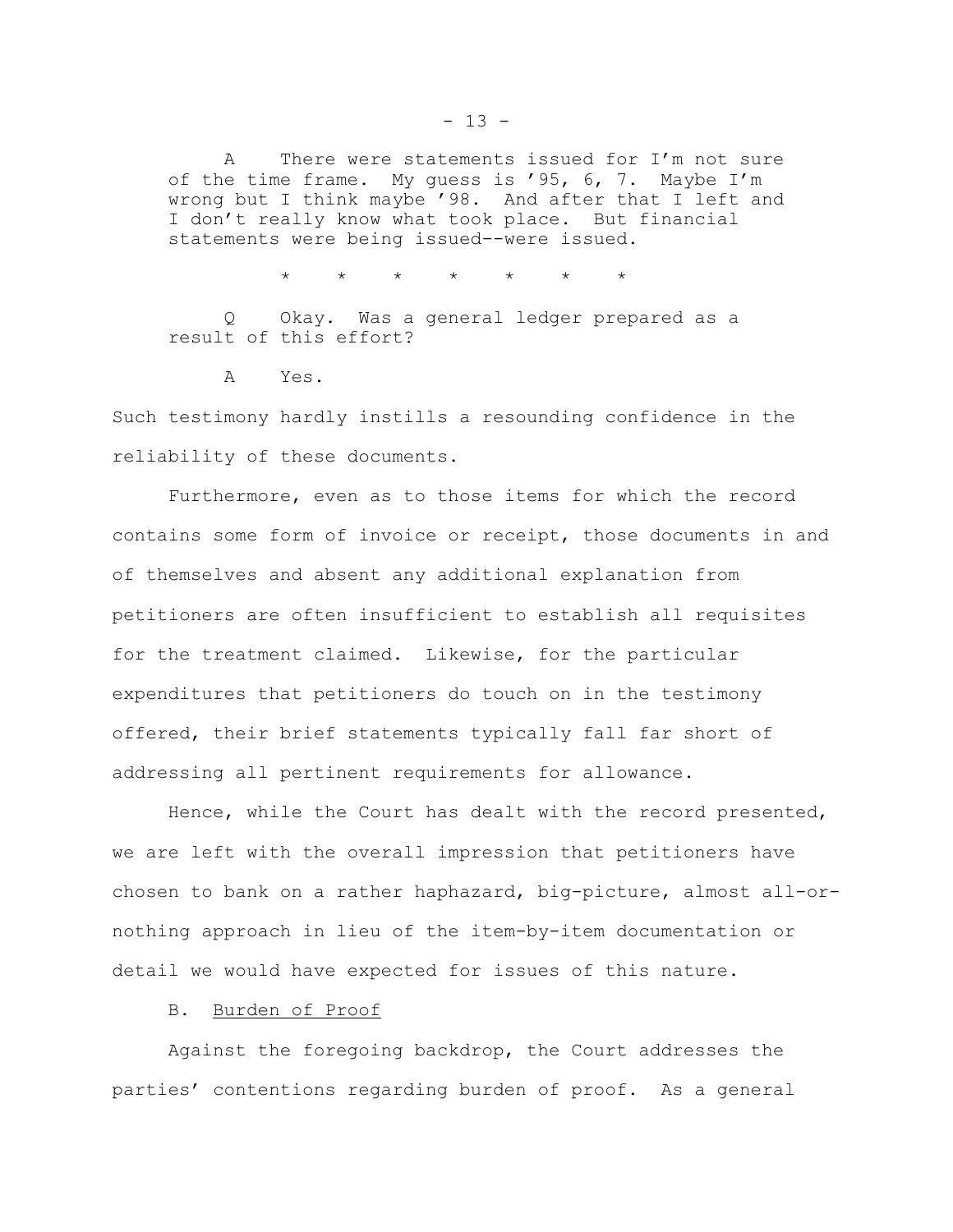> A There were statements issued for I'm not sure of the time frame. My guess is '95, 6, 7. Maybe I'm wrong but I think maybe '98. And after that I left and I don't really know what took place. But financial statements were being issued--were issued.
>
> \* \* \* \* \* \* \*
>
> Q Okay. Was a general ledger prepared as a result of this effort?
>
> A Yes.

Such testimony hardly instills a resounding confidence in the reliability of these documents.

Furthermore, even as to those items for which the record contains some form of invoice or receipt, those documents in and of themselves and absent any additional explanation from petitioners are often insufficient to establish all requisites for the treatment claimed. Likewise, for the particular expenditures that petitioners do touch on in the testimony offered, their brief statements typically fall far short of addressing all pertinent requirements for allowance.

Hence, while the Court has dealt with the record presented, we are left with the overall impression that petitioners have chosen to bank on a rather haphazard, big-picture, almost all-or-nothing approach in lieu of the item-by-item documentation or detail we would have expected for issues of this nature.

B. Burden of Proof

Against the foregoing backdrop, the Court addresses the parties' contentions regarding burden of proof. As a general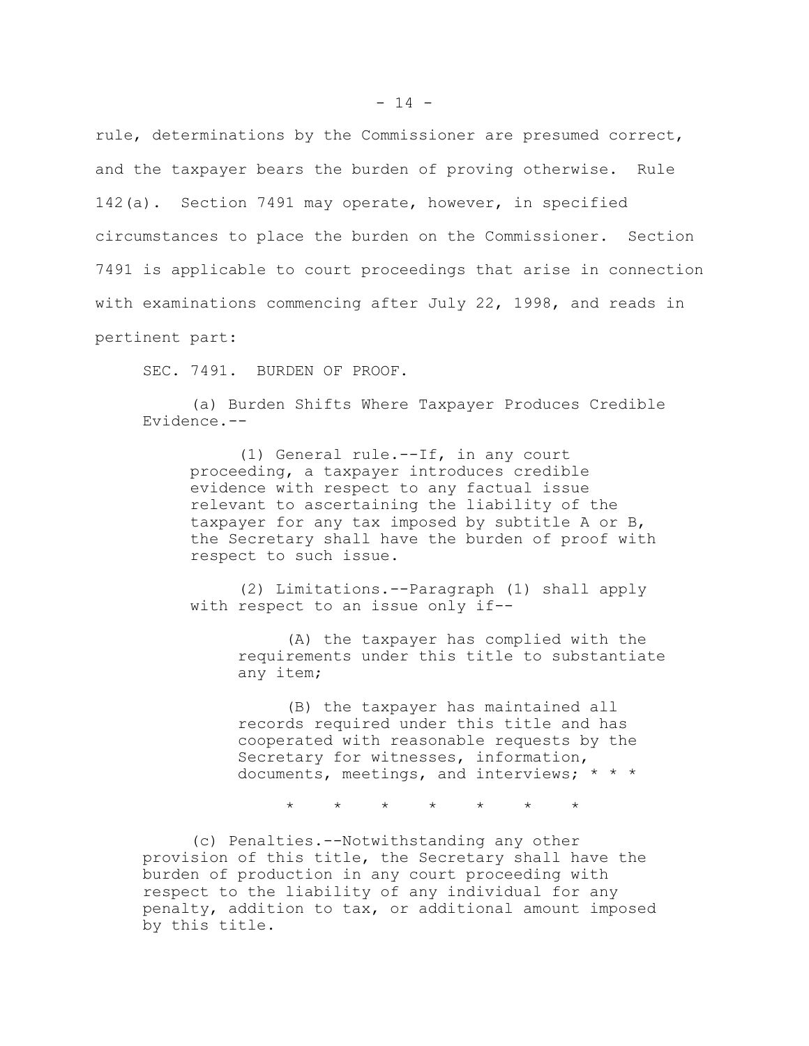rule, determinations by the Commissioner are presumed correct, and the taxpayer bears the burden of proving otherwise. Rule 142(a). Section 7491 may operate, however, in specified circumstances to place the burden on the Commissioner. Section 7491 is applicable to court proceedings that arise in connection with examinations commencing after July 22, 1998, and reads in pertinent part:

> SEC. 7491. BURDEN OF PROOF.
>
> (a) Burden Shifts Where Taxpayer Produces Credible Evidence.--
>
> > (1) General rule.--If, in any court proceeding, a taxpayer introduces credible evidence with respect to any factual issue relevant to ascertaining the liability of the taxpayer for any tax imposed by subtitle A or B, the Secretary shall have the burden of proof with respect to such issue.
> >
> > (2) Limitations.--Paragraph (1) shall apply with respect to an issue only if--
> >
> > > (A) the taxpayer has complied with the requirements under this title to substantiate any item;
> > >
> > > (B) the taxpayer has maintained all records required under this title and has cooperated with reasonable requests by the Secretary for witnesses, information, documents, meetings, and interviews; * * *
>
> \*     \*     \*     \*     \*     \*     \*
>
> (c) Penalties.--Notwithstanding any other provision of this title, the Secretary shall have the burden of production in any court proceeding with respect to the liability of any individual for any penalty, addition to tax, or additional amount imposed by this title.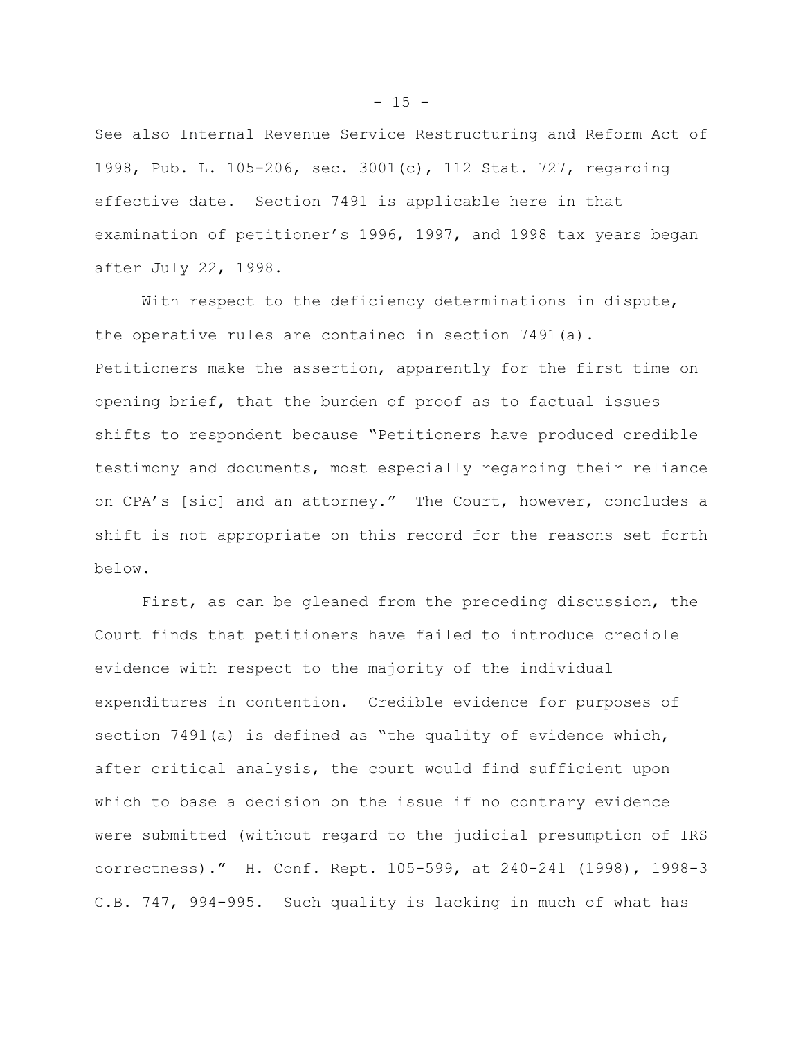See also Internal Revenue Service Restructuring and Reform Act of 1998, Pub. L. 105-206, sec. 3001(c), 112 Stat. 727, regarding effective date. Section 7491 is applicable here in that examination of petitioner's 1996, 1997, and 1998 tax years began after July 22, 1998.

With respect to the deficiency determinations in dispute, the operative rules are contained in section 7491(a). Petitioners make the assertion, apparently for the first time on opening brief, that the burden of proof as to factual issues shifts to respondent because "Petitioners have produced credible testimony and documents, most especially regarding their reliance on CPA's [sic] and an attorney." The Court, however, concludes a shift is not appropriate on this record for the reasons set forth below.

First, as can be gleaned from the preceding discussion, the Court finds that petitioners have failed to introduce credible evidence with respect to the majority of the individual expenditures in contention. Credible evidence for purposes of section 7491(a) is defined as "the quality of evidence which, after critical analysis, the court would find sufficient upon which to base a decision on the issue if no contrary evidence were submitted (without regard to the judicial presumption of IRS correctness)." H. Conf. Rept. 105-599, at 240-241 (1998), 1998-3 C.B. 747, 994-995. Such quality is lacking in much of what has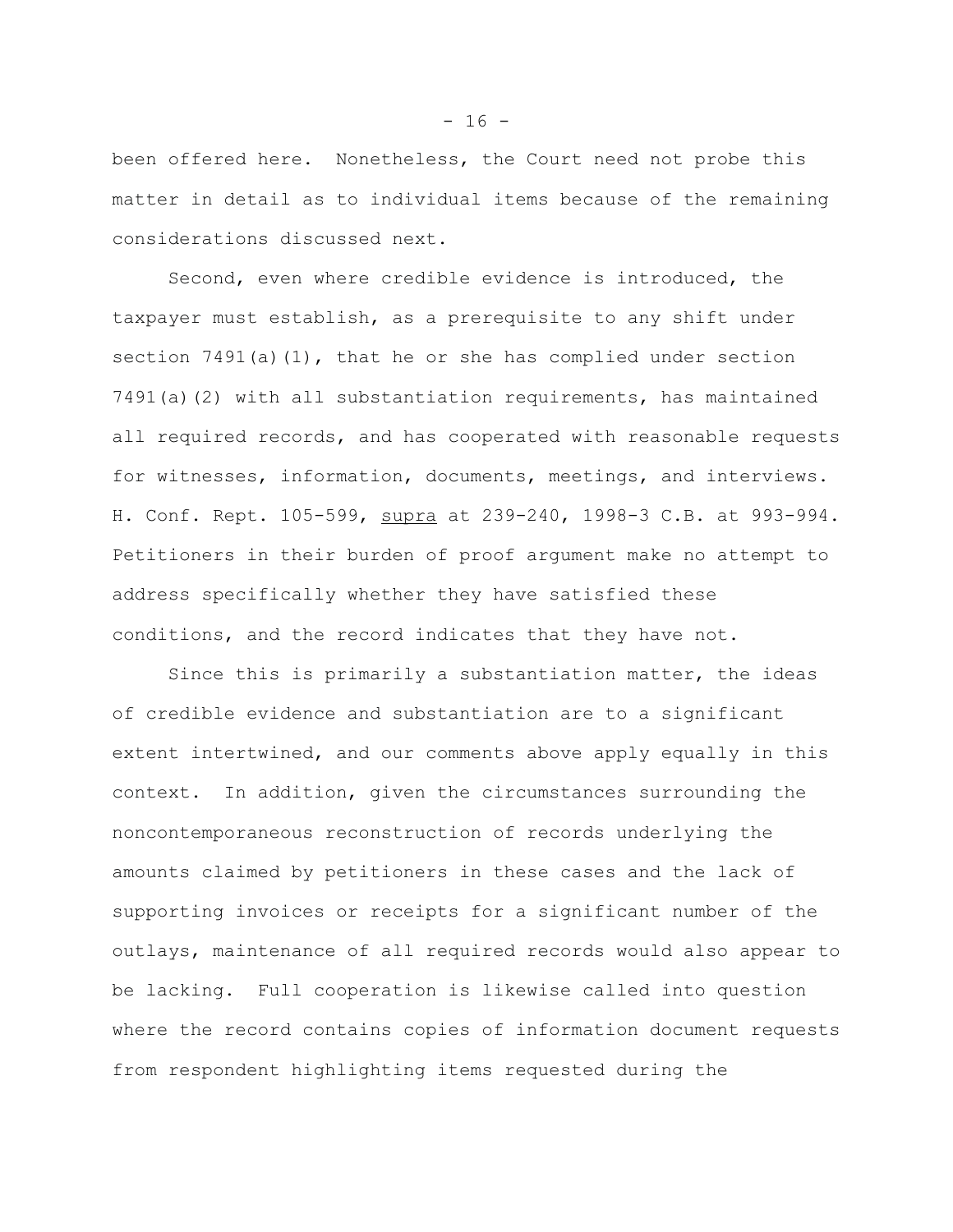been offered here. Nonetheless, the Court need not probe this matter in detail as to individual items because of the remaining considerations discussed next.

Second, even where credible evidence is introduced, the taxpayer must establish, as a prerequisite to any shift under section 7491(a)(1), that he or she has complied under section 7491(a)(2) with all substantiation requirements, has maintained all required records, and has cooperated with reasonable requests for witnesses, information, documents, meetings, and interviews. H. Conf. Rept. 105-599, supra at 239-240, 1998-3 C.B. at 993-994. Petitioners in their burden of proof argument make no attempt to address specifically whether they have satisfied these conditions, and the record indicates that they have not.

Since this is primarily a substantiation matter, the ideas of credible evidence and substantiation are to a significant extent intertwined, and our comments above apply equally in this context. In addition, given the circumstances surrounding the noncontemporaneous reconstruction of records underlying the amounts claimed by petitioners in these cases and the lack of supporting invoices or receipts for a significant number of the outlays, maintenance of all required records would also appear to be lacking. Full cooperation is likewise called into question where the record contains copies of information document requests from respondent highlighting items requested during the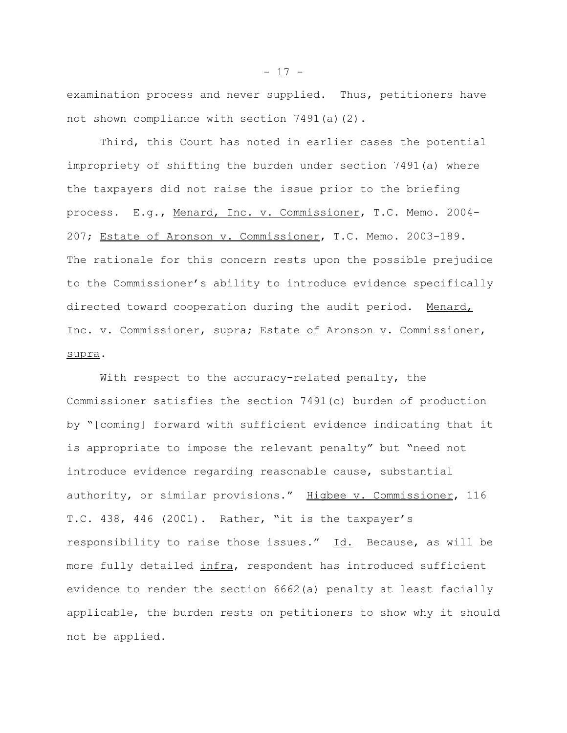examination process and never supplied. Thus, petitioners have not shown compliance with section 7491(a)(2).

Third, this Court has noted in earlier cases the potential impropriety of shifting the burden under section 7491(a) where the taxpayers did not raise the issue prior to the briefing process. E.g., Menard, Inc. v. Commissioner, T.C. Memo. 2004-207; Estate of Aronson v. Commissioner, T.C. Memo. 2003-189. The rationale for this concern rests upon the possible prejudice to the Commissioner's ability to introduce evidence specifically directed toward cooperation during the audit period. Menard, Inc. v. Commissioner, supra; Estate of Aronson v. Commissioner, supra.

With respect to the accuracy-related penalty, the Commissioner satisfies the section 7491(c) burden of production by "[coming] forward with sufficient evidence indicating that it is appropriate to impose the relevant penalty" but "need not introduce evidence regarding reasonable cause, substantial authority, or similar provisions." Higbee v. Commissioner, 116 T.C. 438, 446 (2001). Rather, "it is the taxpayer's responsibility to raise those issues." Id. Because, as will be more fully detailed infra, respondent has introduced sufficient evidence to render the section 6662(a) penalty at least facially applicable, the burden rests on petitioners to show why it should not be applied.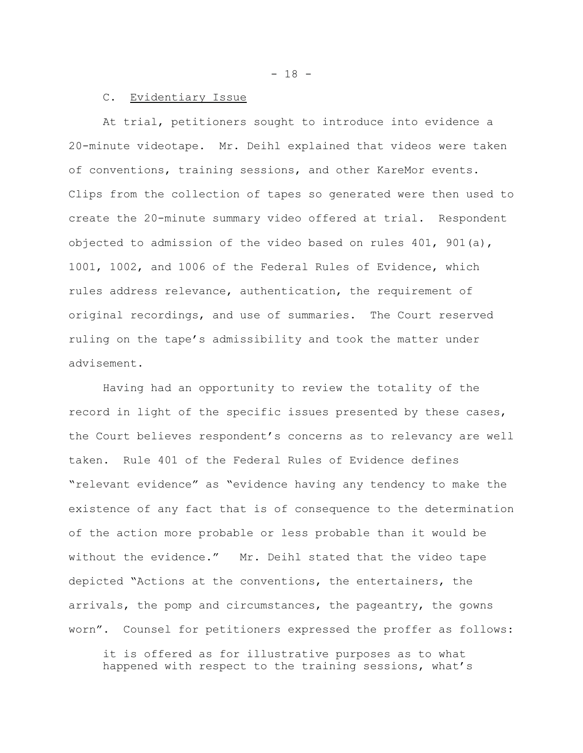C. Evidentiary Issue

At trial, petitioners sought to introduce into evidence a 20-minute videotape. Mr. Deihl explained that videos were taken of conventions, training sessions, and other KareMor events. Clips from the collection of tapes so generated were then used to create the 20-minute summary video offered at trial. Respondent objected to admission of the video based on rules 401, 901(a), 1001, 1002, and 1006 of the Federal Rules of Evidence, which rules address relevance, authentication, the requirement of original recordings, and use of summaries. The Court reserved ruling on the tape's admissibility and took the matter under advisement.

Having had an opportunity to review the totality of the record in light of the specific issues presented by these cases, the Court believes respondent's concerns as to relevancy are well taken. Rule 401 of the Federal Rules of Evidence defines "relevant evidence" as "evidence having any tendency to make the existence of any fact that is of consequence to the determination of the action more probable or less probable than it would be without the evidence." Mr. Deihl stated that the video tape depicted "Actions at the conventions, the entertainers, the arrivals, the pomp and circumstances, the pageantry, the gowns worn". Counsel for petitioners expressed the proffer as follows:

> it is offered as for illustrative purposes as to what happened with respect to the training sessions, what's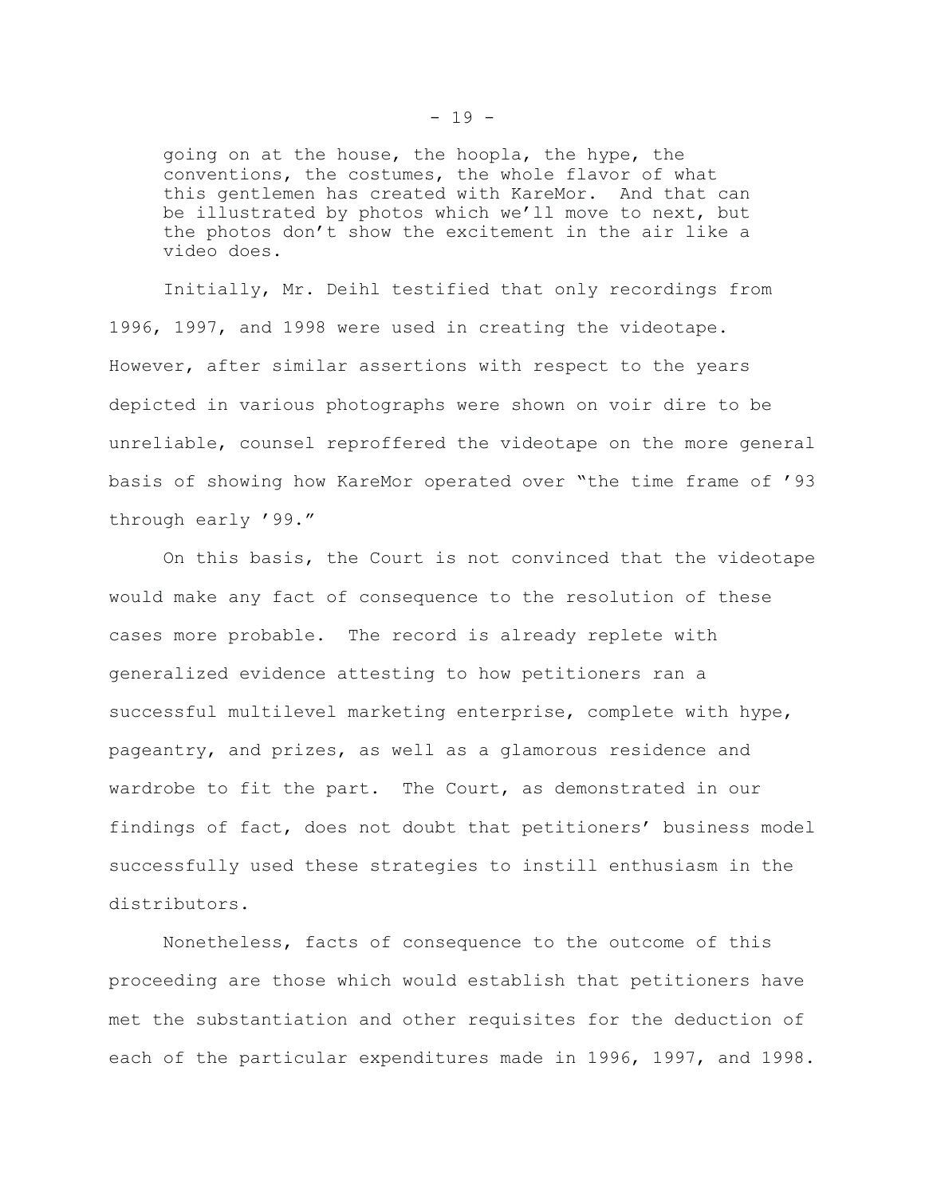> going on at the house, the hoopla, the hype, the conventions, the costumes, the whole flavor of what this gentlemen has created with KareMor. And that can be illustrated by photos which we'll move to next, but the photos don't show the excitement in the air like a video does.

Initially, Mr. Deihl testified that only recordings from 1996, 1997, and 1998 were used in creating the videotape. However, after similar assertions with respect to the years depicted in various photographs were shown on voir dire to be unreliable, counsel reproffered the videotape on the more general basis of showing how KareMor operated over "the time frame of '93 through early '99."

On this basis, the Court is not convinced that the videotape would make any fact of consequence to the resolution of these cases more probable. The record is already replete with generalized evidence attesting to how petitioners ran a successful multilevel marketing enterprise, complete with hype, pageantry, and prizes, as well as a glamorous residence and wardrobe to fit the part. The Court, as demonstrated in our findings of fact, does not doubt that petitioners' business model successfully used these strategies to instill enthusiasm in the distributors.

Nonetheless, facts of consequence to the outcome of this proceeding are those which would establish that petitioners have met the substantiation and other requisites for the deduction of each of the particular expenditures made in 1996, 1997, and 1998.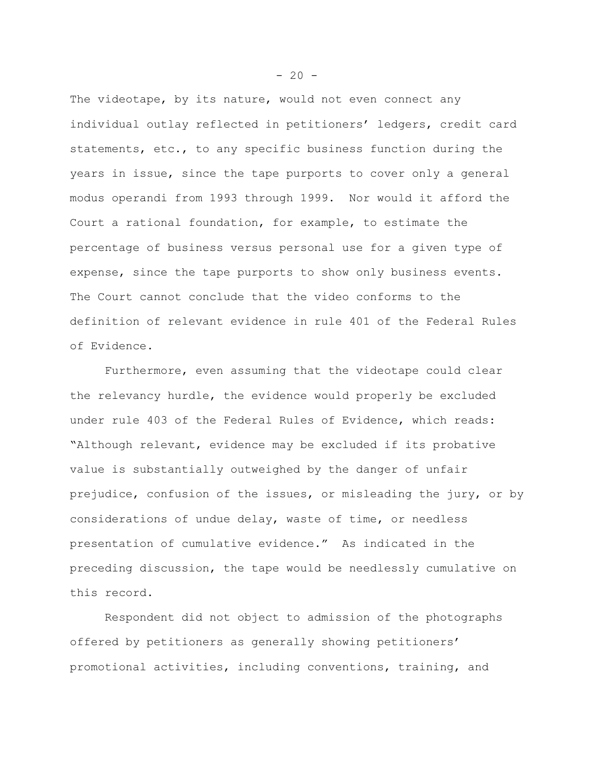The videotape, by its nature, would not even connect any individual outlay reflected in petitioners' ledgers, credit card statements, etc., to any specific business function during the years in issue, since the tape purports to cover only a general modus operandi from 1993 through 1999. Nor would it afford the Court a rational foundation, for example, to estimate the percentage of business versus personal use for a given type of expense, since the tape purports to show only business events. The Court cannot conclude that the video conforms to the definition of relevant evidence in rule 401 of the Federal Rules of Evidence.

Furthermore, even assuming that the videotape could clear the relevancy hurdle, the evidence would properly be excluded under rule 403 of the Federal Rules of Evidence, which reads: "Although relevant, evidence may be excluded if its probative value is substantially outweighed by the danger of unfair prejudice, confusion of the issues, or misleading the jury, or by considerations of undue delay, waste of time, or needless presentation of cumulative evidence." As indicated in the preceding discussion, the tape would be needlessly cumulative on this record.

Respondent did not object to admission of the photographs offered by petitioners as generally showing petitioners' promotional activities, including conventions, training, and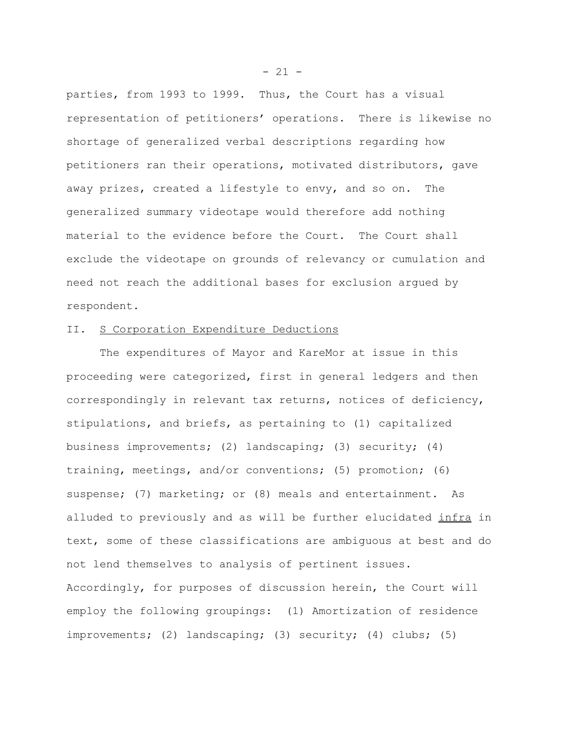parties, from 1993 to 1999. Thus, the Court has a visual representation of petitioners' operations. There is likewise no shortage of generalized verbal descriptions regarding how petitioners ran their operations, motivated distributors, gave away prizes, created a lifestyle to envy, and so on. The generalized summary videotape would therefore add nothing material to the evidence before the Court. The Court shall exclude the videotape on grounds of relevancy or cumulation and need not reach the additional bases for exclusion argued by respondent.

## II. S Corporation Expenditure Deductions

The expenditures of Mayor and KareMor at issue in this proceeding were categorized, first in general ledgers and then correspondingly in relevant tax returns, notices of deficiency, stipulations, and briefs, as pertaining to (1) capitalized business improvements; (2) landscaping; (3) security; (4) training, meetings, and/or conventions; (5) promotion; (6) suspense; (7) marketing; or (8) meals and entertainment. As alluded to previously and as will be further elucidated infra in text, some of these classifications are ambiguous at best and do not lend themselves to analysis of pertinent issues. Accordingly, for purposes of discussion herein, the Court will employ the following groupings: (1) Amortization of residence improvements; (2) landscaping; (3) security; (4) clubs; (5)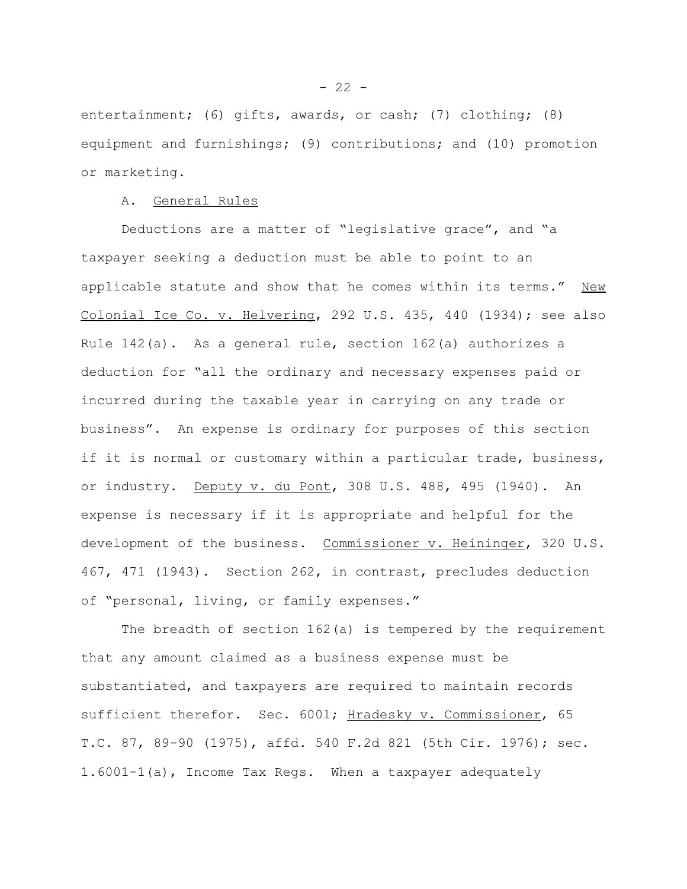entertainment; (6) gifts, awards, or cash; (7) clothing; (8) equipment and furnishings; (9) contributions; and (10) promotion or marketing.

A. General Rules

Deductions are a matter of "legislative grace", and "a taxpayer seeking a deduction must be able to point to an applicable statute and show that he comes within its terms." New Colonial Ice Co. v. Helvering, 292 U.S. 435, 440 (1934); see also Rule 142(a). As a general rule, section 162(a) authorizes a deduction for "all the ordinary and necessary expenses paid or incurred during the taxable year in carrying on any trade or business". An expense is ordinary for purposes of this section if it is normal or customary within a particular trade, business, or industry. Deputy v. du Pont, 308 U.S. 488, 495 (1940). An expense is necessary if it is appropriate and helpful for the development of the business. Commissioner v. Heininger, 320 U.S. 467, 471 (1943). Section 262, in contrast, precludes deduction of "personal, living, or family expenses."

The breadth of section 162(a) is tempered by the requirement that any amount claimed as a business expense must be substantiated, and taxpayers are required to maintain records sufficient therefor. Sec. 6001; Hradesky v. Commissioner, 65 T.C. 87, 89-90 (1975), affd. 540 F.2d 821 (5th Cir. 1976); sec. 1.6001-1(a), Income Tax Regs. When a taxpayer adequately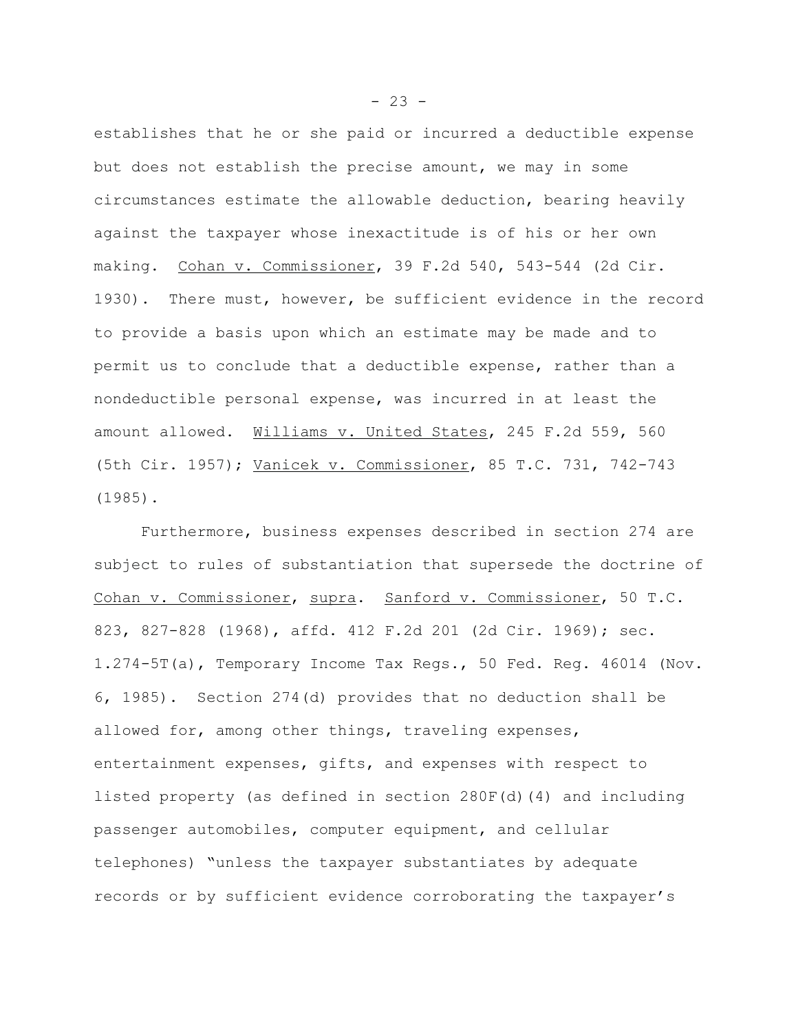establishes that he or she paid or incurred a deductible expense but does not establish the precise amount, we may in some circumstances estimate the allowable deduction, bearing heavily against the taxpayer whose inexactitude is of his or her own making. Cohan v. Commissioner, 39 F.2d 540, 543-544 (2d Cir. 1930). There must, however, be sufficient evidence in the record to provide a basis upon which an estimate may be made and to permit us to conclude that a deductible expense, rather than a nondeductible personal expense, was incurred in at least the amount allowed. Williams v. United States, 245 F.2d 559, 560 (5th Cir. 1957); Vanicek v. Commissioner, 85 T.C. 731, 742-743 (1985).

Furthermore, business expenses described in section 274 are subject to rules of substantiation that supersede the doctrine of Cohan v. Commissioner, supra. Sanford v. Commissioner, 50 T.C. 823, 827-828 (1968), affd. 412 F.2d 201 (2d Cir. 1969); sec. 1.274-5T(a), Temporary Income Tax Regs., 50 Fed. Reg. 46014 (Nov. 6, 1985). Section 274(d) provides that no deduction shall be allowed for, among other things, traveling expenses, entertainment expenses, gifts, and expenses with respect to listed property (as defined in section 280F(d)(4) and including passenger automobiles, computer equipment, and cellular telephones) "unless the taxpayer substantiates by adequate records or by sufficient evidence corroborating the taxpayer's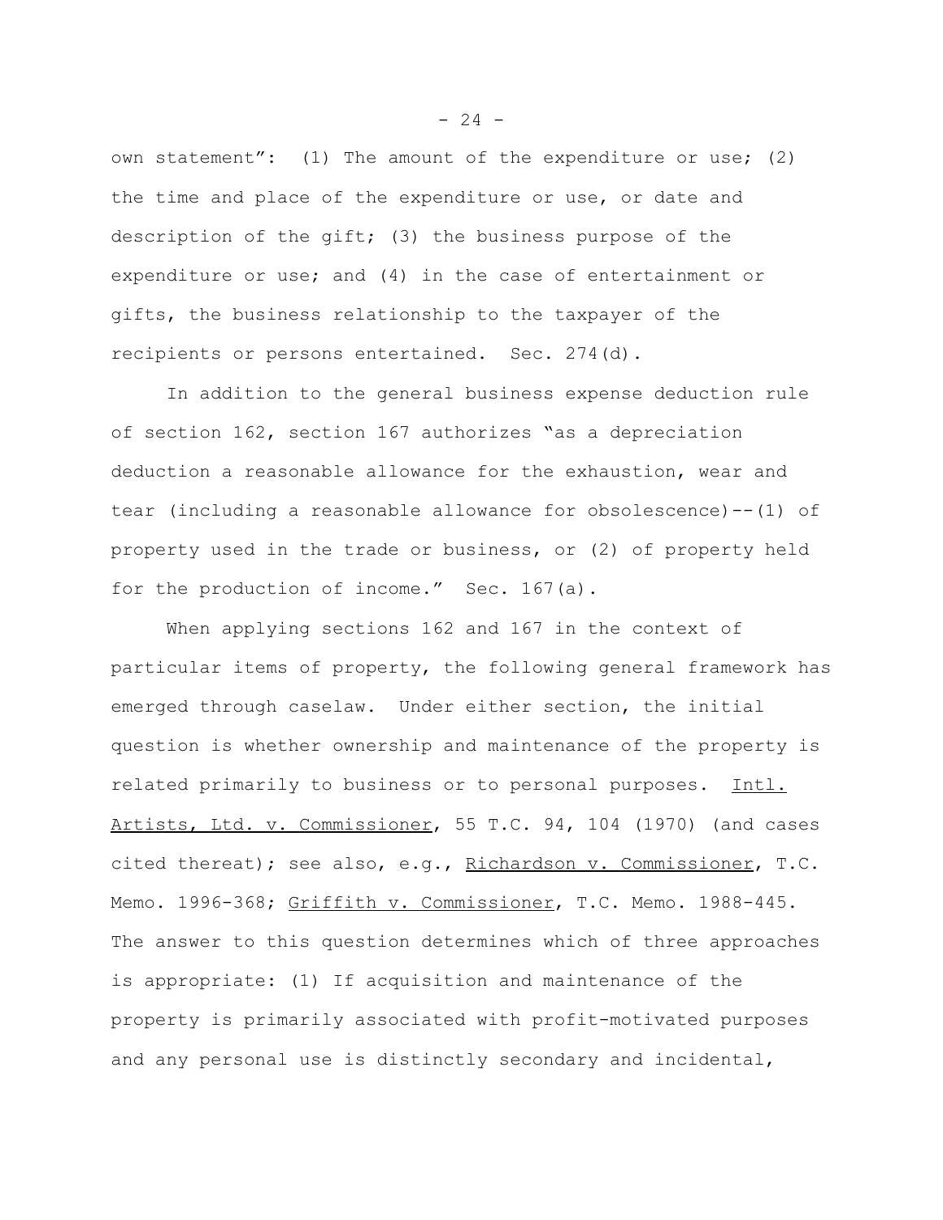own statement": (1) The amount of the expenditure or use; (2) the time and place of the expenditure or use, or date and description of the gift; (3) the business purpose of the expenditure or use; and (4) in the case of entertainment or gifts, the business relationship to the taxpayer of the recipients or persons entertained. Sec. 274(d).

In addition to the general business expense deduction rule of section 162, section 167 authorizes "as a depreciation deduction a reasonable allowance for the exhaustion, wear and tear (including a reasonable allowance for obsolescence)--(1) of property used in the trade or business, or (2) of property held for the production of income." Sec. 167(a).

When applying sections 162 and 167 in the context of particular items of property, the following general framework has emerged through caselaw. Under either section, the initial question is whether ownership and maintenance of the property is related primarily to business or to personal purposes. Intl. Artists, Ltd. v. Commissioner, 55 T.C. 94, 104 (1970) (and cases cited thereat); see also, e.g., Richardson v. Commissioner, T.C. Memo. 1996-368; Griffith v. Commissioner, T.C. Memo. 1988-445. The answer to this question determines which of three approaches is appropriate: (1) If acquisition and maintenance of the property is primarily associated with profit-motivated purposes and any personal use is distinctly secondary and incidental,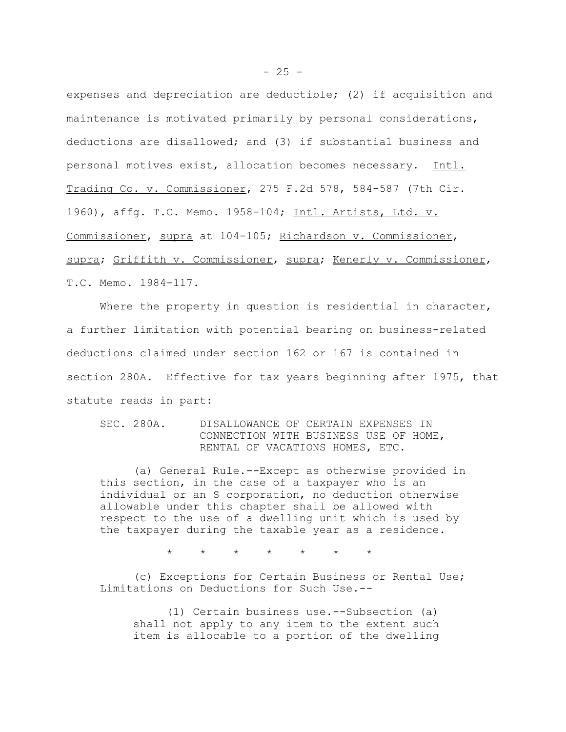expenses and depreciation are deductible; (2) if acquisition and maintenance is motivated primarily by personal considerations, deductions are disallowed; and (3) if substantial business and personal motives exist, allocation becomes necessary. Intl. Trading Co. v. Commissioner, 275 F.2d 578, 584-587 (7th Cir. 1960), affg. T.C. Memo. 1958-104; Intl. Artists, Ltd. v. Commissioner, supra at 104-105; Richardson v. Commissioner, supra; Griffith v. Commissioner, supra; Kenerly v. Commissioner, T.C. Memo. 1984-117.

Where the property in question is residential in character, a further limitation with potential bearing on business-related deductions claimed under section 162 or 167 is contained in section 280A. Effective for tax years beginning after 1975, that statute reads in part:

> SEC. 280A. DISALLOWANCE OF CERTAIN EXPENSES IN CONNECTION WITH BUSINESS USE OF HOME, RENTAL OF VACATIONS HOMES, ETC.
>
> (a) General Rule.--Except as otherwise provided in this section, in the case of a taxpayer who is an individual or an S corporation, no deduction otherwise allowable under this chapter shall be allowed with respect to the use of a dwelling unit which is used by the taxpayer during the taxable year as a residence.
>
> \* \* \* \* \* \* \*
>
> (c) Exceptions for Certain Business or Rental Use; Limitations on Deductions for Such Use.--
>
> > (1) Certain business use.--Subsection (a) shall not apply to any item to the extent such item is allocable to a portion of the dwelling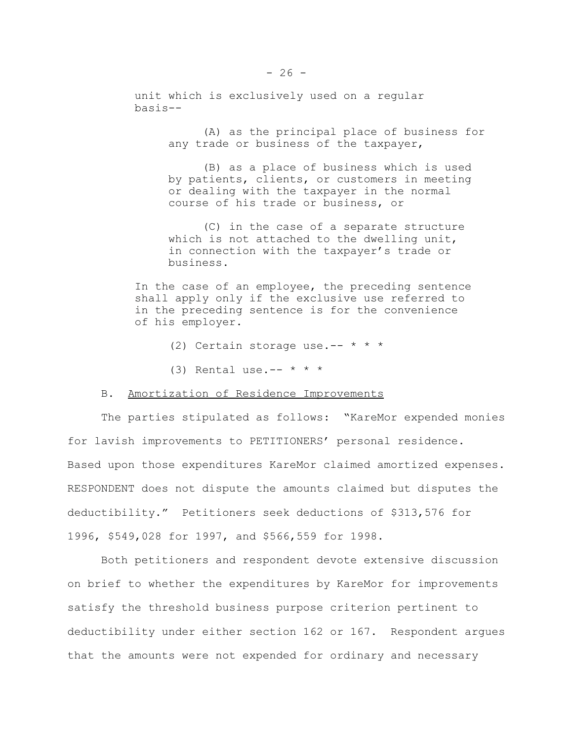unit which is exclusively used on a regular basis--

> (A) as the principal place of business for any trade or business of the taxpayer,
>
> (B) as a place of business which is used by patients, clients, or customers in meeting or dealing with the taxpayer in the normal course of his trade or business, or
>
> (C) in the case of a separate structure which is not attached to the dwelling unit, in connection with the taxpayer's trade or business.

In the case of an employee, the preceding sentence shall apply only if the exclusive use referred to in the preceding sentence is for the convenience of his employer.

> (2) Certain storage use.-- * * *
>
> (3) Rental use.-- * * *

B. Amortization of Residence Improvements

The parties stipulated as follows: "KareMor expended monies for lavish improvements to PETITIONERS' personal residence. Based upon those expenditures KareMor claimed amortized expenses. RESPONDENT does not dispute the amounts claimed but disputes the deductibility." Petitioners seek deductions of $313,576 for 1996, $549,028 for 1997, and $566,559 for 1998.

Both petitioners and respondent devote extensive discussion on brief to whether the expenditures by KareMor for improvements satisfy the threshold business purpose criterion pertinent to deductibility under either section 162 or 167. Respondent argues that the amounts were not expended for ordinary and necessary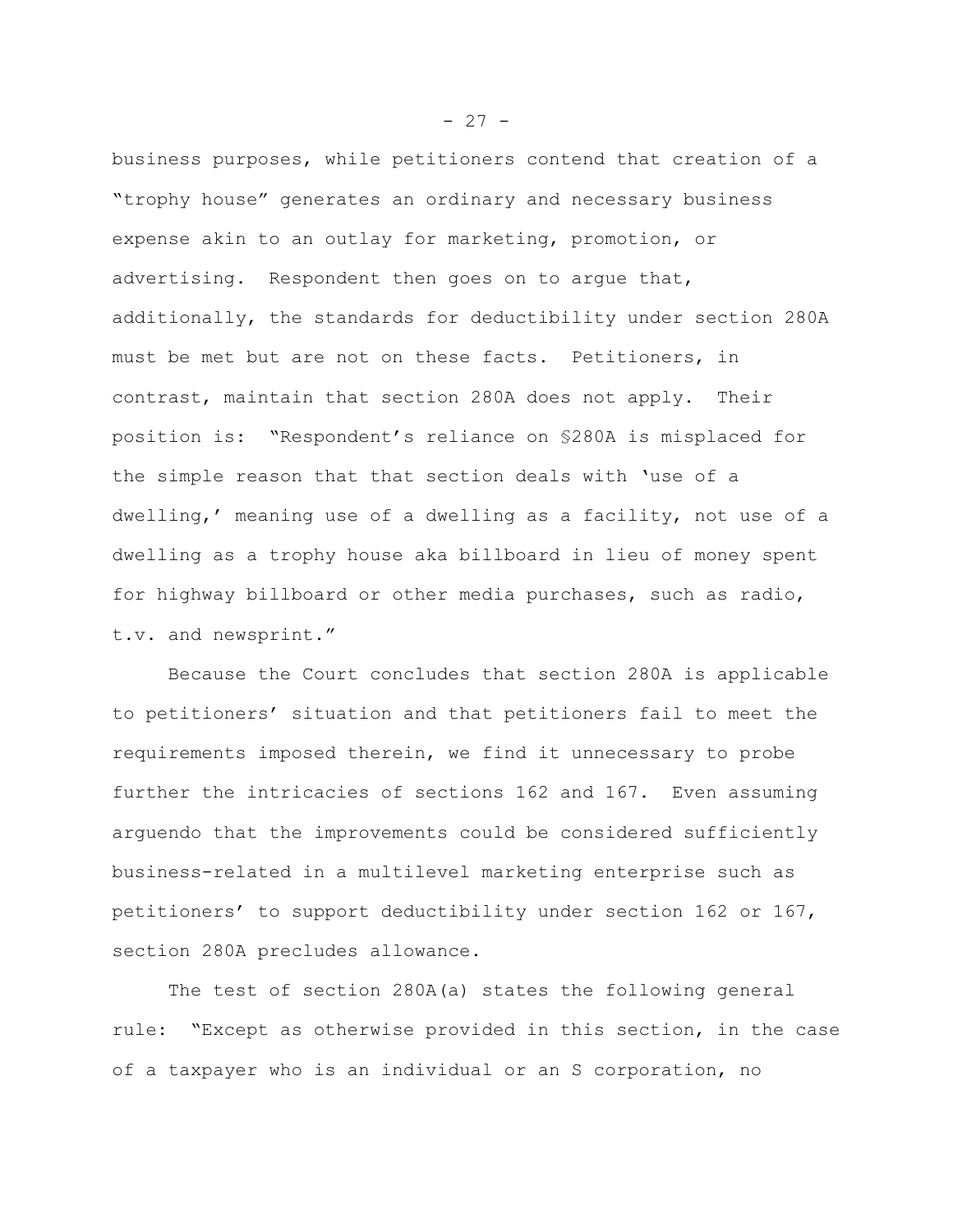business purposes, while petitioners contend that creation of a "trophy house" generates an ordinary and necessary business expense akin to an outlay for marketing, promotion, or advertising. Respondent then goes on to argue that, additionally, the standards for deductibility under section 280A must be met but are not on these facts. Petitioners, in contrast, maintain that section 280A does not apply. Their position is: "Respondent's reliance on §280A is misplaced for the simple reason that that section deals with 'use of a dwelling,' meaning use of a dwelling as a facility, not use of a dwelling as a trophy house aka billboard in lieu of money spent for highway billboard or other media purchases, such as radio, t.v. and newsprint."

Because the Court concludes that section 280A is applicable to petitioners' situation and that petitioners fail to meet the requirements imposed therein, we find it unnecessary to probe further the intricacies of sections 162 and 167. Even assuming arguendo that the improvements could be considered sufficiently business-related in a multilevel marketing enterprise such as petitioners' to support deductibility under section 162 or 167, section 280A precludes allowance.

The test of section 280A(a) states the following general rule: "Except as otherwise provided in this section, in the case of a taxpayer who is an individual or an S corporation, no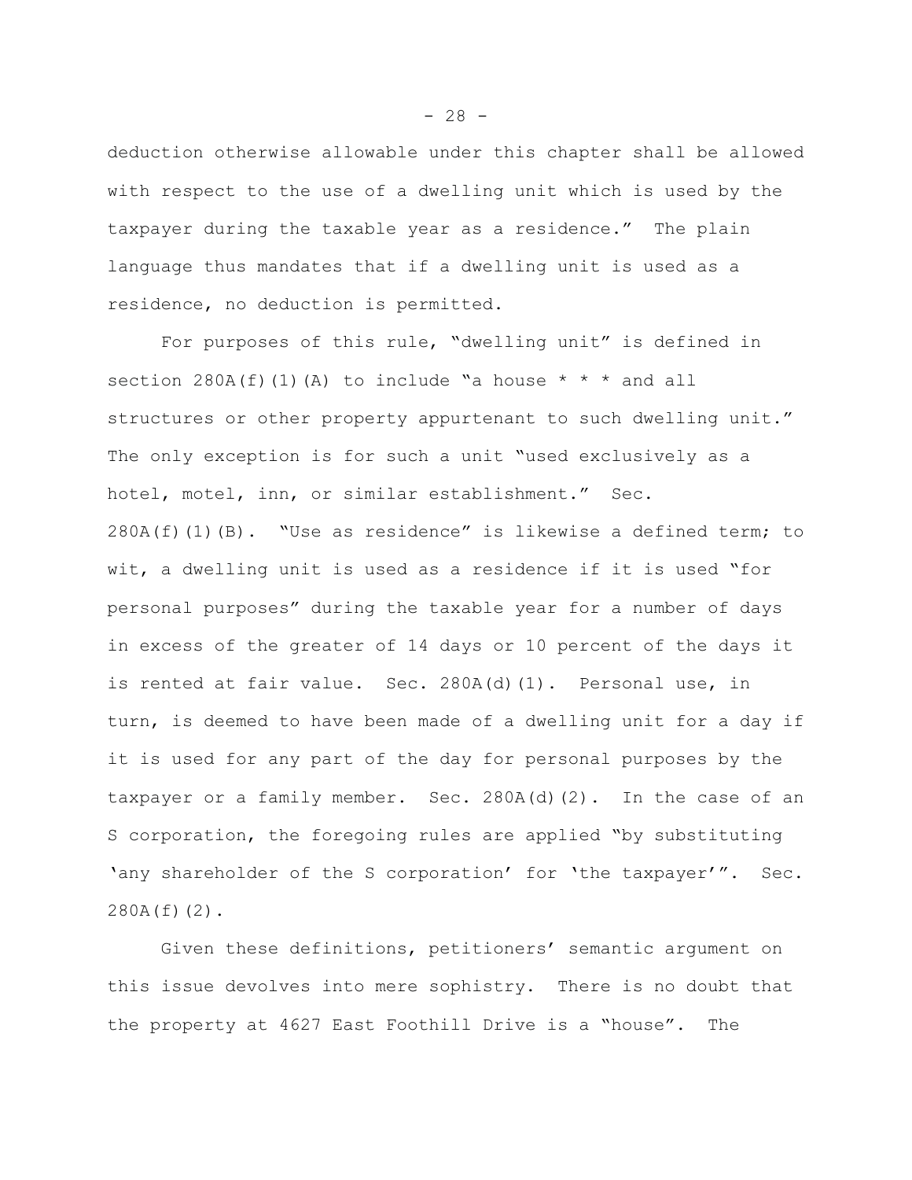deduction otherwise allowable under this chapter shall be allowed with respect to the use of a dwelling unit which is used by the taxpayer during the taxable year as a residence." The plain language thus mandates that if a dwelling unit is used as a residence, no deduction is permitted.

For purposes of this rule, "dwelling unit" is defined in section 280A(f)(1)(A) to include "a house * * * and all structures or other property appurtenant to such dwelling unit." The only exception is for such a unit "used exclusively as a hotel, motel, inn, or similar establishment." Sec. 280A(f)(1)(B). "Use as residence" is likewise a defined term; to wit, a dwelling unit is used as a residence if it is used "for personal purposes" during the taxable year for a number of days in excess of the greater of 14 days or 10 percent of the days it is rented at fair value. Sec. 280A(d)(1). Personal use, in turn, is deemed to have been made of a dwelling unit for a day if it is used for any part of the day for personal purposes by the taxpayer or a family member. Sec. 280A(d)(2). In the case of an S corporation, the foregoing rules are applied "by substituting 'any shareholder of the S corporation' for 'the taxpayer'". Sec. 280A(f)(2).

Given these definitions, petitioners' semantic argument on this issue devolves into mere sophistry. There is no doubt that the property at 4627 East Foothill Drive is a "house". The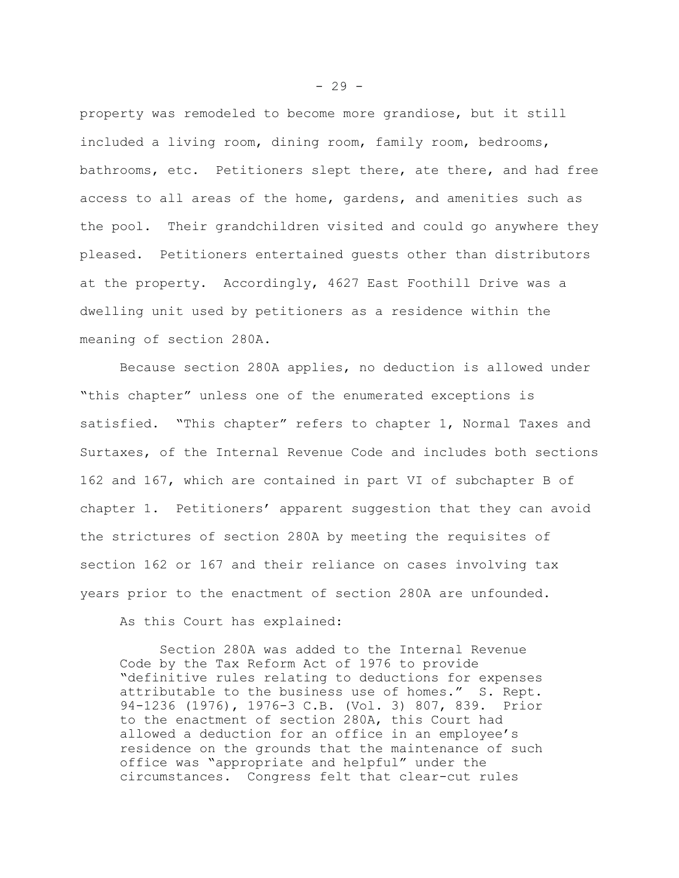property was remodeled to become more grandiose, but it still included a living room, dining room, family room, bedrooms, bathrooms, etc. Petitioners slept there, ate there, and had free access to all areas of the home, gardens, and amenities such as the pool. Their grandchildren visited and could go anywhere they pleased. Petitioners entertained guests other than distributors at the property. Accordingly, 4627 East Foothill Drive was a dwelling unit used by petitioners as a residence within the meaning of section 280A.

Because section 280A applies, no deduction is allowed under "this chapter" unless one of the enumerated exceptions is satisfied. "This chapter" refers to chapter 1, Normal Taxes and Surtaxes, of the Internal Revenue Code and includes both sections 162 and 167, which are contained in part VI of subchapter B of chapter 1. Petitioners' apparent suggestion that they can avoid the strictures of section 280A by meeting the requisites of section 162 or 167 and their reliance on cases involving tax years prior to the enactment of section 280A are unfounded.

As this Court has explained:

> Section 280A was added to the Internal Revenue Code by the Tax Reform Act of 1976 to provide "definitive rules relating to deductions for expenses attributable to the business use of homes." S. Rept. 94-1236 (1976), 1976-3 C.B. (Vol. 3) 807, 839. Prior to the enactment of section 280A, this Court had allowed a deduction for an office in an employee's residence on the grounds that the maintenance of such office was "appropriate and helpful" under the circumstances. Congress felt that clear-cut rules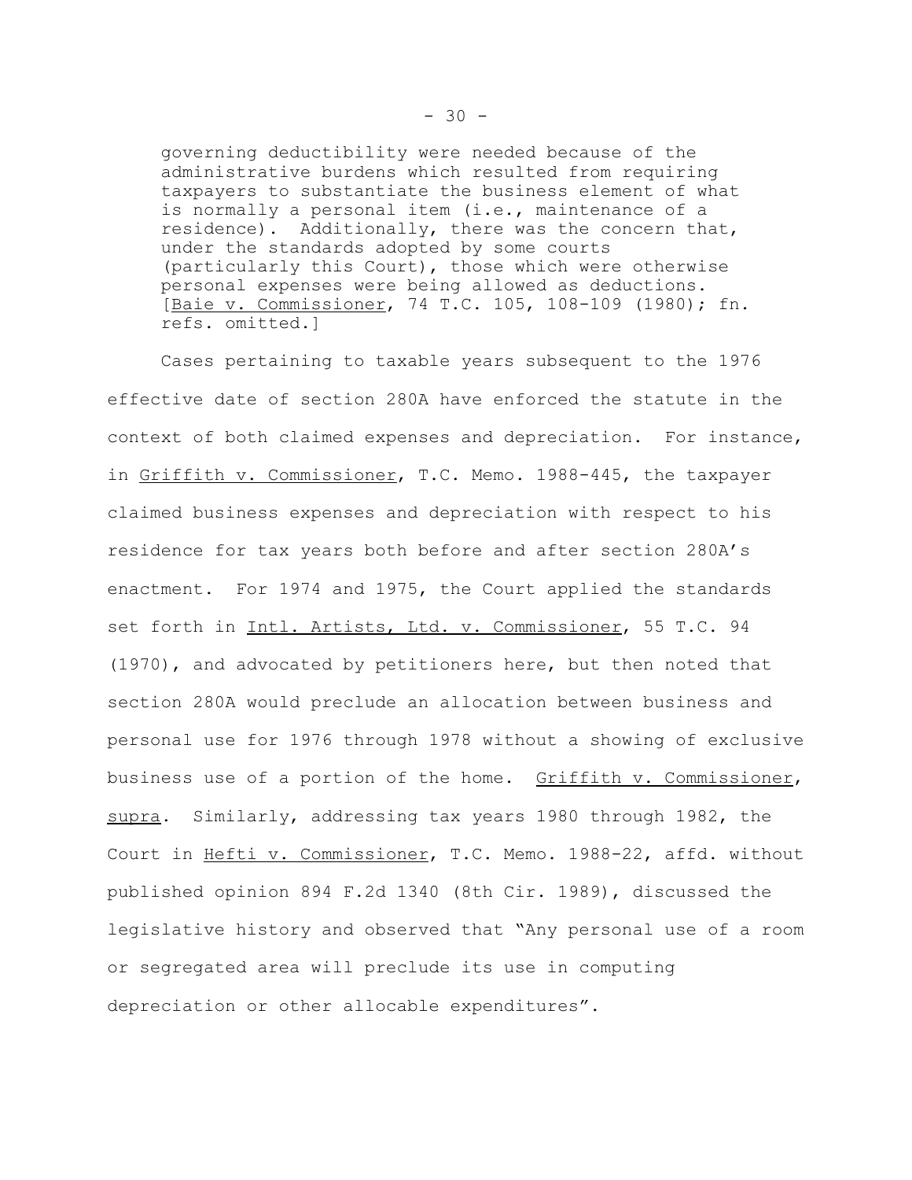> governing deductibility were needed because of the administrative burdens which resulted from requiring taxpayers to substantiate the business element of what is normally a personal item (i.e., maintenance of a residence). Additionally, there was the concern that, under the standards adopted by some courts (particularly this Court), those which were otherwise personal expenses were being allowed as deductions. [Baie v. Commissioner, 74 T.C. 105, 108-109 (1980); fn. refs. omitted.]

Cases pertaining to taxable years subsequent to the 1976 effective date of section 280A have enforced the statute in the context of both claimed expenses and depreciation. For instance, in Griffith v. Commissioner, T.C. Memo. 1988-445, the taxpayer claimed business expenses and depreciation with respect to his residence for tax years both before and after section 280A's enactment. For 1974 and 1975, the Court applied the standards set forth in Intl. Artists, Ltd. v. Commissioner, 55 T.C. 94 (1970), and advocated by petitioners here, but then noted that section 280A would preclude an allocation between business and personal use for 1976 through 1978 without a showing of exclusive business use of a portion of the home. Griffith v. Commissioner, supra. Similarly, addressing tax years 1980 through 1982, the Court in Hefti v. Commissioner, T.C. Memo. 1988-22, affd. without published opinion 894 F.2d 1340 (8th Cir. 1989), discussed the legislative history and observed that "Any personal use of a room or segregated area will preclude its use in computing depreciation or other allocable expenditures".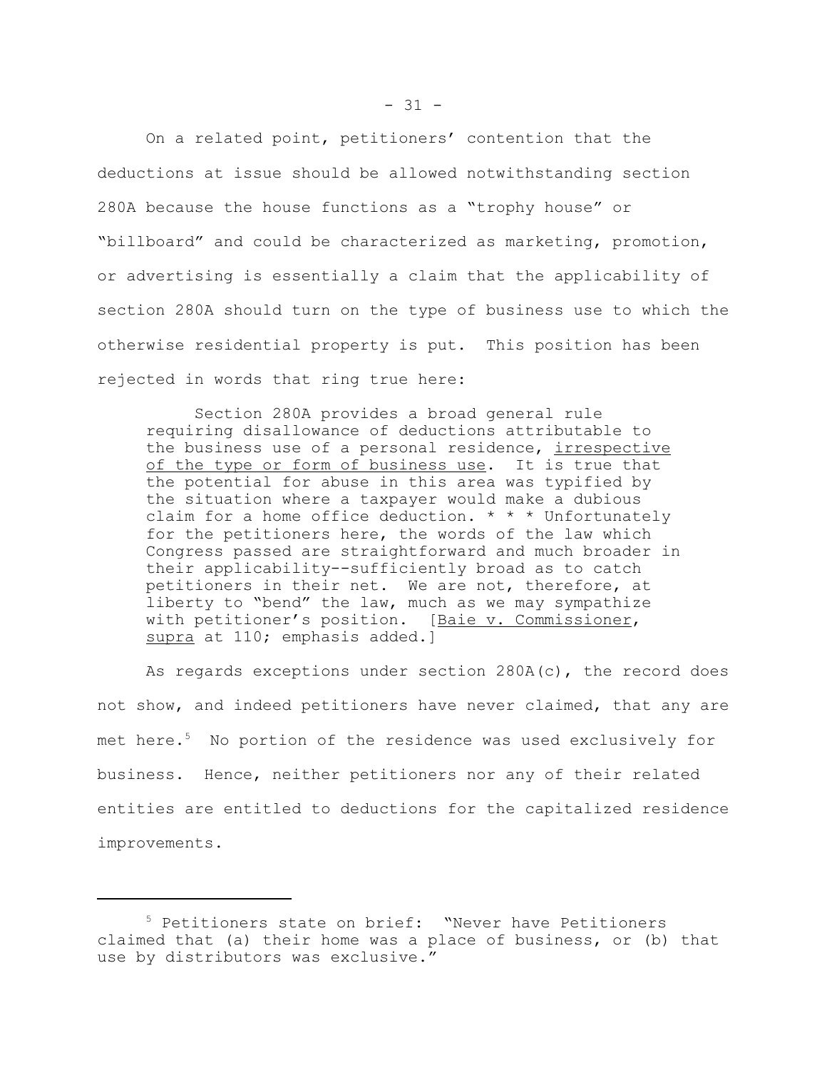On a related point, petitioners' contention that the deductions at issue should be allowed notwithstanding section 280A because the house functions as a "trophy house" or "billboard" and could be characterized as marketing, promotion, or advertising is essentially a claim that the applicability of section 280A should turn on the type of business use to which the otherwise residential property is put. This position has been rejected in words that ring true here:

> Section 280A provides a broad general rule requiring disallowance of deductions attributable to the business use of a personal residence, <u>irrespective of the type or form of business use</u>. It is true that the potential for abuse in this area was typified by the situation where a taxpayer would make a dubious claim for a home office deduction. * * * Unfortunately for the petitioners here, the words of the law which Congress passed are straightforward and much broader in their applicability--sufficiently broad as to catch petitioners in their net. We are not, therefore, at liberty to "bend" the law, much as we may sympathize with petitioner's position. [<u>Baie v. Commissioner</u>, <u>supra</u> at 110; emphasis added.]

As regards exceptions under section 280A(c), the record does not show, and indeed petitioners have never claimed, that any are met here.[5] No portion of the residence was used exclusively for business. Hence, neither petitioners nor any of their related entities are entitled to deductions for the capitalized residence improvements.

---

[5] Petitioners state on brief: "Never have Petitioners claimed that (a) their home was a place of business, or (b) that use by distributors was exclusive."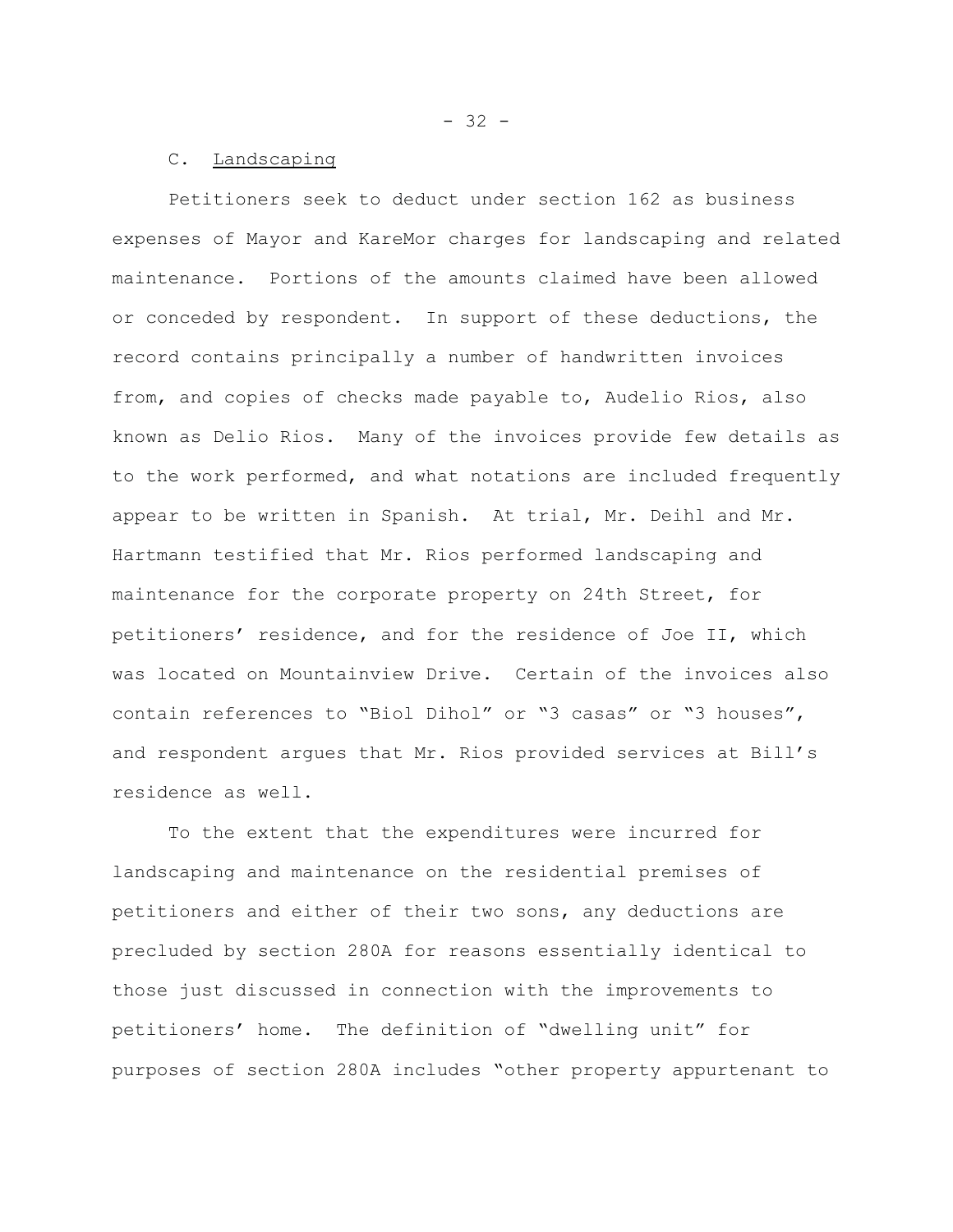C. <u>Landscaping</u>

Petitioners seek to deduct under section 162 as business expenses of Mayor and KareMor charges for landscaping and related maintenance. Portions of the amounts claimed have been allowed or conceded by respondent. In support of these deductions, the record contains principally a number of handwritten invoices from, and copies of checks made payable to, Audelio Rios, also known as Delio Rios. Many of the invoices provide few details as to the work performed, and what notations are included frequently appear to be written in Spanish. At trial, Mr. Deihl and Mr. Hartmann testified that Mr. Rios performed landscaping and maintenance for the corporate property on 24th Street, for petitioners' residence, and for the residence of Joe II, which was located on Mountainview Drive. Certain of the invoices also contain references to "Biol Dihol" or "3 casas" or "3 houses", and respondent argues that Mr. Rios provided services at Bill's residence as well.

To the extent that the expenditures were incurred for landscaping and maintenance on the residential premises of petitioners and either of their two sons, any deductions are precluded by section 280A for reasons essentially identical to those just discussed in connection with the improvements to petitioners' home. The definition of "dwelling unit" for purposes of section 280A includes "other property appurtenant to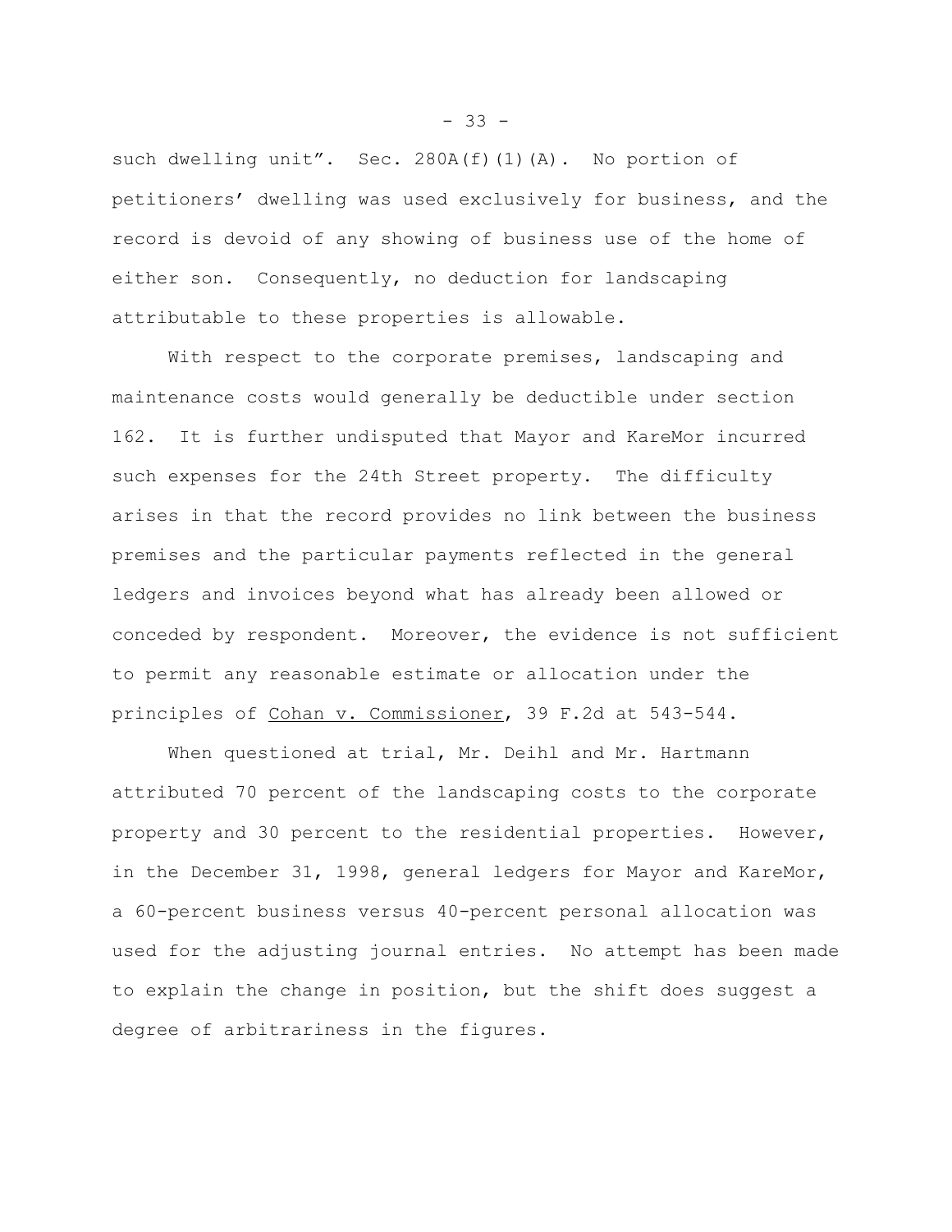such dwelling unit". Sec. 280A(f)(1)(A). No portion of petitioners' dwelling was used exclusively for business, and the record is devoid of any showing of business use of the home of either son. Consequently, no deduction for landscaping attributable to these properties is allowable.

With respect to the corporate premises, landscaping and maintenance costs would generally be deductible under section 162. It is further undisputed that Mayor and KareMor incurred such expenses for the 24th Street property. The difficulty arises in that the record provides no link between the business premises and the particular payments reflected in the general ledgers and invoices beyond what has already been allowed or conceded by respondent. Moreover, the evidence is not sufficient to permit any reasonable estimate or allocation under the principles of Cohan v. Commissioner, 39 F.2d at 543-544.

When questioned at trial, Mr. Deihl and Mr. Hartmann attributed 70 percent of the landscaping costs to the corporate property and 30 percent to the residential properties. However, in the December 31, 1998, general ledgers for Mayor and KareMor, a 60-percent business versus 40-percent personal allocation was used for the adjusting journal entries. No attempt has been made to explain the change in position, but the shift does suggest a degree of arbitrariness in the figures.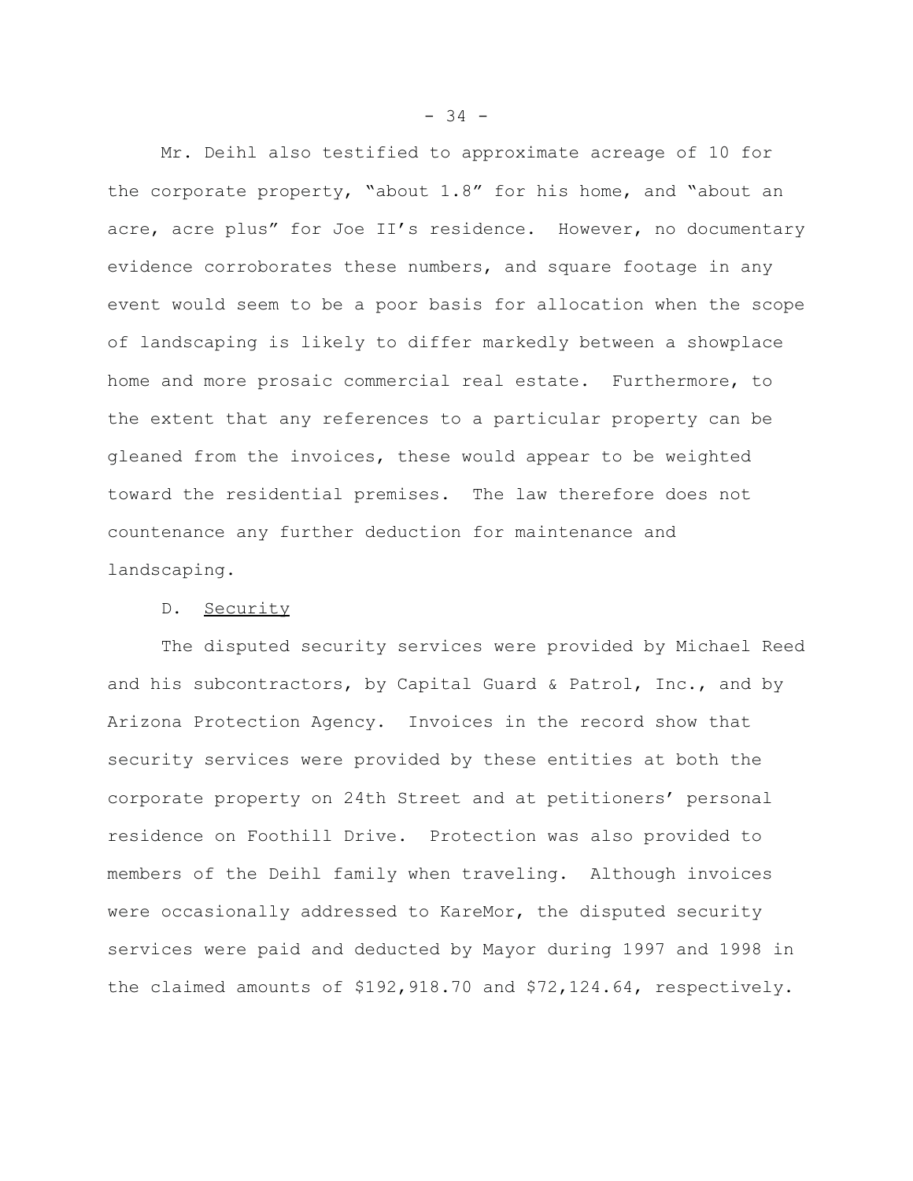Mr. Deihl also testified to approximate acreage of 10 for the corporate property, "about 1.8" for his home, and "about an acre, acre plus" for Joe II's residence. However, no documentary evidence corroborates these numbers, and square footage in any event would seem to be a poor basis for allocation when the scope of landscaping is likely to differ markedly between a showplace home and more prosaic commercial real estate. Furthermore, to the extent that any references to a particular property can be gleaned from the invoices, these would appear to be weighted toward the residential premises. The law therefore does not countenance any further deduction for maintenance and landscaping.

D. Security

The disputed security services were provided by Michael Reed and his subcontractors, by Capital Guard & Patrol, Inc., and by Arizona Protection Agency. Invoices in the record show that security services were provided by these entities at both the corporate property on 24th Street and at petitioners' personal residence on Foothill Drive. Protection was also provided to members of the Deihl family when traveling. Although invoices were occasionally addressed to KareMor, the disputed security services were paid and deducted by Mayor during 1997 and 1998 in the claimed amounts of $192,918.70 and $72,124.64, respectively.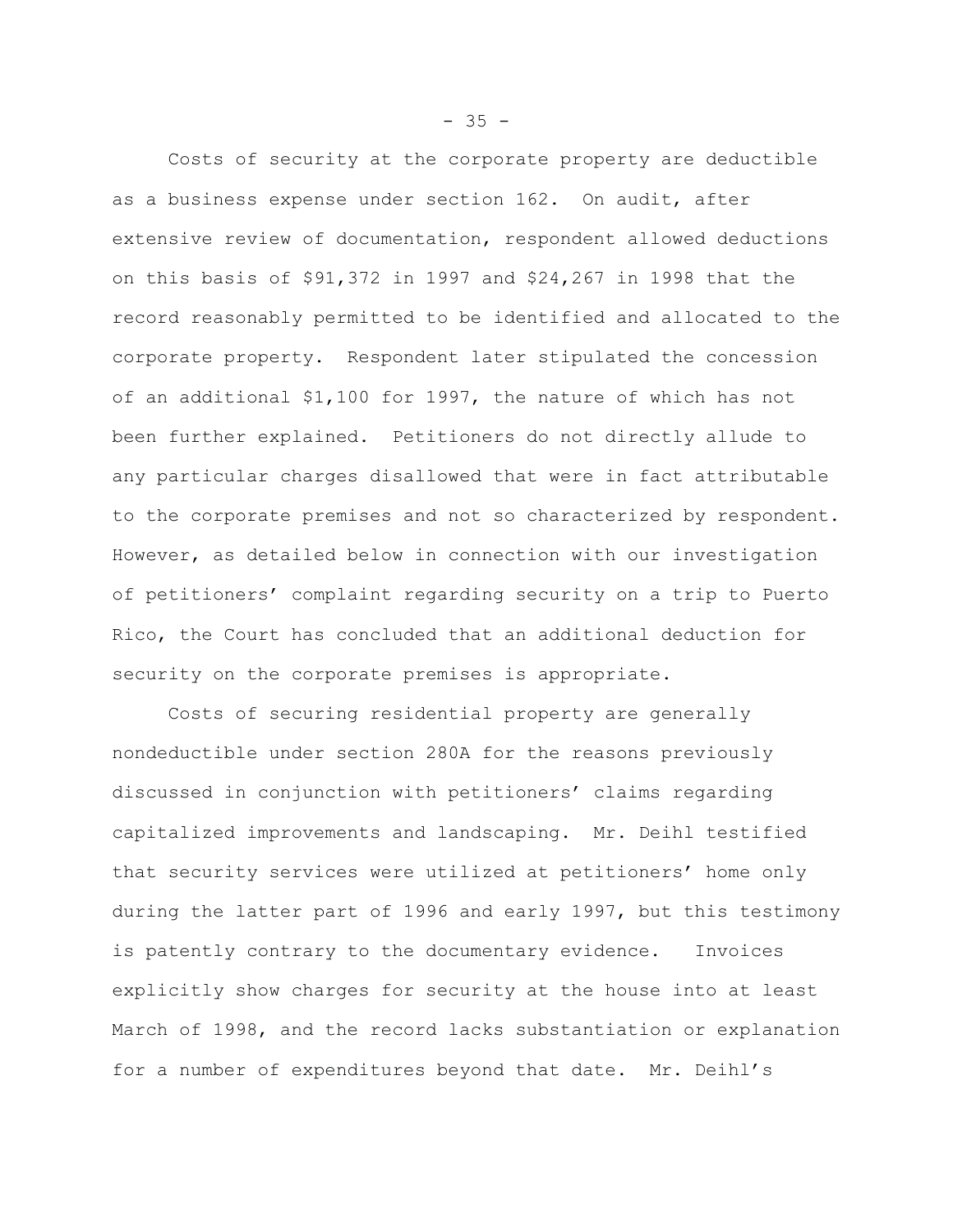Costs of security at the corporate property are deductible as a business expense under section 162. On audit, after extensive review of documentation, respondent allowed deductions on this basis of $91,372 in 1997 and $24,267 in 1998 that the record reasonably permitted to be identified and allocated to the corporate property. Respondent later stipulated the concession of an additional $1,100 for 1997, the nature of which has not been further explained. Petitioners do not directly allude to any particular charges disallowed that were in fact attributable to the corporate premises and not so characterized by respondent. However, as detailed below in connection with our investigation of petitioners' complaint regarding security on a trip to Puerto Rico, the Court has concluded that an additional deduction for security on the corporate premises is appropriate.

Costs of securing residential property are generally nondeductible under section 280A for the reasons previously discussed in conjunction with petitioners' claims regarding capitalized improvements and landscaping. Mr. Deihl testified that security services were utilized at petitioners' home only during the latter part of 1996 and early 1997, but this testimony is patently contrary to the documentary evidence. Invoices explicitly show charges for security at the house into at least March of 1998, and the record lacks substantiation or explanation for a number of expenditures beyond that date. Mr. Deihl's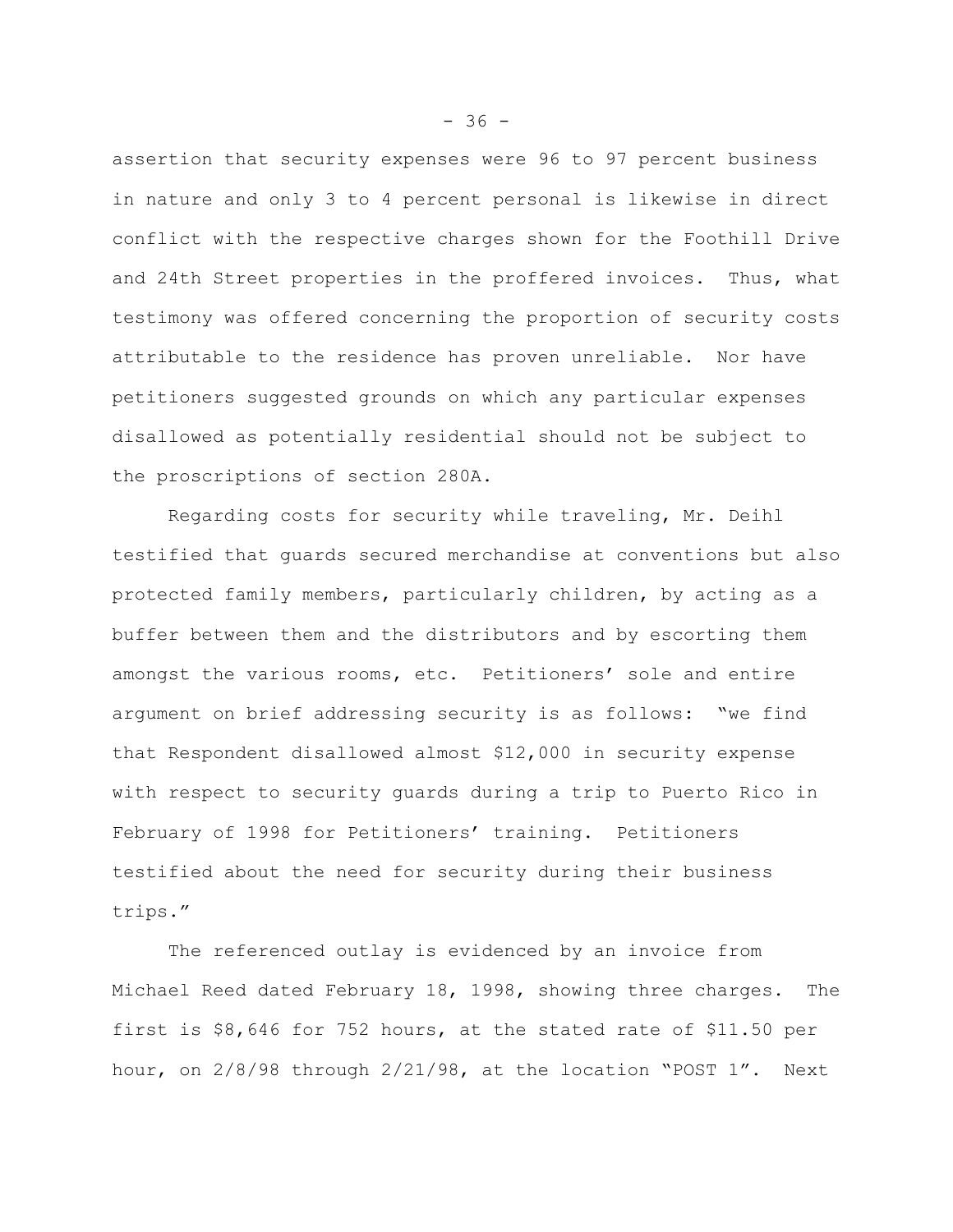assertion that security expenses were 96 to 97 percent business in nature and only 3 to 4 percent personal is likewise in direct conflict with the respective charges shown for the Foothill Drive and 24th Street properties in the proffered invoices. Thus, what testimony was offered concerning the proportion of security costs attributable to the residence has proven unreliable. Nor have petitioners suggested grounds on which any particular expenses disallowed as potentially residential should not be subject to the proscriptions of section 280A.

Regarding costs for security while traveling, Mr. Deihl testified that guards secured merchandise at conventions but also protected family members, particularly children, by acting as a buffer between them and the distributors and by escorting them amongst the various rooms, etc. Petitioners' sole and entire argument on brief addressing security is as follows: "we find that Respondent disallowed almost $12,000 in security expense with respect to security guards during a trip to Puerto Rico in February of 1998 for Petitioners' training. Petitioners testified about the need for security during their business trips."

The referenced outlay is evidenced by an invoice from Michael Reed dated February 18, 1998, showing three charges. The first is $8,646 for 752 hours, at the stated rate of $11.50 per hour, on 2/8/98 through 2/21/98, at the location "POST 1". Next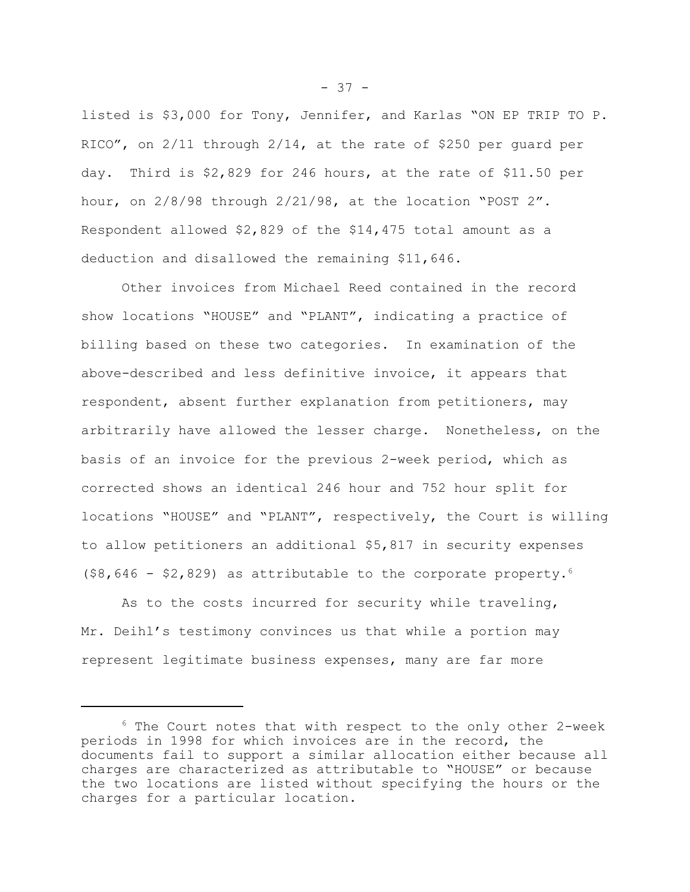listed is $3,000 for Tony, Jennifer, and Karlas "ON EP TRIP TO P. RICO", on 2/11 through 2/14, at the rate of $250 per guard per day. Third is $2,829 for 246 hours, at the rate of $11.50 per hour, on 2/8/98 through 2/21/98, at the location "POST 2". Respondent allowed $2,829 of the $14,475 total amount as a deduction and disallowed the remaining $11,646.

Other invoices from Michael Reed contained in the record show locations "HOUSE" and "PLANT", indicating a practice of billing based on these two categories. In examination of the above-described and less definitive invoice, it appears that respondent, absent further explanation from petitioners, may arbitrarily have allowed the lesser charge. Nonetheless, on the basis of an invoice for the previous 2-week period, which as corrected shows an identical 246 hour and 752 hour split for locations "HOUSE" and "PLANT", respectively, the Court is willing to allow petitioners an additional $5,817 in security expenses ($8,646 - $2,829) as attributable to the corporate property.[6]

As to the costs incurred for security while traveling, Mr. Deihl's testimony convinces us that while a portion may represent legitimate business expenses, many are far more

---

[6] The Court notes that with respect to the only other 2-week periods in 1998 for which invoices are in the record, the documents fail to support a similar allocation either because all charges are characterized as attributable to "HOUSE" or because the two locations are listed without specifying the hours or the charges for a particular location.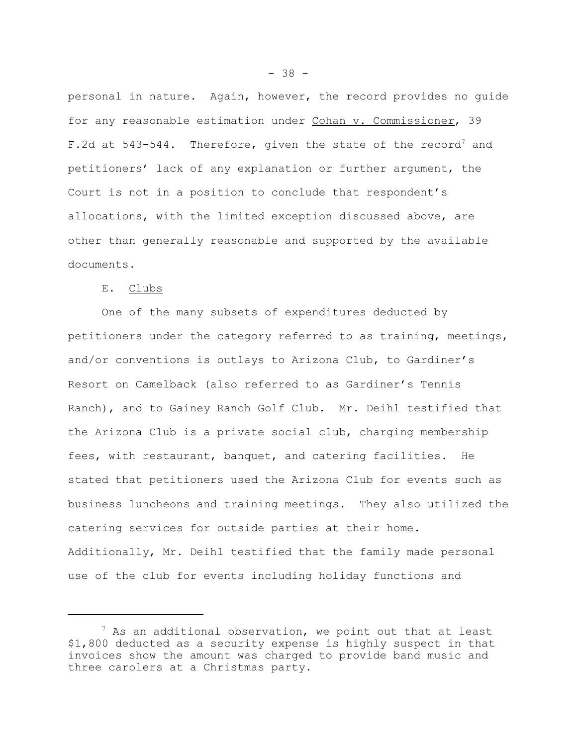personal in nature. Again, however, the record provides no guide for any reasonable estimation under Cohan v. Commissioner, 39 F.2d at 543-544. Therefore, given the state of the record[7] and petitioners' lack of any explanation or further argument, the Court is not in a position to conclude that respondent's allocations, with the limited exception discussed above, are other than generally reasonable and supported by the available documents.

E. Clubs

One of the many subsets of expenditures deducted by petitioners under the category referred to as training, meetings, and/or conventions is outlays to Arizona Club, to Gardiner's Resort on Camelback (also referred to as Gardiner's Tennis Ranch), and to Gainey Ranch Golf Club. Mr. Deihl testified that the Arizona Club is a private social club, charging membership fees, with restaurant, banquet, and catering facilities. He stated that petitioners used the Arizona Club for events such as business luncheons and training meetings. They also utilized the catering services for outside parties at their home. Additionally, Mr. Deihl testified that the family made personal use of the club for events including holiday functions and

---

[7] As an additional observation, we point out that at least $1,800 deducted as a security expense is highly suspect in that invoices show the amount was charged to provide band music and three carolers at a Christmas party.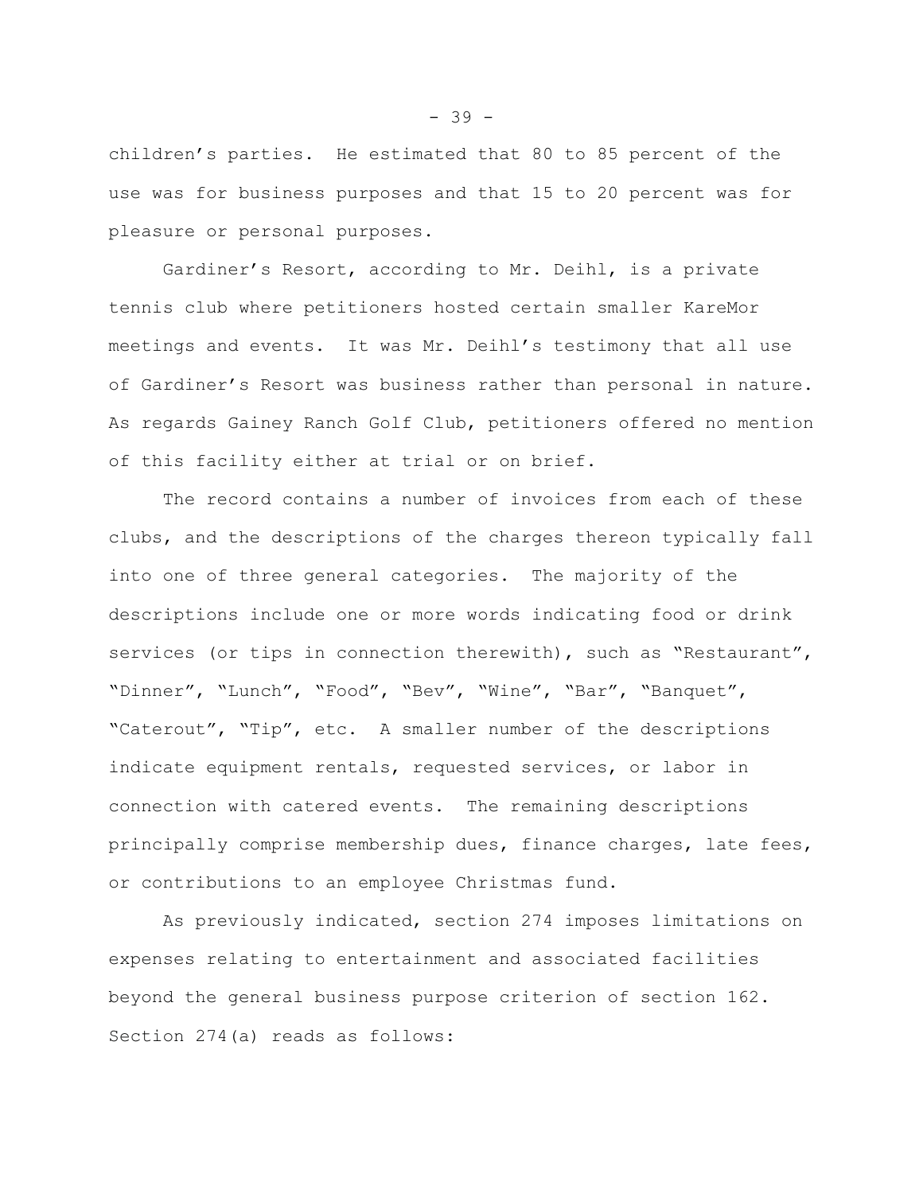children's parties. He estimated that 80 to 85 percent of the use was for business purposes and that 15 to 20 percent was for pleasure or personal purposes.

Gardiner's Resort, according to Mr. Deihl, is a private tennis club where petitioners hosted certain smaller KareMor meetings and events. It was Mr. Deihl's testimony that all use of Gardiner's Resort was business rather than personal in nature. As regards Gainey Ranch Golf Club, petitioners offered no mention of this facility either at trial or on brief.

The record contains a number of invoices from each of these clubs, and the descriptions of the charges thereon typically fall into one of three general categories. The majority of the descriptions include one or more words indicating food or drink services (or tips in connection therewith), such as "Restaurant", "Dinner", "Lunch", "Food", "Bev", "Wine", "Bar", "Banquet", "Caterout", "Tip", etc. A smaller number of the descriptions indicate equipment rentals, requested services, or labor in connection with catered events. The remaining descriptions principally comprise membership dues, finance charges, late fees, or contributions to an employee Christmas fund.

As previously indicated, section 274 imposes limitations on expenses relating to entertainment and associated facilities beyond the general business purpose criterion of section 162. Section 274(a) reads as follows: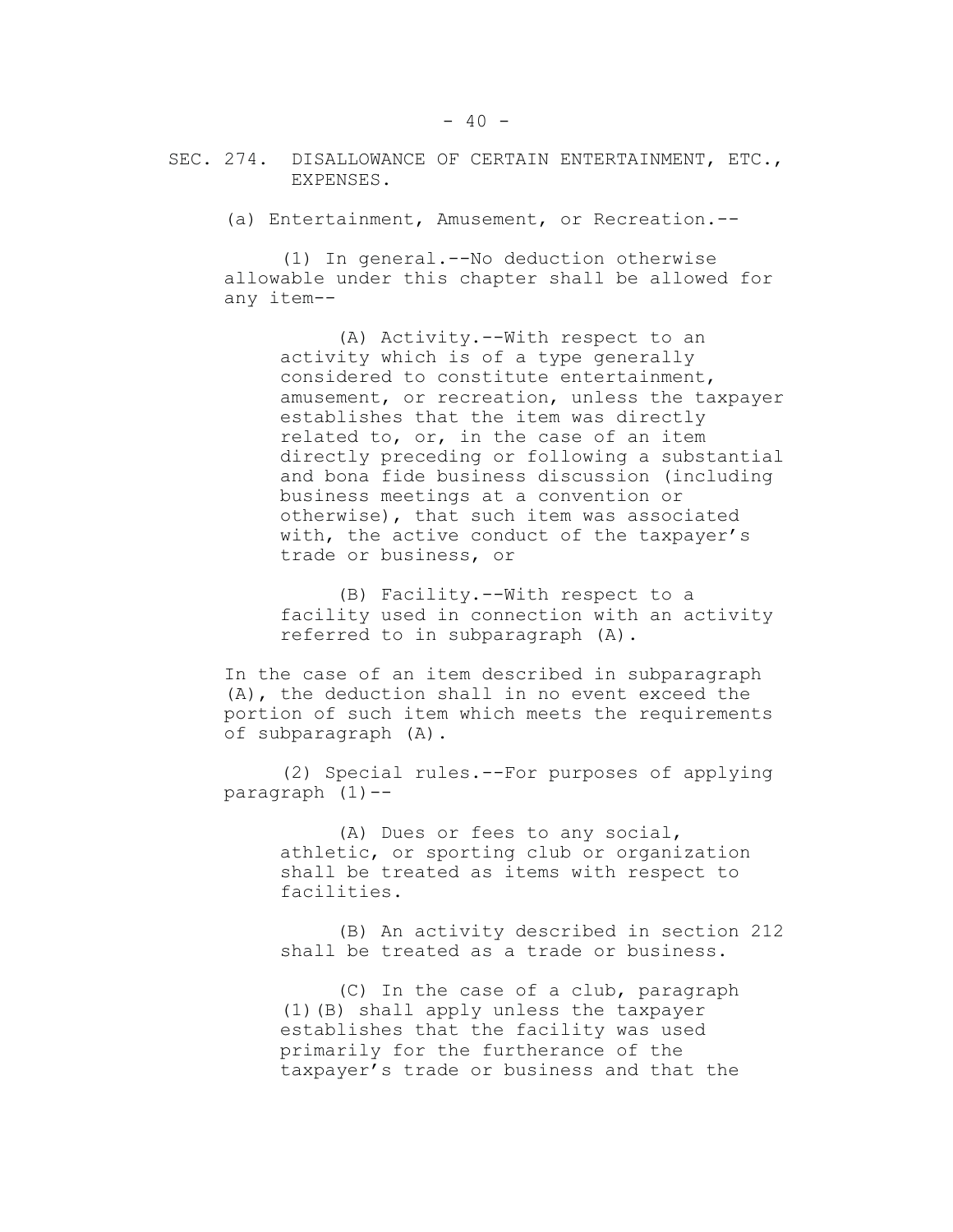SEC. 274. DISALLOWANCE OF CERTAIN ENTERTAINMENT, ETC., EXPENSES.

(a) Entertainment, Amusement, or Recreation.--

(1) In general.--No deduction otherwise allowable under this chapter shall be allowed for any item--

(A) Activity.--With respect to an activity which is of a type generally considered to constitute entertainment, amusement, or recreation, unless the taxpayer establishes that the item was directly related to, or, in the case of an item directly preceding or following a substantial and bona fide business discussion (including business meetings at a convention or otherwise), that such item was associated with, the active conduct of the taxpayer's trade or business, or

(B) Facility.--With respect to a facility used in connection with an activity referred to in subparagraph (A).

In the case of an item described in subparagraph (A), the deduction shall in no event exceed the portion of such item which meets the requirements of subparagraph (A).

(2) Special rules.--For purposes of applying paragraph (1)--

(A) Dues or fees to any social, athletic, or sporting club or organization shall be treated as items with respect to facilities.

(B) An activity described in section 212 shall be treated as a trade or business.

(C) In the case of a club, paragraph (1)(B) shall apply unless the taxpayer establishes that the facility was used primarily for the furtherance of the taxpayer's trade or business and that the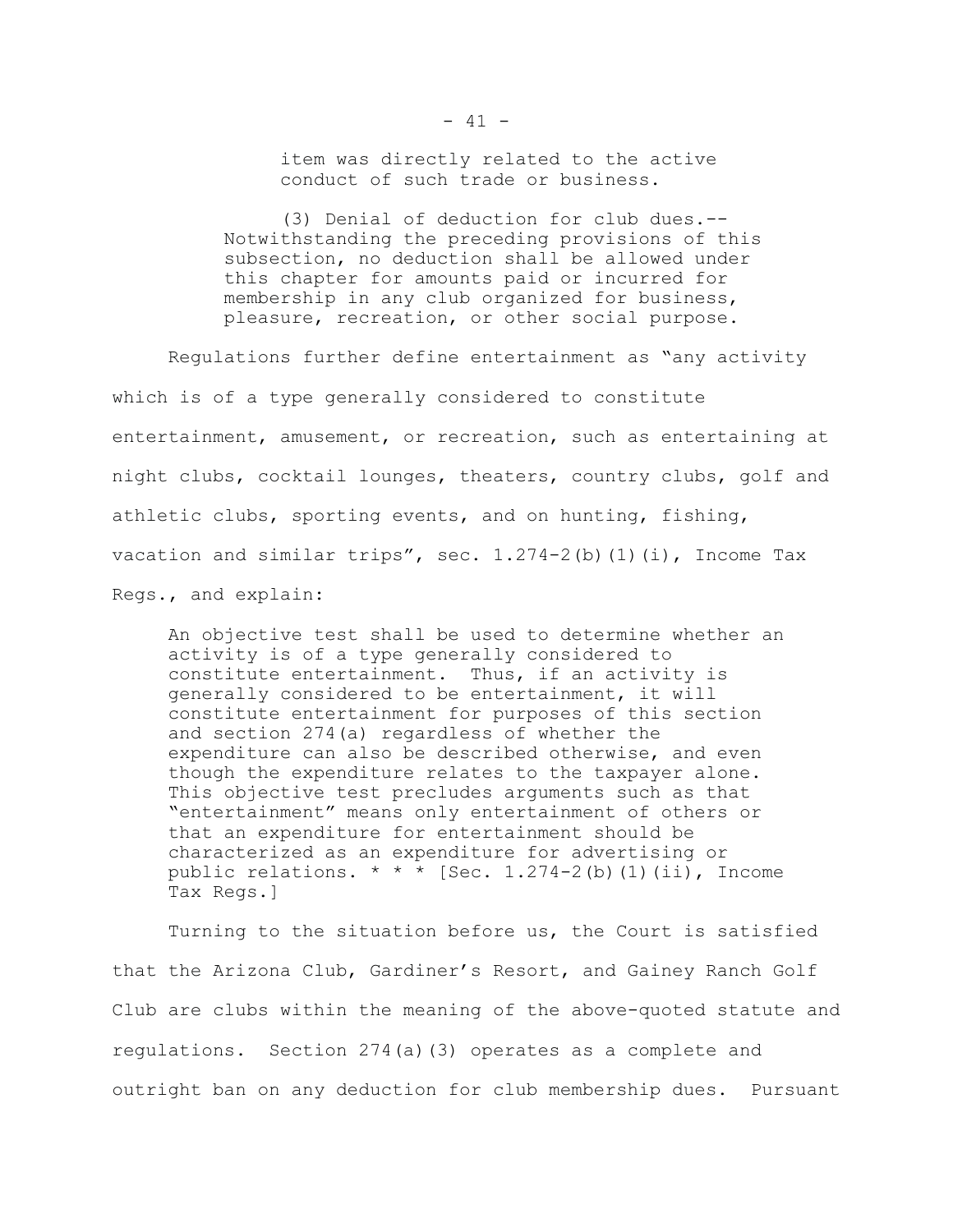> item was directly related to the active conduct of such trade or business.
>
> (3) Denial of deduction for club dues.--Notwithstanding the preceding provisions of this subsection, no deduction shall be allowed under this chapter for amounts paid or incurred for membership in any club organized for business, pleasure, recreation, or other social purpose.

Regulations further define entertainment as "any activity which is of a type generally considered to constitute entertainment, amusement, or recreation, such as entertaining at night clubs, cocktail lounges, theaters, country clubs, golf and athletic clubs, sporting events, and on hunting, fishing, vacation and similar trips", sec. 1.274-2(b)(1)(i), Income Tax Regs., and explain:

> An objective test shall be used to determine whether an activity is of a type generally considered to constitute entertainment. Thus, if an activity is generally considered to be entertainment, it will constitute entertainment for purposes of this section and section 274(a) regardless of whether the expenditure can also be described otherwise, and even though the expenditure relates to the taxpayer alone. This objective test precludes arguments such as that "entertainment" means only entertainment of others or that an expenditure for entertainment should be characterized as an expenditure for advertising or public relations. * * * [Sec. 1.274-2(b)(1)(ii), Income Tax Regs.]

Turning to the situation before us, the Court is satisfied that the Arizona Club, Gardiner's Resort, and Gainey Ranch Golf Club are clubs within the meaning of the above-quoted statute and regulations. Section 274(a)(3) operates as a complete and outright ban on any deduction for club membership dues. Pursuant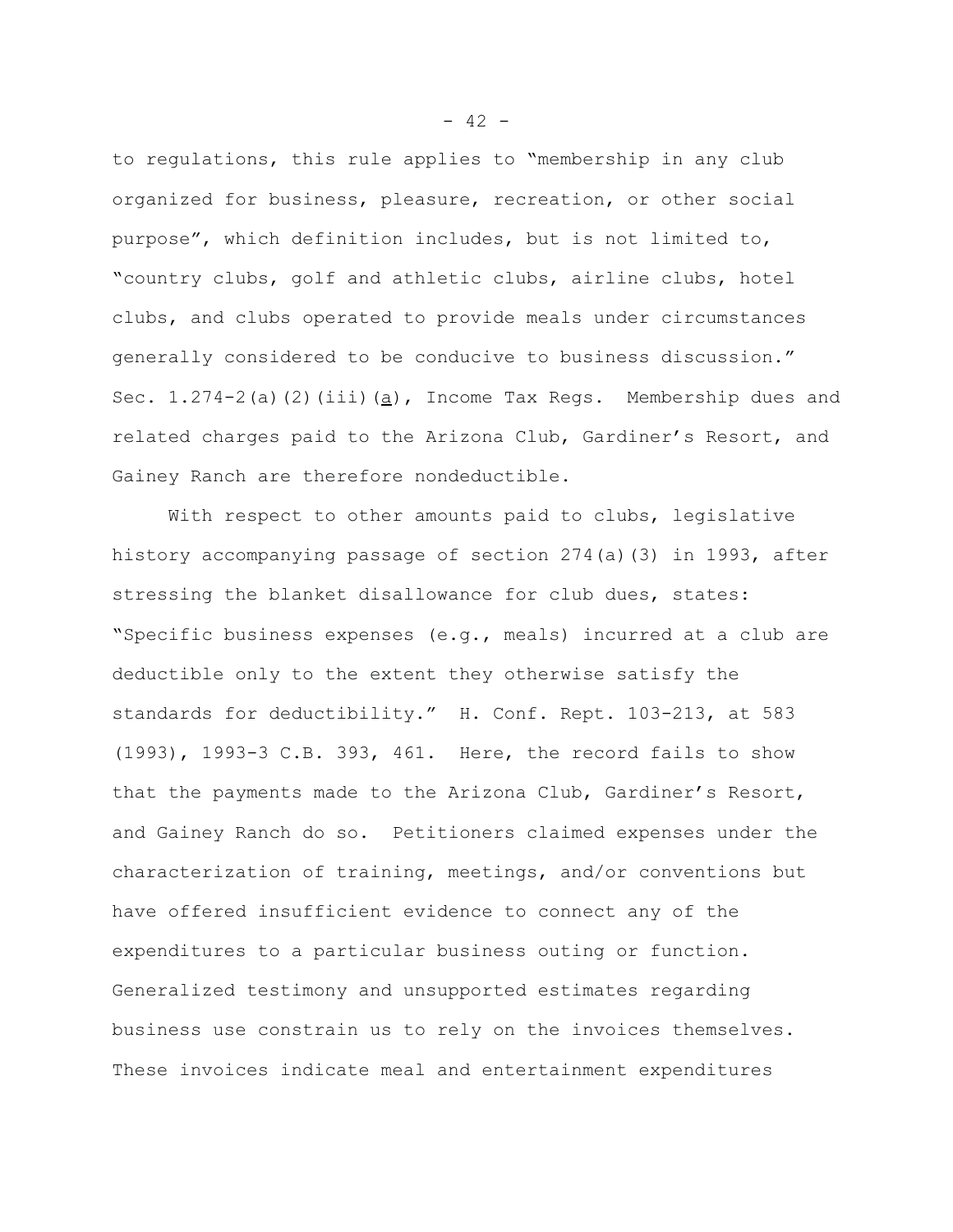to regulations, this rule applies to "membership in any club organized for business, pleasure, recreation, or other social purpose", which definition includes, but is not limited to, "country clubs, golf and athletic clubs, airline clubs, hotel clubs, and clubs operated to provide meals under circumstances generally considered to be conducive to business discussion." Sec. 1.274-2(a)(2)(iii)(a), Income Tax Regs. Membership dues and related charges paid to the Arizona Club, Gardiner's Resort, and Gainey Ranch are therefore nondeductible.

With respect to other amounts paid to clubs, legislative history accompanying passage of section 274(a)(3) in 1993, after stressing the blanket disallowance for club dues, states: "Specific business expenses (e.g., meals) incurred at a club are deductible only to the extent they otherwise satisfy the standards for deductibility." H. Conf. Rept. 103-213, at 583 (1993), 1993-3 C.B. 393, 461. Here, the record fails to show that the payments made to the Arizona Club, Gardiner's Resort, and Gainey Ranch do so. Petitioners claimed expenses under the characterization of training, meetings, and/or conventions but have offered insufficient evidence to connect any of the expenditures to a particular business outing or function. Generalized testimony and unsupported estimates regarding business use constrain us to rely on the invoices themselves. These invoices indicate meal and entertainment expenditures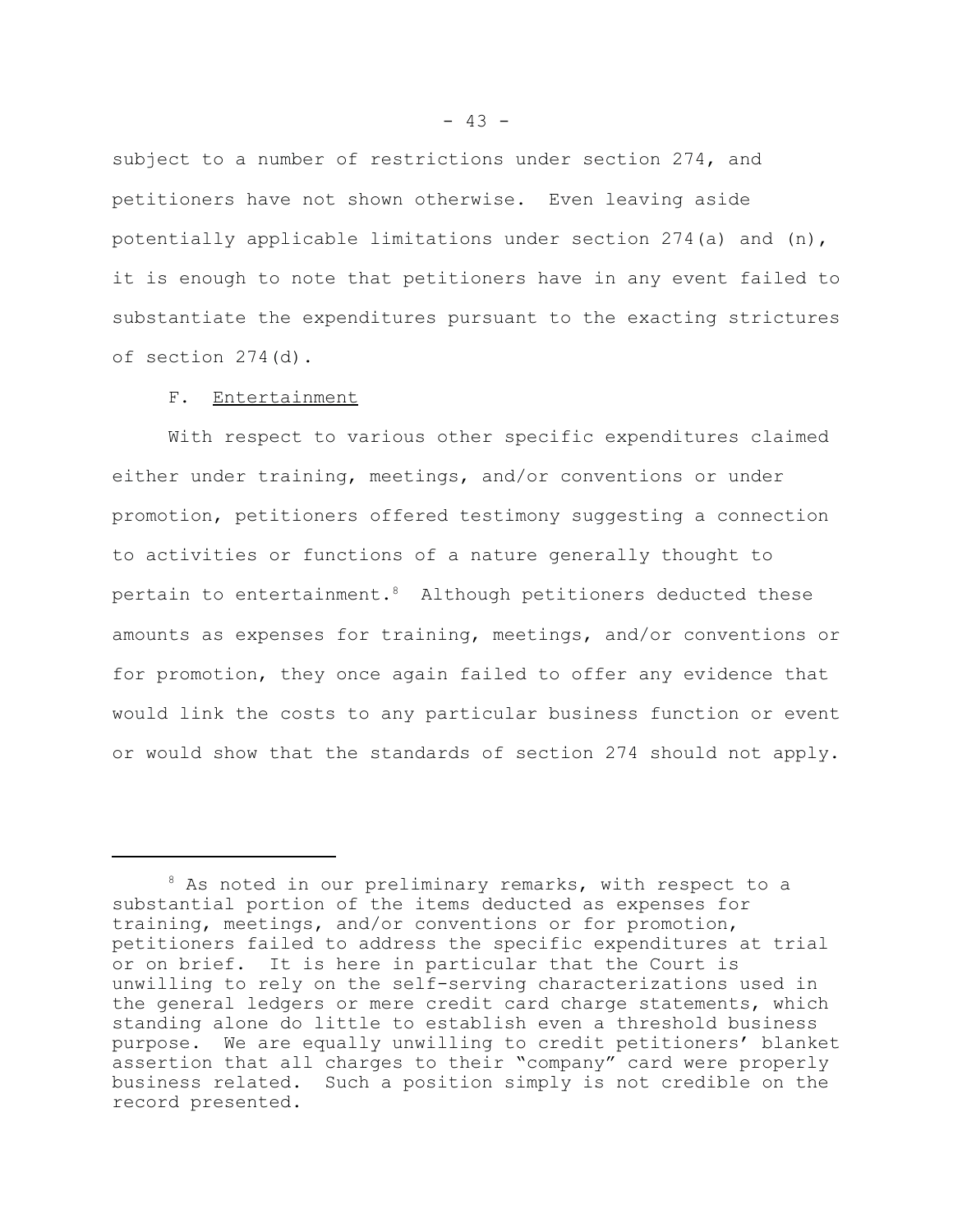subject to a number of restrictions under section 274, and petitioners have not shown otherwise. Even leaving aside potentially applicable limitations under section 274(a) and (n), it is enough to note that petitioners have in any event failed to substantiate the expenditures pursuant to the exacting strictures of section 274(d).

F. Entertainment

With respect to various other specific expenditures claimed either under training, meetings, and/or conventions or under promotion, petitioners offered testimony suggesting a connection to activities or functions of a nature generally thought to pertain to entertainment.[8] Although petitioners deducted these amounts as expenses for training, meetings, and/or conventions or for promotion, they once again failed to offer any evidence that would link the costs to any particular business function or event or would show that the standards of section 274 should not apply.

---

[8] As noted in our preliminary remarks, with respect to a substantial portion of the items deducted as expenses for training, meetings, and/or conventions or for promotion, petitioners failed to address the specific expenditures at trial or on brief. It is here in particular that the Court is unwilling to rely on the self-serving characterizations used in the general ledgers or mere credit card charge statements, which standing alone do little to establish even a threshold business purpose. We are equally unwilling to credit petitioners' blanket assertion that all charges to their "company" card were properly business related. Such a position simply is not credible on the record presented.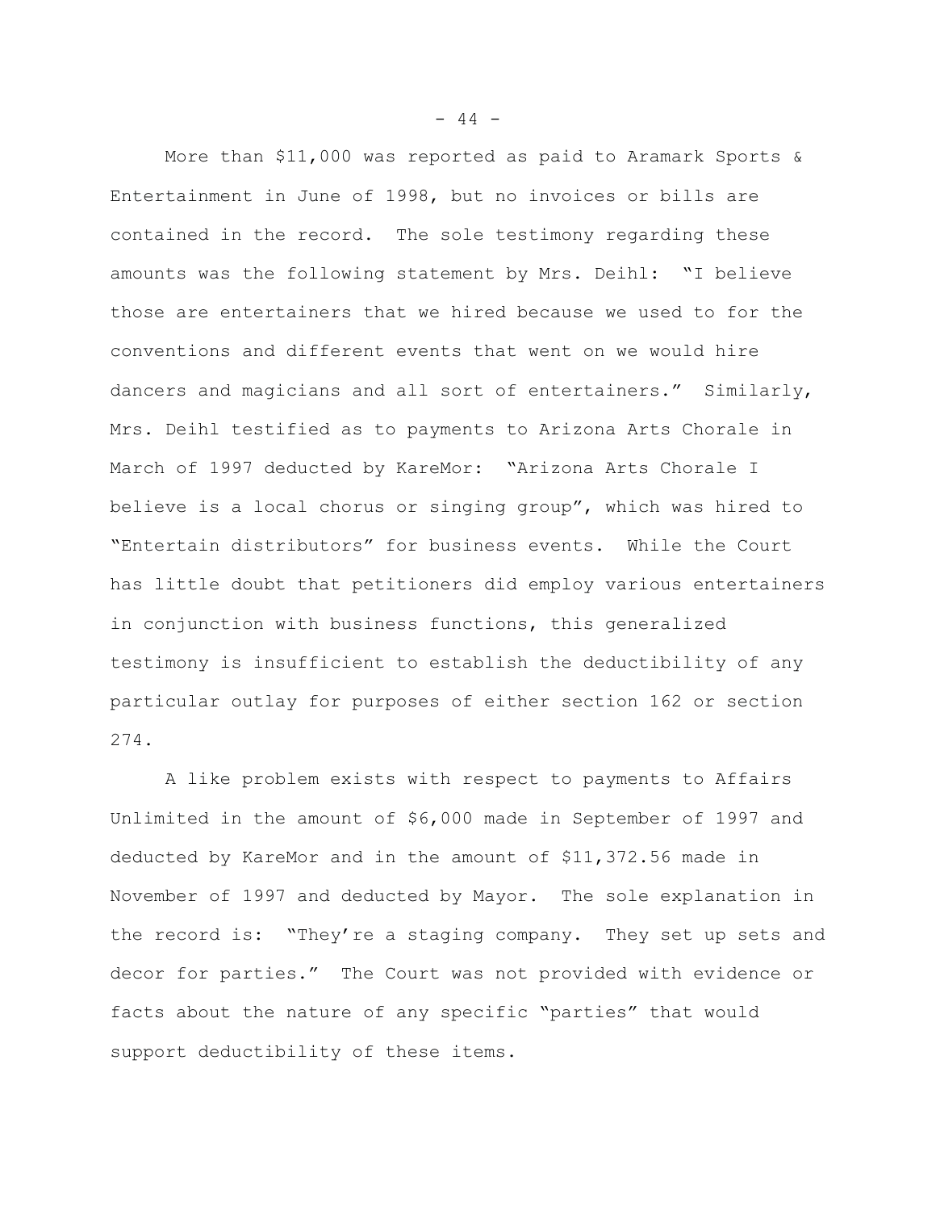More than $11,000 was reported as paid to Aramark Sports & Entertainment in June of 1998, but no invoices or bills are contained in the record. The sole testimony regarding these amounts was the following statement by Mrs. Deihl: "I believe those are entertainers that we hired because we used to for the conventions and different events that went on we would hire dancers and magicians and all sort of entertainers." Similarly, Mrs. Deihl testified as to payments to Arizona Arts Chorale in March of 1997 deducted by KareMor: "Arizona Arts Chorale I believe is a local chorus or singing group", which was hired to "Entertain distributors" for business events. While the Court has little doubt that petitioners did employ various entertainers in conjunction with business functions, this generalized testimony is insufficient to establish the deductibility of any particular outlay for purposes of either section 162 or section 274.

A like problem exists with respect to payments to Affairs Unlimited in the amount of $6,000 made in September of 1997 and deducted by KareMor and in the amount of $11,372.56 made in November of 1997 and deducted by Mayor. The sole explanation in the record is: "They're a staging company. They set up sets and decor for parties." The Court was not provided with evidence or facts about the nature of any specific "parties" that would support deductibility of these items.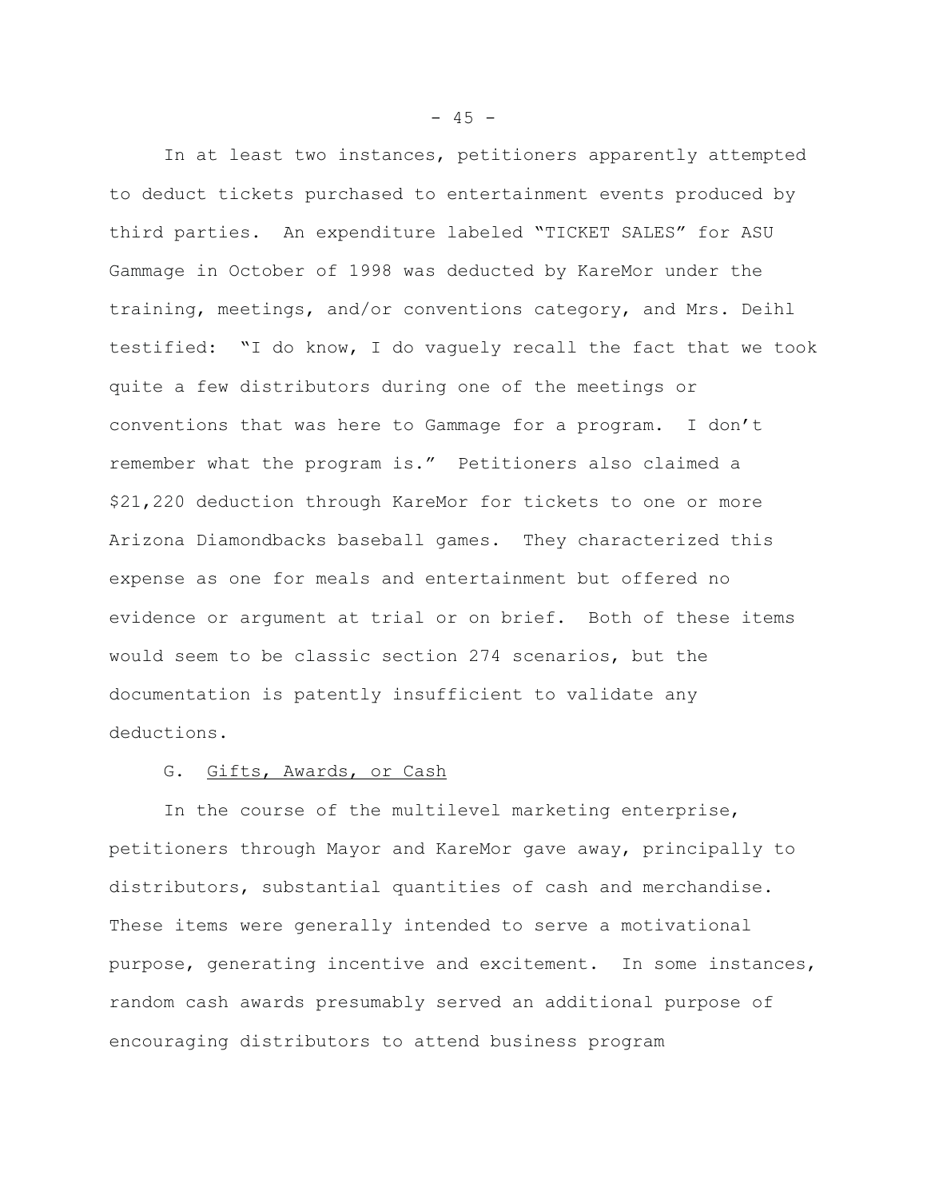In at least two instances, petitioners apparently attempted to deduct tickets purchased to entertainment events produced by third parties. An expenditure labeled "TICKET SALES" for ASU Gammage in October of 1998 was deducted by KareMor under the training, meetings, and/or conventions category, and Mrs. Deihl testified: "I do know, I do vaguely recall the fact that we took quite a few distributors during one of the meetings or conventions that was here to Gammage for a program. I don't remember what the program is." Petitioners also claimed a $21,220 deduction through KareMor for tickets to one or more Arizona Diamondbacks baseball games. They characterized this expense as one for meals and entertainment but offered no evidence or argument at trial or on brief. Both of these items would seem to be classic section 274 scenarios, but the documentation is patently insufficient to validate any deductions.

### G. Gifts, Awards, or Cash

In the course of the multilevel marketing enterprise, petitioners through Mayor and KareMor gave away, principally to distributors, substantial quantities of cash and merchandise. These items were generally intended to serve a motivational purpose, generating incentive and excitement. In some instances, random cash awards presumably served an additional purpose of encouraging distributors to attend business program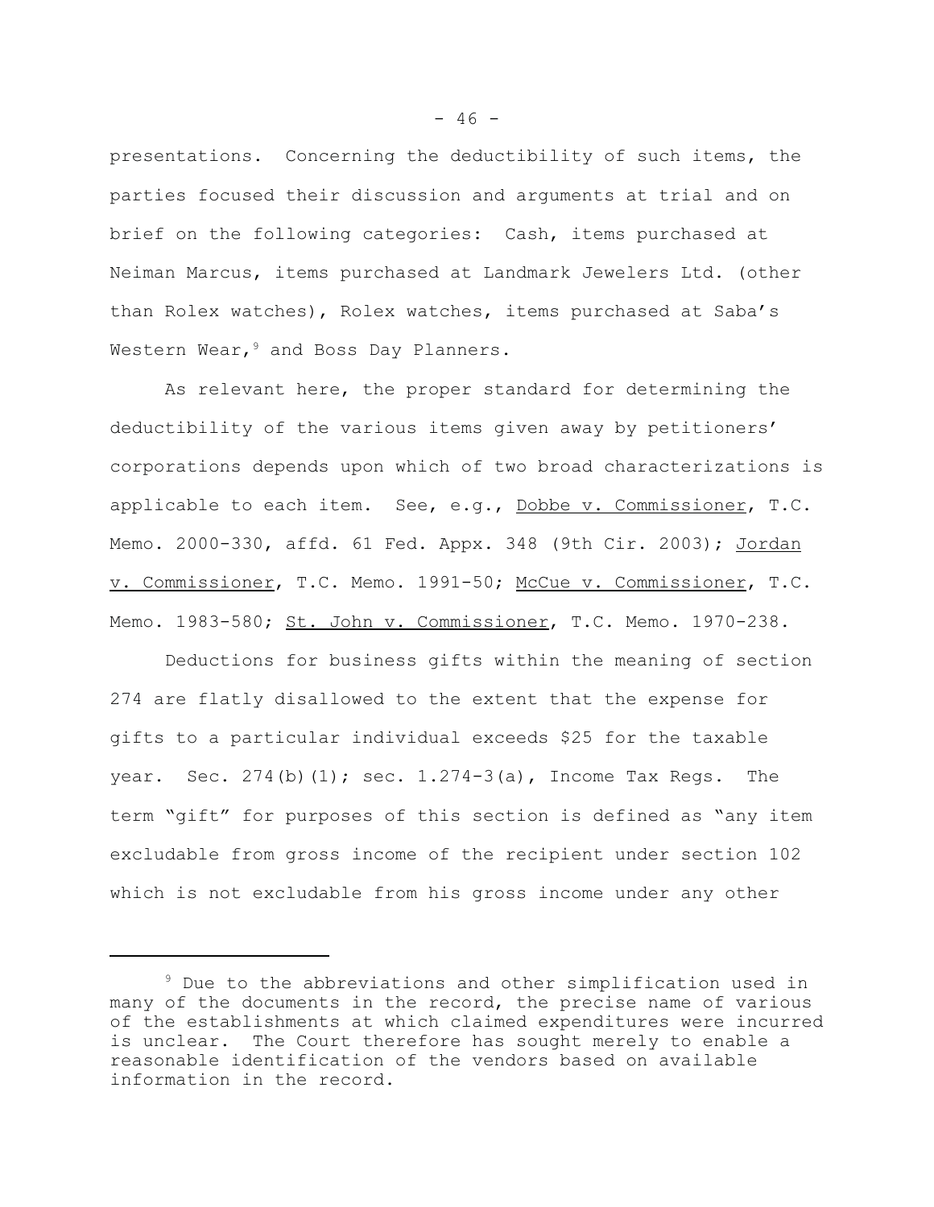presentations. Concerning the deductibility of such items, the parties focused their discussion and arguments at trial and on brief on the following categories: Cash, items purchased at Neiman Marcus, items purchased at Landmark Jewelers Ltd. (other than Rolex watches), Rolex watches, items purchased at Saba's Western Wear,[9] and Boss Day Planners.

As relevant here, the proper standard for determining the deductibility of the various items given away by petitioners' corporations depends upon which of two broad characterizations is applicable to each item. See, e.g., Dobbe v. Commissioner, T.C. Memo. 2000-330, affd. 61 Fed. Appx. 348 (9th Cir. 2003); Jordan v. Commissioner, T.C. Memo. 1991-50; McCue v. Commissioner, T.C. Memo. 1983-580; St. John v. Commissioner, T.C. Memo. 1970-238.

Deductions for business gifts within the meaning of section 274 are flatly disallowed to the extent that the expense for gifts to a particular individual exceeds $25 for the taxable year. Sec. 274(b)(1); sec. 1.274-3(a), Income Tax Regs. The term "gift" for purposes of this section is defined as "any item excludable from gross income of the recipient under section 102 which is not excludable from his gross income under any other

[9] Due to the abbreviations and other simplification used in many of the documents in the record, the precise name of various of the establishments at which claimed expenditures were incurred is unclear. The Court therefore has sought merely to enable a reasonable identification of the vendors based on available information in the record.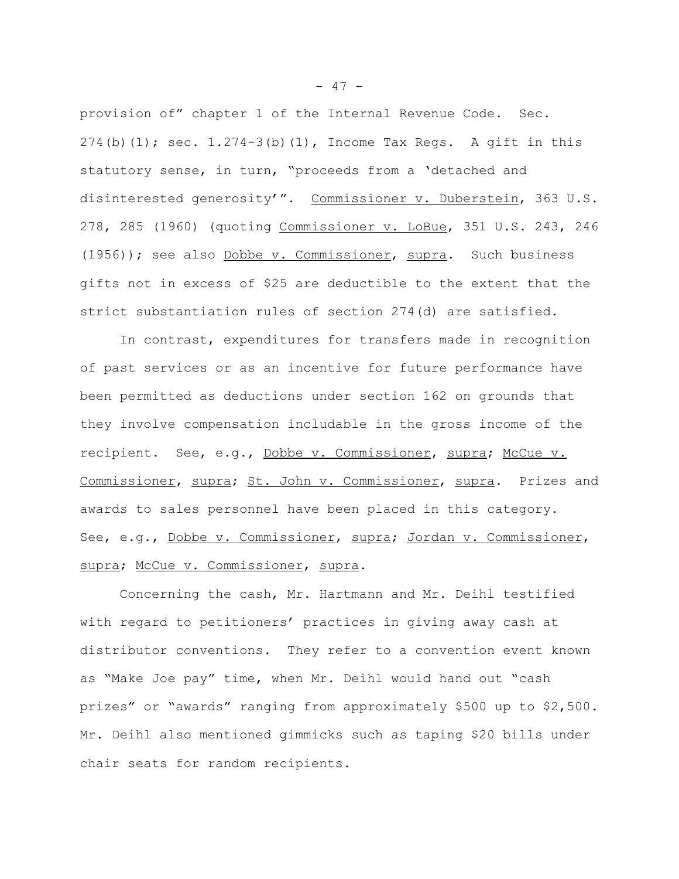provision of" chapter 1 of the Internal Revenue Code. Sec. 274(b)(1); sec. 1.274-3(b)(1), Income Tax Regs. A gift in this statutory sense, in turn, "proceeds from a 'detached and disinterested generosity'". Commissioner v. Duberstein, 363 U.S. 278, 285 (1960) (quoting Commissioner v. LoBue, 351 U.S. 243, 246 (1956)); see also Dobbe v. Commissioner, supra. Such business gifts not in excess of $25 are deductible to the extent that the strict substantiation rules of section 274(d) are satisfied.

In contrast, expenditures for transfers made in recognition of past services or as an incentive for future performance have been permitted as deductions under section 162 on grounds that they involve compensation includable in the gross income of the recipient. See, e.g., Dobbe v. Commissioner, supra; McCue v. Commissioner, supra; St. John v. Commissioner, supra. Prizes and awards to sales personnel have been placed in this category. See, e.g., Dobbe v. Commissioner, supra; Jordan v. Commissioner, supra; McCue v. Commissioner, supra.

Concerning the cash, Mr. Hartmann and Mr. Deihl testified with regard to petitioners' practices in giving away cash at distributor conventions. They refer to a convention event known as "Make Joe pay" time, when Mr. Deihl would hand out "cash prizes" or "awards" ranging from approximately $500 up to $2,500. Mr. Deihl also mentioned gimmicks such as taping $20 bills under chair seats for random recipients.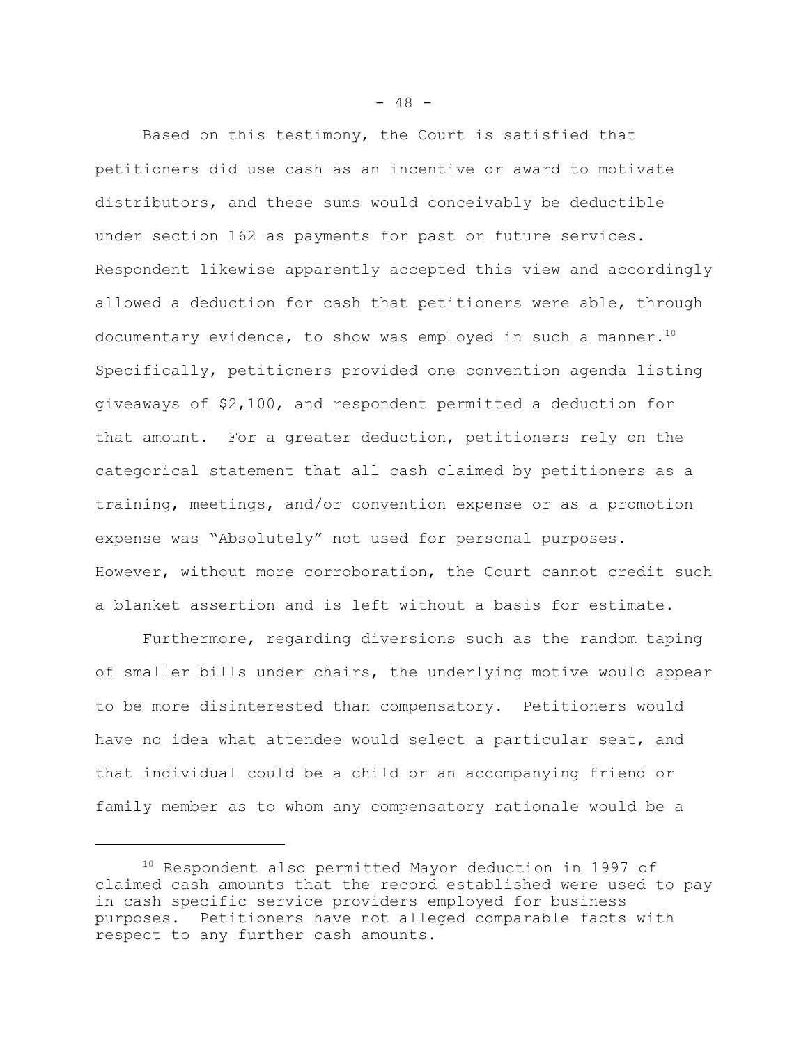Based on this testimony, the Court is satisfied that petitioners did use cash as an incentive or award to motivate distributors, and these sums would conceivably be deductible under section 162 as payments for past or future services. Respondent likewise apparently accepted this view and accordingly allowed a deduction for cash that petitioners were able, through documentary evidence, to show was employed in such a manner.[10] Specifically, petitioners provided one convention agenda listing giveaways of $2,100, and respondent permitted a deduction for that amount. For a greater deduction, petitioners rely on the categorical statement that all cash claimed by petitioners as a training, meetings, and/or convention expense or as a promotion expense was "Absolutely" not used for personal purposes. However, without more corroboration, the Court cannot credit such a blanket assertion and is left without a basis for estimate.

Furthermore, regarding diversions such as the random taping of smaller bills under chairs, the underlying motive would appear to be more disinterested than compensatory. Petitioners would have no idea what attendee would select a particular seat, and that individual could be a child or an accompanying friend or family member as to whom any compensatory rationale would be a

---

[10] Respondent also permitted Mayor deduction in 1997 of claimed cash amounts that the record established were used to pay in cash specific service providers employed for business purposes. Petitioners have not alleged comparable facts with respect to any further cash amounts.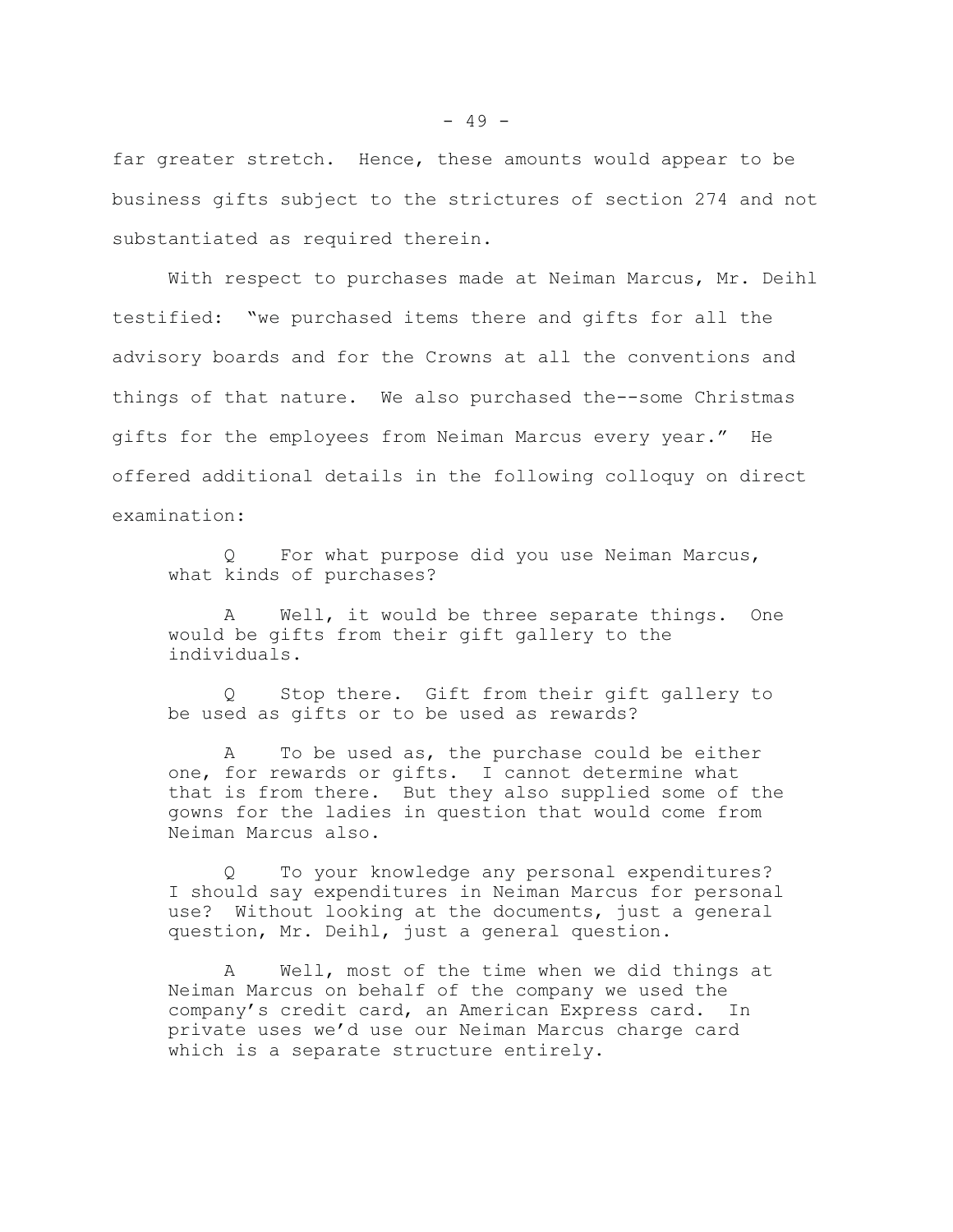far greater stretch. Hence, these amounts would appear to be business gifts subject to the strictures of section 274 and not substantiated as required therein.

With respect to purchases made at Neiman Marcus, Mr. Deihl testified: "we purchased items there and gifts for all the advisory boards and for the Crowns at all the conventions and things of that nature. We also purchased the--some Christmas gifts for the employees from Neiman Marcus every year." He offered additional details in the following colloquy on direct examination:

> Q For what purpose did you use Neiman Marcus, what kinds of purchases?
>
> A Well, it would be three separate things. One would be gifts from their gift gallery to the individuals.
>
> Q Stop there. Gift from their gift gallery to be used as gifts or to be used as rewards?
>
> A To be used as, the purchase could be either one, for rewards or gifts. I cannot determine what that is from there. But they also supplied some of the gowns for the ladies in question that would come from Neiman Marcus also.
>
> Q To your knowledge any personal expenditures? I should say expenditures in Neiman Marcus for personal use? Without looking at the documents, just a general question, Mr. Deihl, just a general question.
>
> A Well, most of the time when we did things at Neiman Marcus on behalf of the company we used the company's credit card, an American Express card. In private uses we'd use our Neiman Marcus charge card which is a separate structure entirely.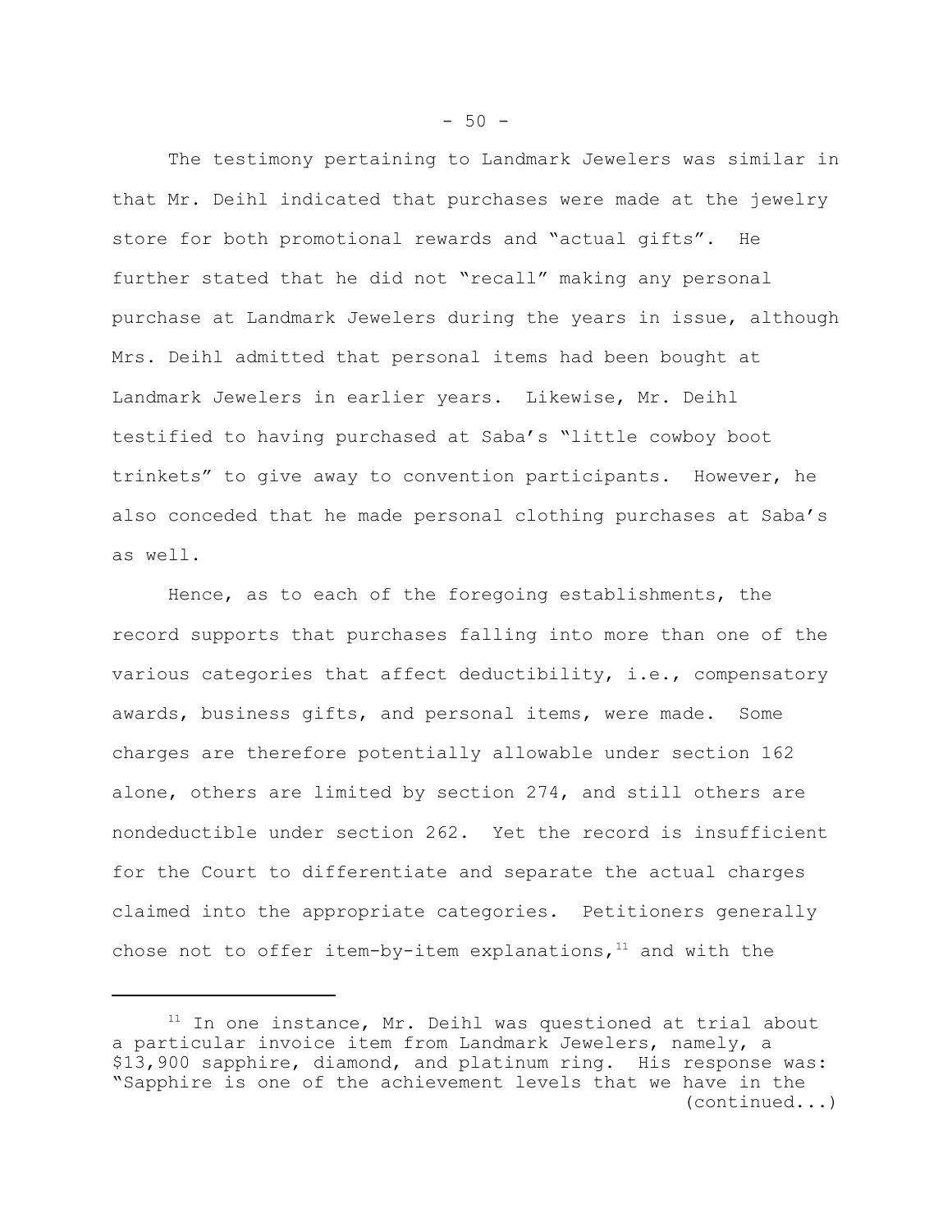The testimony pertaining to Landmark Jewelers was similar in that Mr. Deihl indicated that purchases were made at the jewelry store for both promotional rewards and "actual gifts". He further stated that he did not "recall" making any personal purchase at Landmark Jewelers during the years in issue, although Mrs. Deihl admitted that personal items had been bought at Landmark Jewelers in earlier years. Likewise, Mr. Deihl testified to having purchased at Saba's "little cowboy boot trinkets" to give away to convention participants. However, he also conceded that he made personal clothing purchases at Saba's as well.

Hence, as to each of the foregoing establishments, the record supports that purchases falling into more than one of the various categories that affect deductibility, i.e., compensatory awards, business gifts, and personal items, were made. Some charges are therefore potentially allowable under section 162 alone, others are limited by section 274, and still others are nondeductible under section 262. Yet the record is insufficient for the Court to differentiate and separate the actual charges claimed into the appropriate categories. Petitioners generally chose not to offer item-by-item explanations,[11] and with the

---

[11] In one instance, Mr. Deihl was questioned at trial about a particular invoice item from Landmark Jewelers, namely, a $13,900 sapphire, diamond, and platinum ring. His response was: "Sapphire is one of the achievement levels that we have in the (continued...)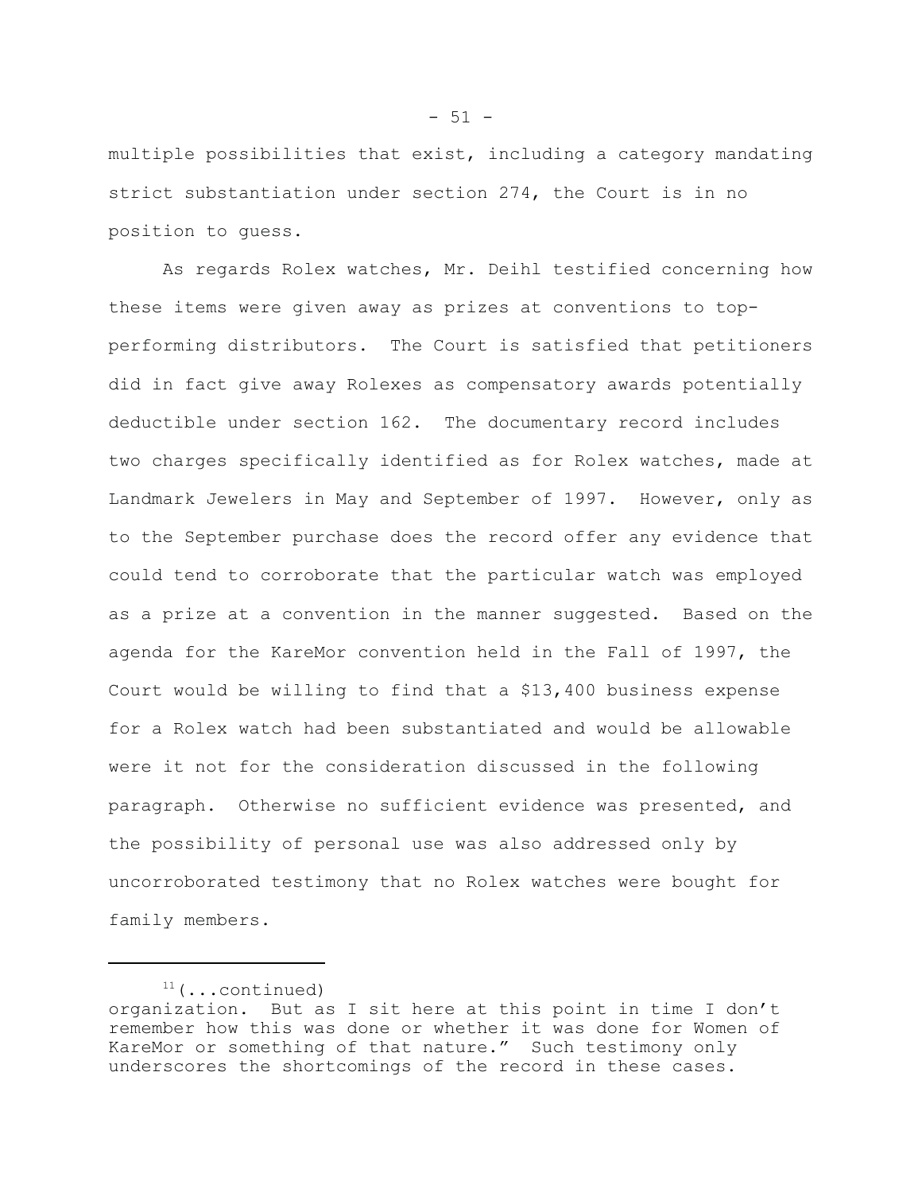multiple possibilities that exist, including a category mandating strict substantiation under section 274, the Court is in no position to guess.

As regards Rolex watches, Mr. Deihl testified concerning how these items were given away as prizes at conventions to top-performing distributors. The Court is satisfied that petitioners did in fact give away Rolexes as compensatory awards potentially deductible under section 162. The documentary record includes two charges specifically identified as for Rolex watches, made at Landmark Jewelers in May and September of 1997. However, only as to the September purchase does the record offer any evidence that could tend to corroborate that the particular watch was employed as a prize at a convention in the manner suggested. Based on the agenda for the KareMor convention held in the Fall of 1997, the Court would be willing to find that a $13,400 business expense for a Rolex watch had been substantiated and would be allowable were it not for the consideration discussed in the following paragraph. Otherwise no sufficient evidence was presented, and the possibility of personal use was also addressed only by uncorroborated testimony that no Rolex watches were bought for family members.

---

[11](...continued)
organization. But as I sit here at this point in time I don't remember how this was done or whether it was done for Women of KareMor or something of that nature." Such testimony only underscores the shortcomings of the record in these cases.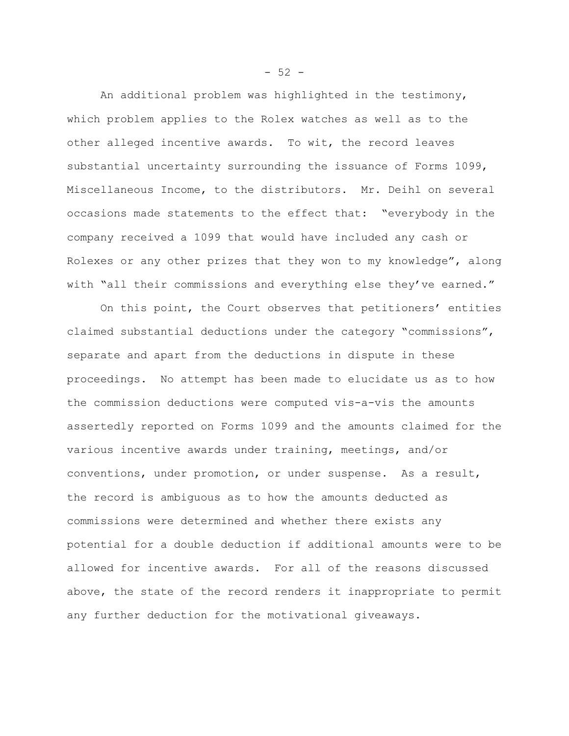An additional problem was highlighted in the testimony, which problem applies to the Rolex watches as well as to the other alleged incentive awards. To wit, the record leaves substantial uncertainty surrounding the issuance of Forms 1099, Miscellaneous Income, to the distributors. Mr. Deihl on several occasions made statements to the effect that: "everybody in the company received a 1099 that would have included any cash or Rolexes or any other prizes that they won to my knowledge", along with "all their commissions and everything else they've earned."

On this point, the Court observes that petitioners' entities claimed substantial deductions under the category "commissions", separate and apart from the deductions in dispute in these proceedings. No attempt has been made to elucidate us as to how the commission deductions were computed vis-a-vis the amounts assertedly reported on Forms 1099 and the amounts claimed for the various incentive awards under training, meetings, and/or conventions, under promotion, or under suspense. As a result, the record is ambiguous as to how the amounts deducted as commissions were determined and whether there exists any potential for a double deduction if additional amounts were to be allowed for incentive awards. For all of the reasons discussed above, the state of the record renders it inappropriate to permit any further deduction for the motivational giveaways.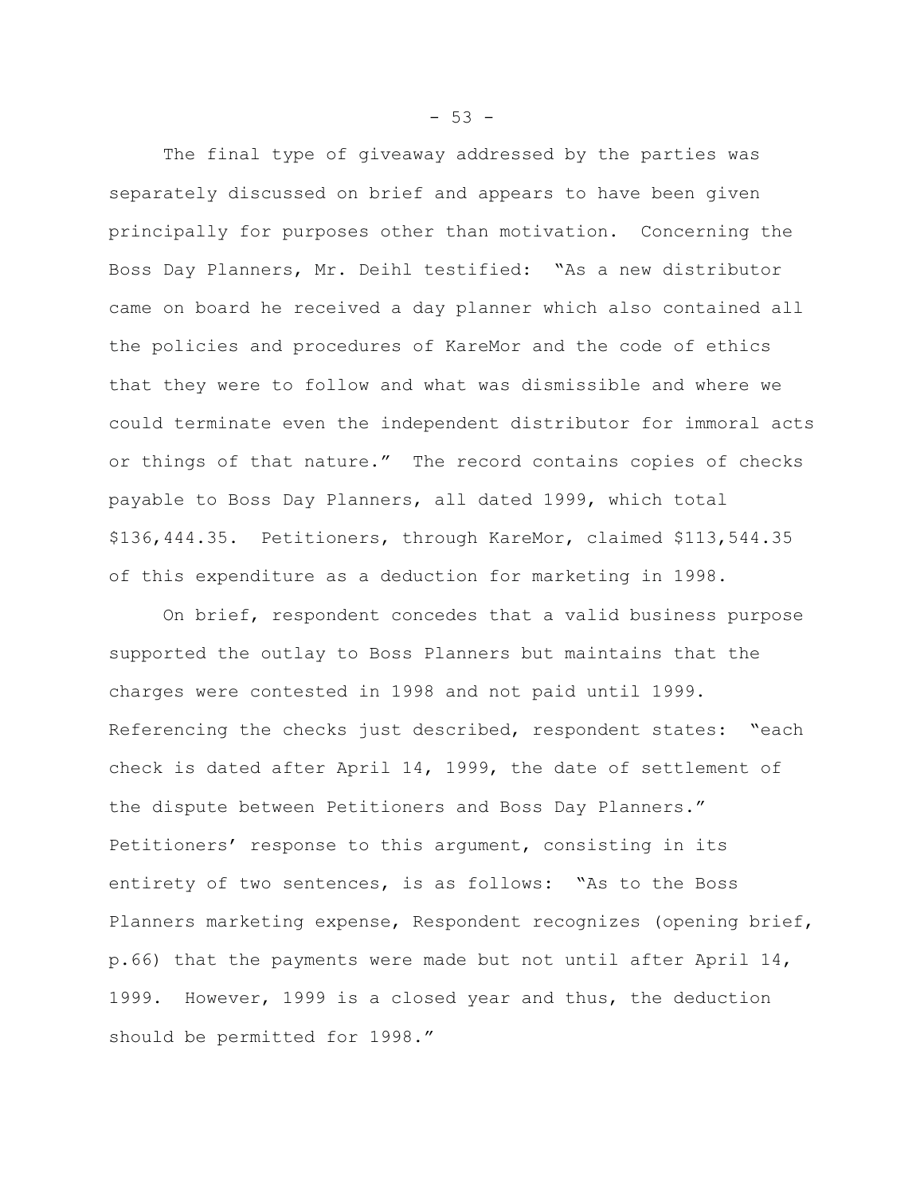The final type of giveaway addressed by the parties was separately discussed on brief and appears to have been given principally for purposes other than motivation. Concerning the Boss Day Planners, Mr. Deihl testified: "As a new distributor came on board he received a day planner which also contained all the policies and procedures of KareMor and the code of ethics that they were to follow and what was dismissible and where we could terminate even the independent distributor for immoral acts or things of that nature." The record contains copies of checks payable to Boss Day Planners, all dated 1999, which total $136,444.35. Petitioners, through KareMor, claimed $113,544.35 of this expenditure as a deduction for marketing in 1998.

On brief, respondent concedes that a valid business purpose supported the outlay to Boss Planners but maintains that the charges were contested in 1998 and not paid until 1999. Referencing the checks just described, respondent states: "each check is dated after April 14, 1999, the date of settlement of the dispute between Petitioners and Boss Day Planners." Petitioners' response to this argument, consisting in its entirety of two sentences, is as follows: "As to the Boss Planners marketing expense, Respondent recognizes (opening brief, p.66) that the payments were made but not until after April 14, 1999. However, 1999 is a closed year and thus, the deduction should be permitted for 1998."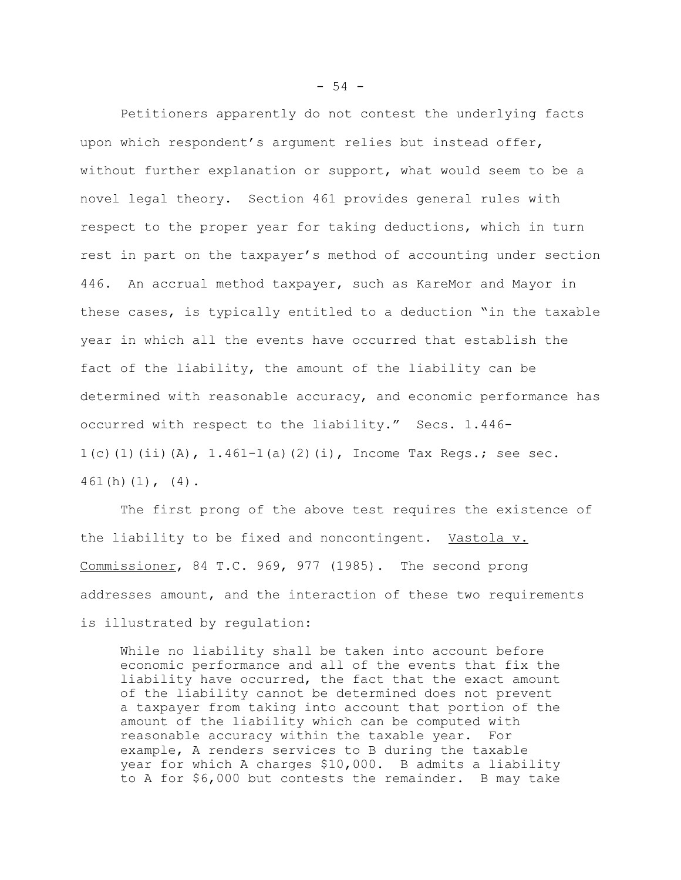Petitioners apparently do not contest the underlying facts upon which respondent's argument relies but instead offer, without further explanation or support, what would seem to be a novel legal theory. Section 461 provides general rules with respect to the proper year for taking deductions, which in turn rest in part on the taxpayer's method of accounting under section 446. An accrual method taxpayer, such as KareMor and Mayor in these cases, is typically entitled to a deduction "in the taxable year in which all the events have occurred that establish the fact of the liability, the amount of the liability can be determined with reasonable accuracy, and economic performance has occurred with respect to the liability." Secs. 1.446-1(c)(1)(ii)(A), 1.461-1(a)(2)(i), Income Tax Regs.; see sec. 461(h)(1), (4).

The first prong of the above test requires the existence of the liability to be fixed and noncontingent. Vastola v. Commissioner, 84 T.C. 969, 977 (1985). The second prong addresses amount, and the interaction of these two requirements is illustrated by regulation:

> While no liability shall be taken into account before economic performance and all of the events that fix the liability have occurred, the fact that the exact amount of the liability cannot be determined does not prevent a taxpayer from taking into account that portion of the amount of the liability which can be computed with reasonable accuracy within the taxable year. For example, A renders services to B during the taxable year for which A charges $10,000. B admits a liability to A for $6,000 but contests the remainder. B may take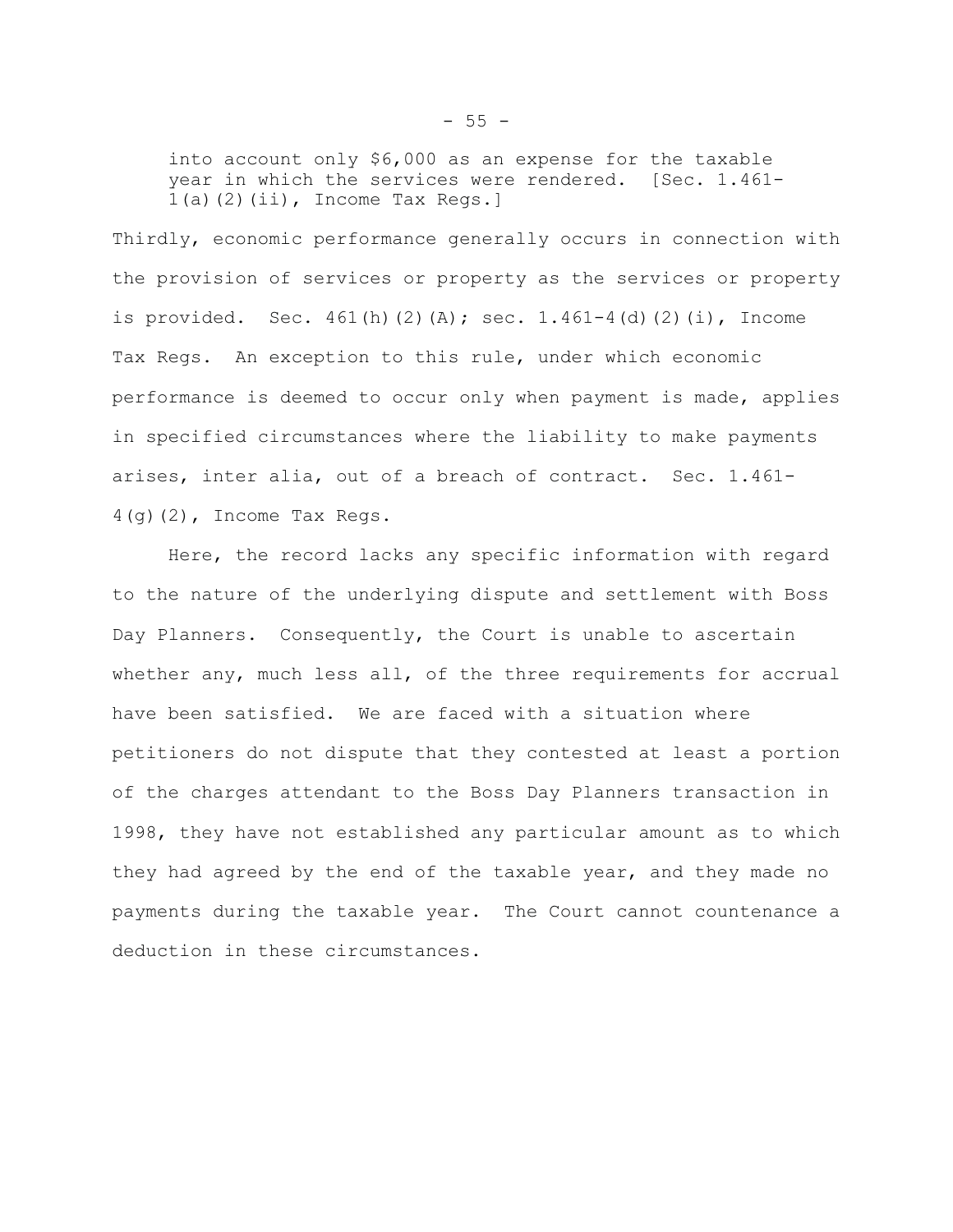> into account only $6,000 as an expense for the taxable year in which the services were rendered. [Sec. 1.461-1(a)(2)(ii), Income Tax Regs.]

Thirdly, economic performance generally occurs in connection with the provision of services or property as the services or property is provided. Sec. 461(h)(2)(A); sec. 1.461-4(d)(2)(i), Income Tax Regs. An exception to this rule, under which economic performance is deemed to occur only when payment is made, applies in specified circumstances where the liability to make payments arises, inter alia, out of a breach of contract. Sec. 1.461-4(g)(2), Income Tax Regs.

Here, the record lacks any specific information with regard to the nature of the underlying dispute and settlement with Boss Day Planners. Consequently, the Court is unable to ascertain whether any, much less all, of the three requirements for accrual have been satisfied. We are faced with a situation where petitioners do not dispute that they contested at least a portion of the charges attendant to the Boss Day Planners transaction in 1998, they have not established any particular amount as to which they had agreed by the end of the taxable year, and they made no payments during the taxable year. The Court cannot countenance a deduction in these circumstances.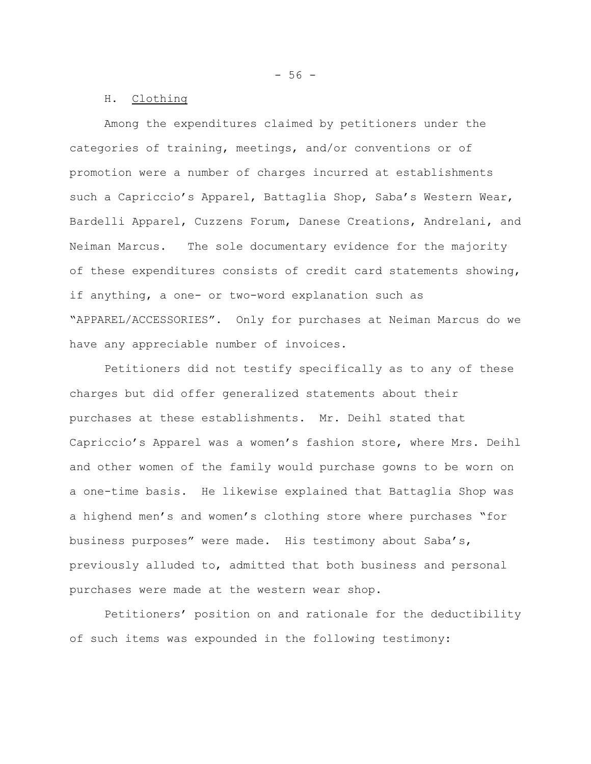### H. Clothing

Among the expenditures claimed by petitioners under the categories of training, meetings, and/or conventions or of promotion were a number of charges incurred at establishments such a Capriccio's Apparel, Battaglia Shop, Saba's Western Wear, Bardelli Apparel, Cuzzens Forum, Danese Creations, Andrelani, and Neiman Marcus. The sole documentary evidence for the majority of these expenditures consists of credit card statements showing, if anything, a one- or two-word explanation such as "APPAREL/ACCESSORIES". Only for purchases at Neiman Marcus do we have any appreciable number of invoices.

Petitioners did not testify specifically as to any of these charges but did offer generalized statements about their purchases at these establishments. Mr. Deihl stated that Capriccio's Apparel was a women's fashion store, where Mrs. Deihl and other women of the family would purchase gowns to be worn on a one-time basis. He likewise explained that Battaglia Shop was a highend men's and women's clothing store where purchases "for business purposes" were made. His testimony about Saba's, previously alluded to, admitted that both business and personal purchases were made at the western wear shop.

Petitioners' position on and rationale for the deductibility of such items was expounded in the following testimony: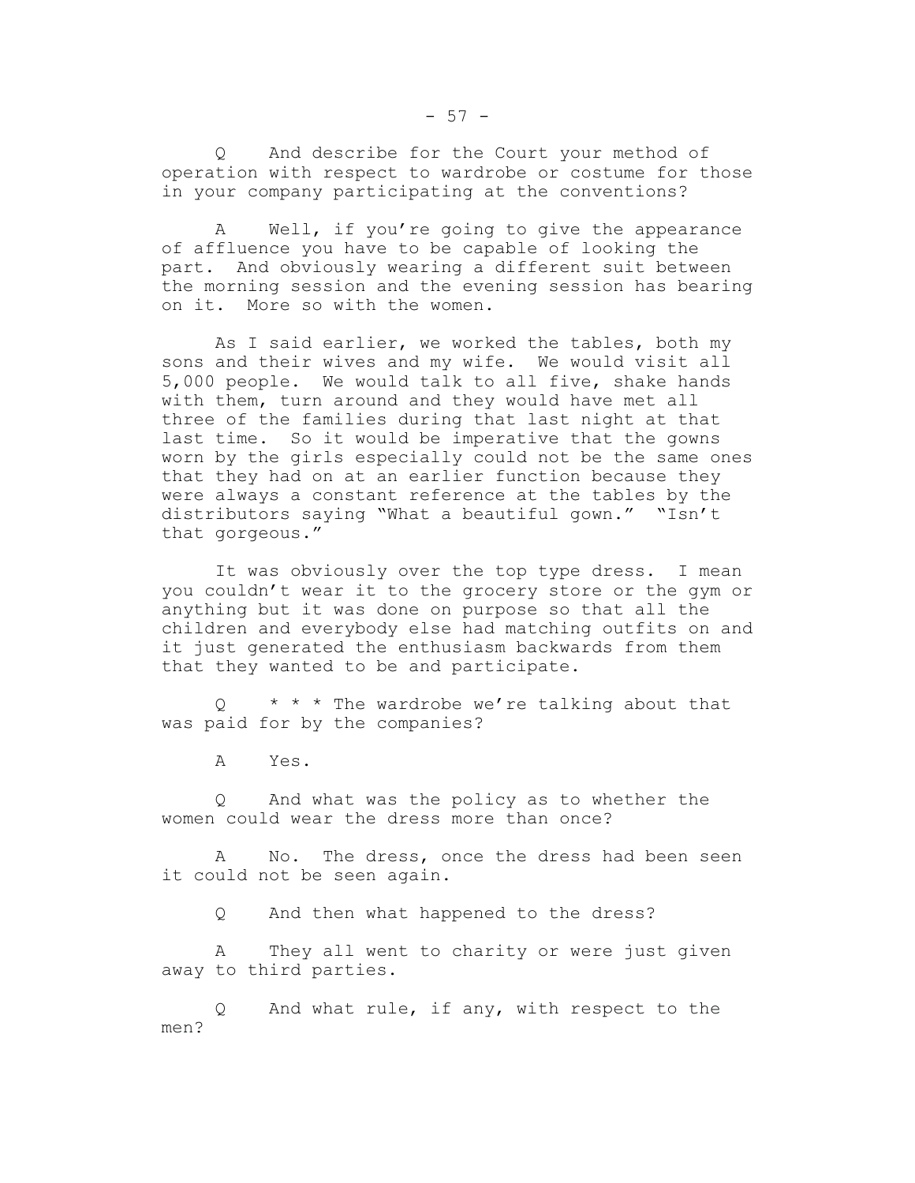Q  And describe for the Court your method of operation with respect to wardrobe or costume for those in your company participating at the conventions?

A  Well, if you're going to give the appearance of affluence you have to be capable of looking the part. And obviously wearing a different suit between the morning session and the evening session has bearing on it. More so with the women.

As I said earlier, we worked the tables, both my sons and their wives and my wife. We would visit all 5,000 people. We would talk to all five, shake hands with them, turn around and they would have met all three of the families during that last night at that last time. So it would be imperative that the gowns worn by the girls especially could not be the same ones that they had on at an earlier function because they were always a constant reference at the tables by the distributors saying "What a beautiful gown." "Isn't that gorgeous."

It was obviously over the top type dress. I mean you couldn't wear it to the grocery store or the gym or anything but it was done on purpose so that all the children and everybody else had matching outfits on and it just generated the enthusiasm backwards from them that they wanted to be and participate.

Q  * * * The wardrobe we're talking about that was paid for by the companies?

A  Yes.

Q  And what was the policy as to whether the women could wear the dress more than once?

A  No. The dress, once the dress had been seen it could not be seen again.

Q  And then what happened to the dress?

A  They all went to charity or were just given away to third parties.

Q  And what rule, if any, with respect to the men?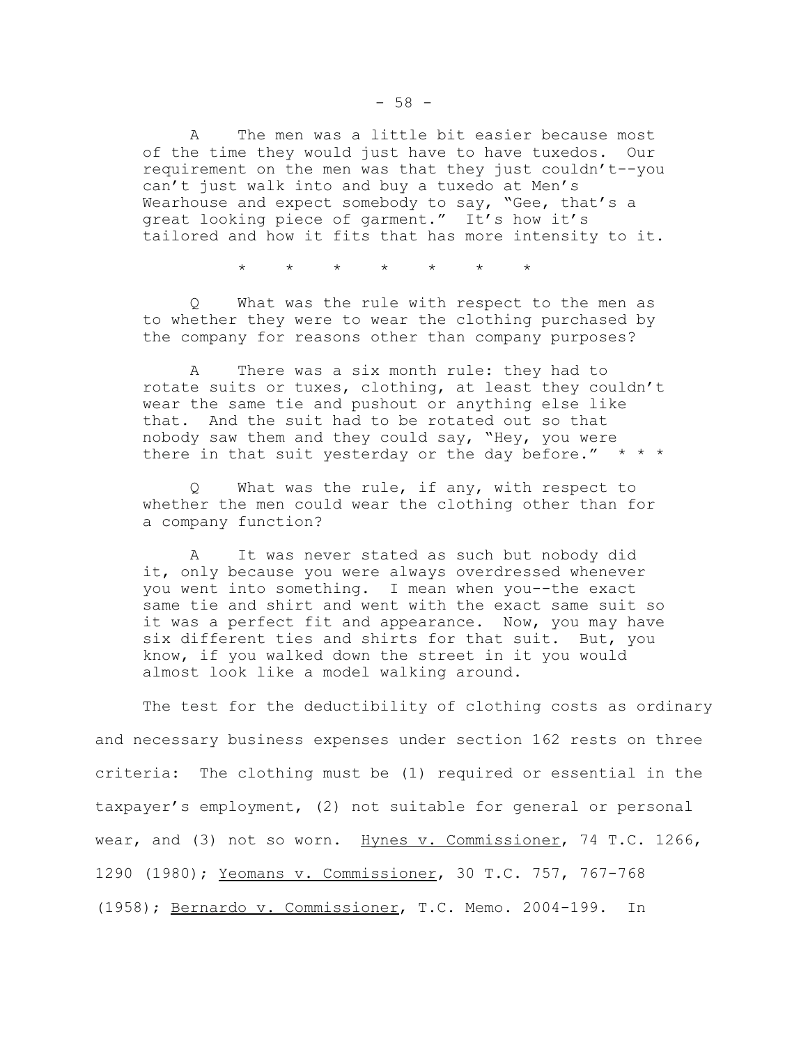A The men was a little bit easier because most of the time they would just have to have tuxedos. Our requirement on the men was that they just couldn't--you can't just walk into and buy a tuxedo at Men's Wearhouse and expect somebody to say, "Gee, that's a great looking piece of garment." It's how it's tailored and how it fits that has more intensity to it.

\* \* \* \* \* \* \*

Q What was the rule with respect to the men as to whether they were to wear the clothing purchased by the company for reasons other than company purposes?

A There was a six month rule: they had to rotate suits or tuxes, clothing, at least they couldn't wear the same tie and pushout or anything else like that. And the suit had to be rotated out so that nobody saw them and they could say, "Hey, you were there in that suit yesterday or the day before." \* \* \*

Q What was the rule, if any, with respect to whether the men could wear the clothing other than for a company function?

A It was never stated as such but nobody did it, only because you were always overdressed whenever you went into something. I mean when you--the exact same tie and shirt and went with the exact same suit so it was a perfect fit and appearance. Now, you may have six different ties and shirts for that suit. But, you know, if you walked down the street in it you would almost look like a model walking around.

The test for the deductibility of clothing costs as ordinary and necessary business expenses under section 162 rests on three criteria: The clothing must be (1) required or essential in the taxpayer's employment, (2) not suitable for general or personal wear, and (3) not so worn. Hynes v. Commissioner, 74 T.C. 1266, 1290 (1980); Yeomans v. Commissioner, 30 T.C. 757, 767-768 (1958); Bernardo v. Commissioner, T.C. Memo. 2004-199. In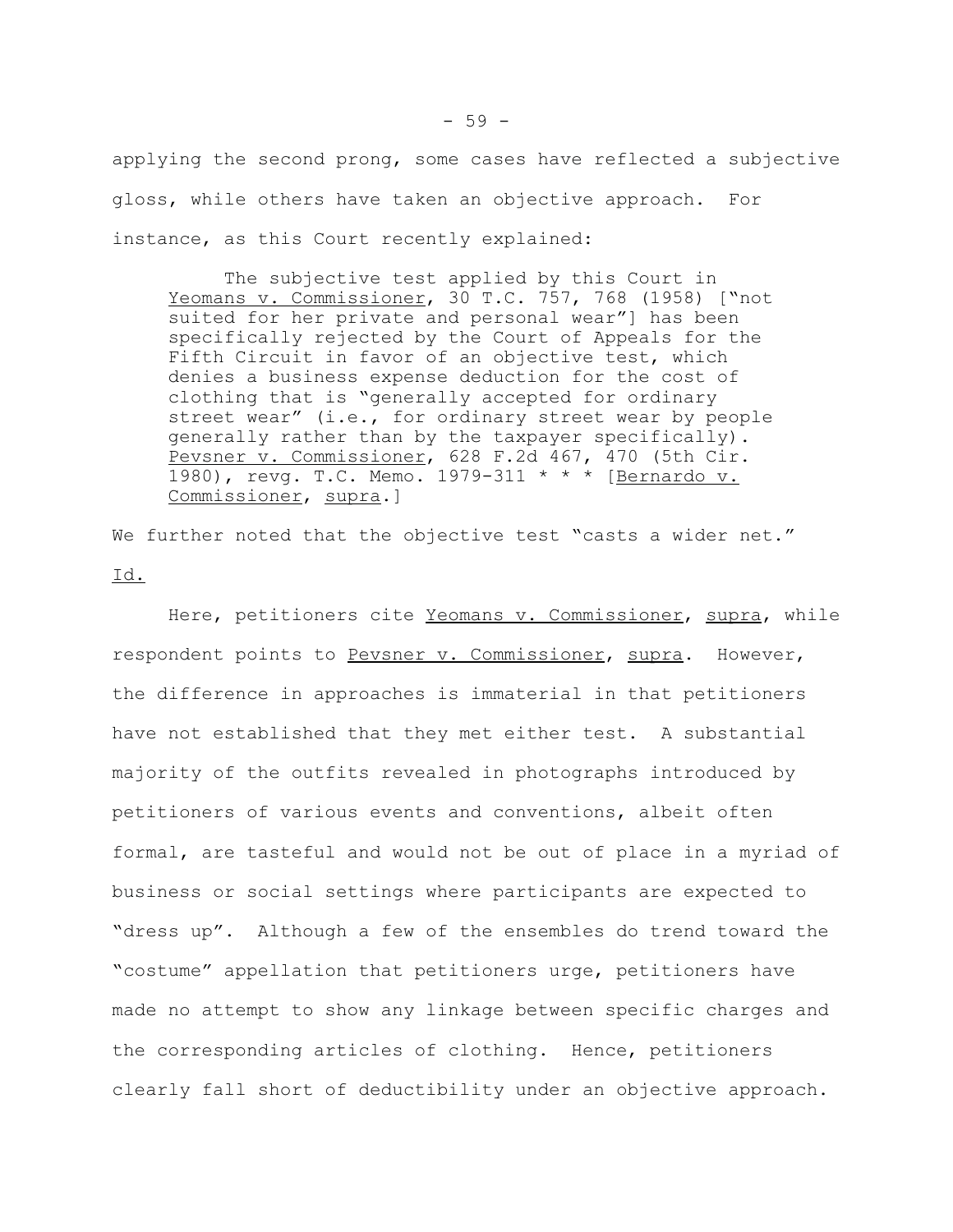applying the second prong, some cases have reflected a subjective gloss, while others have taken an objective approach. For instance, as this Court recently explained:

> The subjective test applied by this Court in Yeomans v. Commissioner, 30 T.C. 757, 768 (1958) ["not suited for her private and personal wear"] has been specifically rejected by the Court of Appeals for the Fifth Circuit in favor of an objective test, which denies a business expense deduction for the cost of clothing that is "generally accepted for ordinary street wear" (i.e., for ordinary street wear by people generally rather than by the taxpayer specifically). Pevsner v. Commissioner, 628 F.2d 467, 470 (5th Cir. 1980), revg. T.C. Memo. 1979-311 * * * [Bernardo v. Commissioner, supra.]

We further noted that the objective test "casts a wider net." Id.

Here, petitioners cite Yeomans v. Commissioner, supra, while respondent points to Pevsner v. Commissioner, supra. However, the difference in approaches is immaterial in that petitioners have not established that they met either test. A substantial majority of the outfits revealed in photographs introduced by petitioners of various events and conventions, albeit often formal, are tasteful and would not be out of place in a myriad of business or social settings where participants are expected to "dress up". Although a few of the ensembles do trend toward the "costume" appellation that petitioners urge, petitioners have made no attempt to show any linkage between specific charges and the corresponding articles of clothing. Hence, petitioners clearly fall short of deductibility under an objective approach.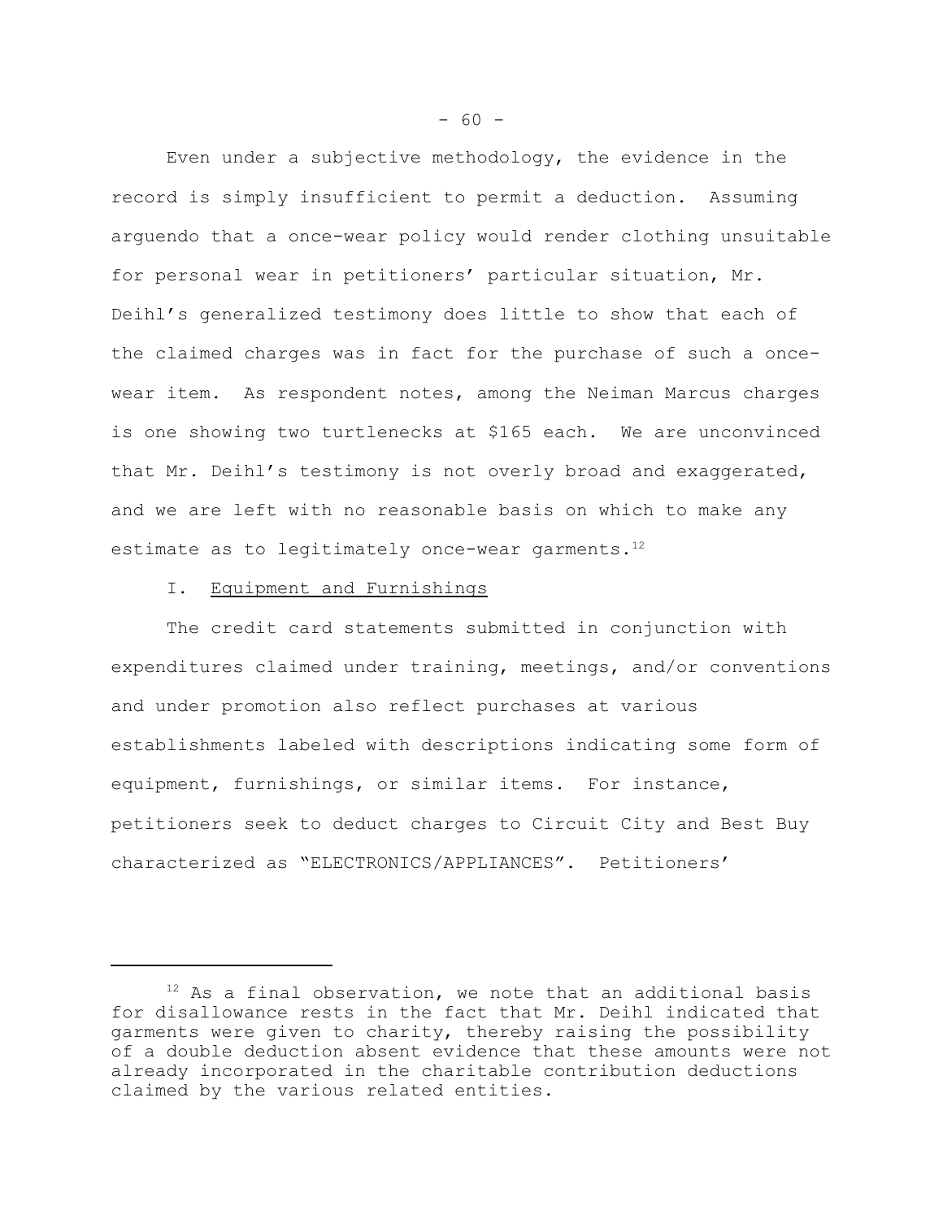Even under a subjective methodology, the evidence in the record is simply insufficient to permit a deduction. Assuming arguendo that a once-wear policy would render clothing unsuitable for personal wear in petitioners' particular situation, Mr. Deihl's generalized testimony does little to show that each of the claimed charges was in fact for the purchase of such a once-wear item. As respondent notes, among the Neiman Marcus charges is one showing two turtlenecks at $165 each. We are unconvinced that Mr. Deihl's testimony is not overly broad and exaggerated, and we are left with no reasonable basis on which to make any estimate as to legitimately once-wear garments.[12]

I. Equipment and Furnishings

The credit card statements submitted in conjunction with expenditures claimed under training, meetings, and/or conventions and under promotion also reflect purchases at various establishments labeled with descriptions indicating some form of equipment, furnishings, or similar items. For instance, petitioners seek to deduct charges to Circuit City and Best Buy characterized as "ELECTRONICS/APPLIANCES". Petitioners'

---

[12] As a final observation, we note that an additional basis for disallowance rests in the fact that Mr. Deihl indicated that garments were given to charity, thereby raising the possibility of a double deduction absent evidence that these amounts were not already incorporated in the charitable contribution deductions claimed by the various related entities.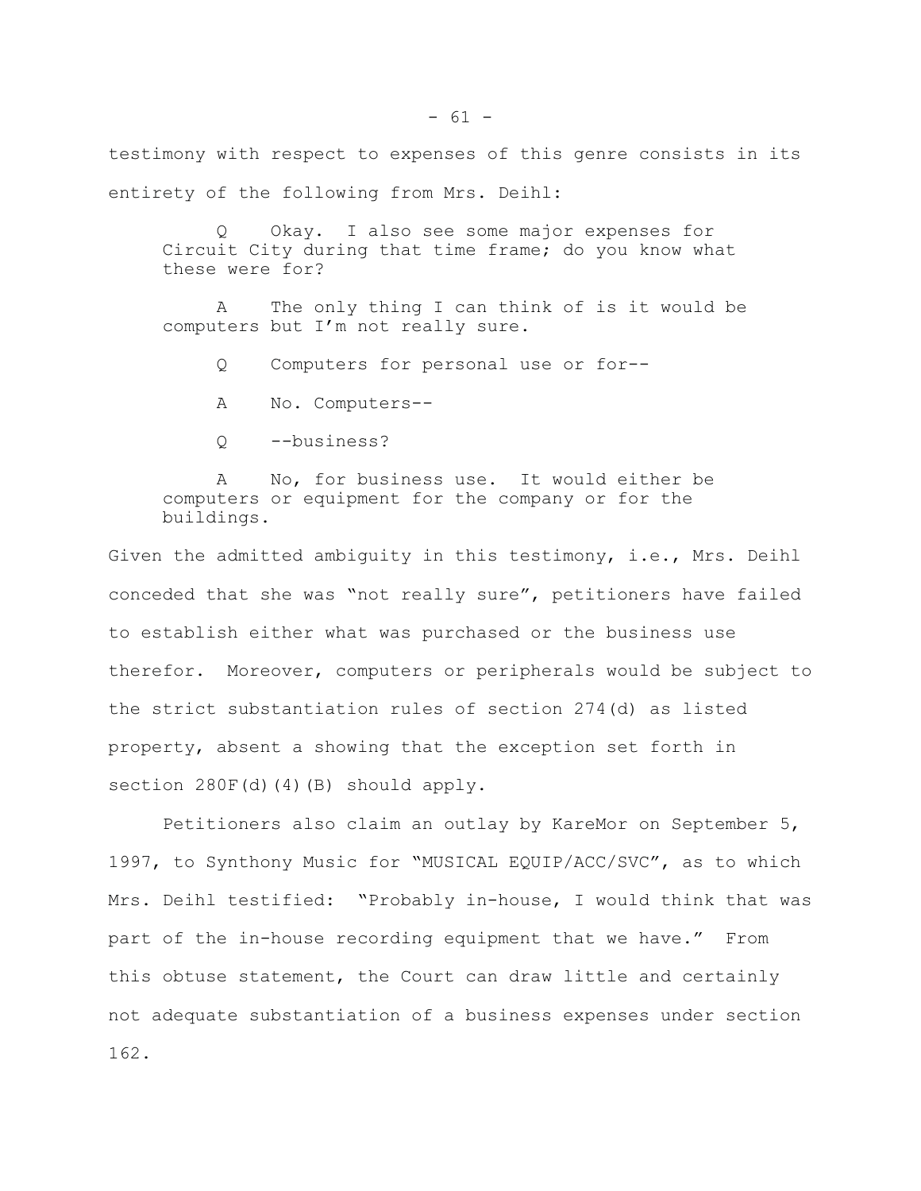testimony with respect to expenses of this genre consists in its entirety of the following from Mrs. Deihl:

> Q Okay. I also see some major expenses for Circuit City during that time frame; do you know what these were for?
>
> A The only thing I can think of is it would be computers but I'm not really sure.
>
> Q Computers for personal use or for--
>
> A No. Computers--
>
> Q --business?
>
> A No, for business use. It would either be computers or equipment for the company or for the buildings.

Given the admitted ambiguity in this testimony, i.e., Mrs. Deihl conceded that she was "not really sure", petitioners have failed to establish either what was purchased or the business use therefor. Moreover, computers or peripherals would be subject to the strict substantiation rules of section 274(d) as listed property, absent a showing that the exception set forth in section 280F(d)(4)(B) should apply.

Petitioners also claim an outlay by KareMor on September 5, 1997, to Synthony Music for "MUSICAL EQUIP/ACC/SVC", as to which Mrs. Deihl testified: "Probably in-house, I would think that was part of the in-house recording equipment that we have." From this obtuse statement, the Court can draw little and certainly not adequate substantiation of a business expenses under section 162.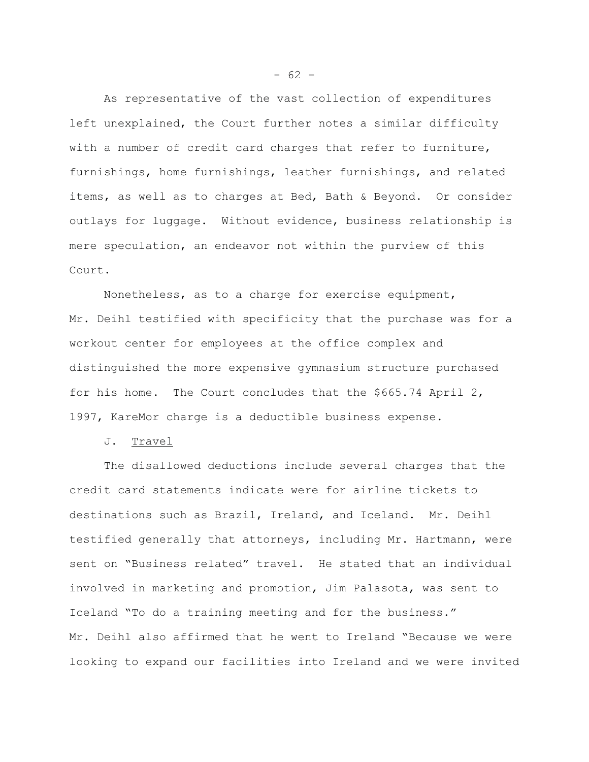As representative of the vast collection of expenditures left unexplained, the Court further notes a similar difficulty with a number of credit card charges that refer to furniture, furnishings, home furnishings, leather furnishings, and related items, as well as to charges at Bed, Bath & Beyond. Or consider outlays for luggage. Without evidence, business relationship is mere speculation, an endeavor not within the purview of this Court.

Nonetheless, as to a charge for exercise equipment, Mr. Deihl testified with specificity that the purchase was for a workout center for employees at the office complex and distinguished the more expensive gymnasium structure purchased for his home. The Court concludes that the $665.74 April 2, 1997, KareMor charge is a deductible business expense.

J. <u>Travel</u>

The disallowed deductions include several charges that the credit card statements indicate were for airline tickets to destinations such as Brazil, Ireland, and Iceland. Mr. Deihl testified generally that attorneys, including Mr. Hartmann, were sent on "Business related" travel. He stated that an individual involved in marketing and promotion, Jim Palasota, was sent to Iceland "To do a training meeting and for the business." Mr. Deihl also affirmed that he went to Ireland "Because we were looking to expand our facilities into Ireland and we were invited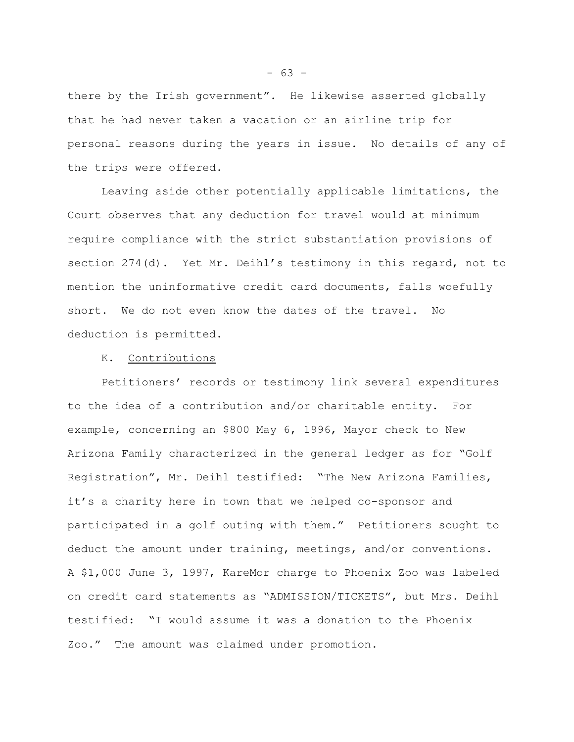there by the Irish government". He likewise asserted globally that he had never taken a vacation or an airline trip for personal reasons during the years in issue. No details of any of the trips were offered.

Leaving aside other potentially applicable limitations, the Court observes that any deduction for travel would at minimum require compliance with the strict substantiation provisions of section 274(d). Yet Mr. Deihl's testimony in this regard, not to mention the uninformative credit card documents, falls woefully short. We do not even know the dates of the travel. No deduction is permitted.

K. Contributions

Petitioners' records or testimony link several expenditures to the idea of a contribution and/or charitable entity. For example, concerning an $800 May 6, 1996, Mayor check to New Arizona Family characterized in the general ledger as for "Golf Registration", Mr. Deihl testified: "The New Arizona Families, it's a charity here in town that we helped co-sponsor and participated in a golf outing with them." Petitioners sought to deduct the amount under training, meetings, and/or conventions. A $1,000 June 3, 1997, KareMor charge to Phoenix Zoo was labeled on credit card statements as "ADMISSION/TICKETS", but Mrs. Deihl testified: "I would assume it was a donation to the Phoenix Zoo." The amount was claimed under promotion.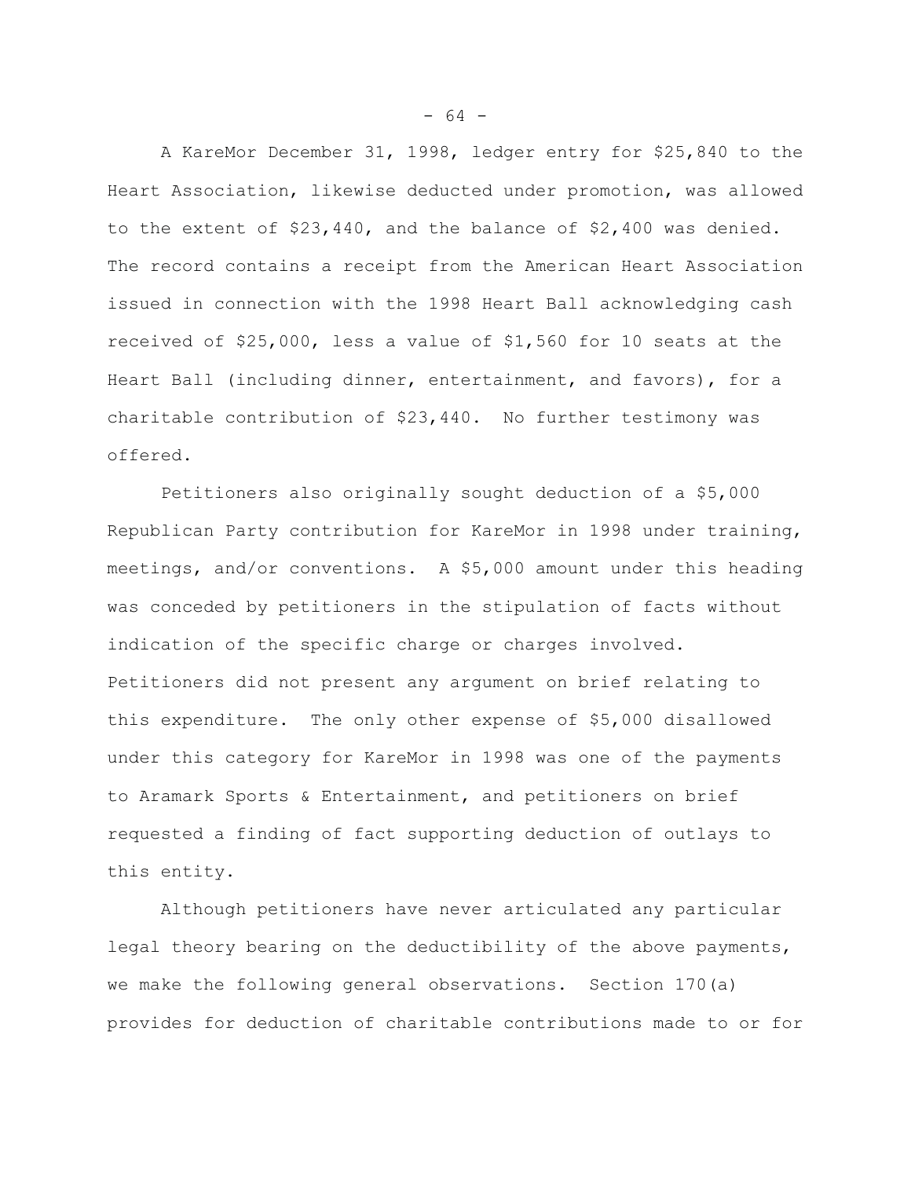A KareMor December 31, 1998, ledger entry for $25,840 to the Heart Association, likewise deducted under promotion, was allowed to the extent of $23,440, and the balance of $2,400 was denied. The record contains a receipt from the American Heart Association issued in connection with the 1998 Heart Ball acknowledging cash received of $25,000, less a value of $1,560 for 10 seats at the Heart Ball (including dinner, entertainment, and favors), for a charitable contribution of $23,440. No further testimony was offered.

Petitioners also originally sought deduction of a $5,000 Republican Party contribution for KareMor in 1998 under training, meetings, and/or conventions. A $5,000 amount under this heading was conceded by petitioners in the stipulation of facts without indication of the specific charge or charges involved. Petitioners did not present any argument on brief relating to this expenditure. The only other expense of $5,000 disallowed under this category for KareMor in 1998 was one of the payments to Aramark Sports & Entertainment, and petitioners on brief requested a finding of fact supporting deduction of outlays to this entity.

Although petitioners have never articulated any particular legal theory bearing on the deductibility of the above payments, we make the following general observations. Section 170(a) provides for deduction of charitable contributions made to or for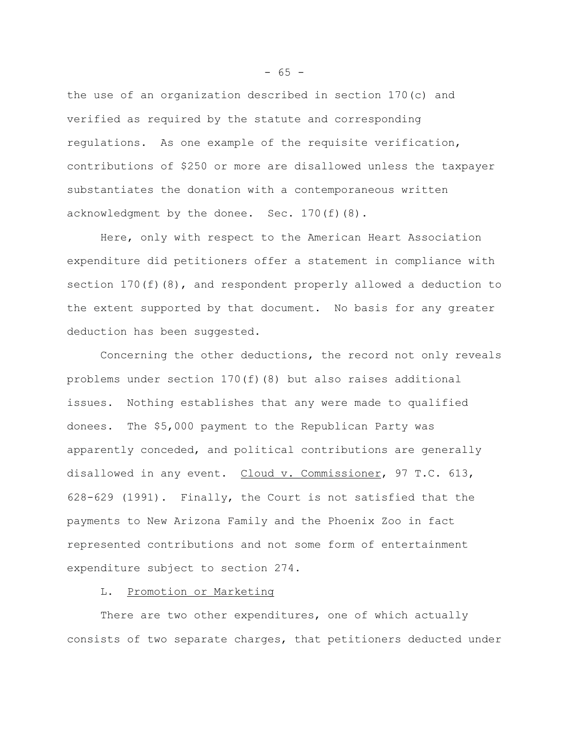the use of an organization described in section 170(c) and verified as required by the statute and corresponding regulations. As one example of the requisite verification, contributions of $250 or more are disallowed unless the taxpayer substantiates the donation with a contemporaneous written acknowledgment by the donee. Sec. 170(f)(8).

Here, only with respect to the American Heart Association expenditure did petitioners offer a statement in compliance with section 170(f)(8), and respondent properly allowed a deduction to the extent supported by that document. No basis for any greater deduction has been suggested.

Concerning the other deductions, the record not only reveals problems under section 170(f)(8) but also raises additional issues. Nothing establishes that any were made to qualified donees. The $5,000 payment to the Republican Party was apparently conceded, and political contributions are generally disallowed in any event. Cloud v. Commissioner, 97 T.C. 613, 628-629 (1991). Finally, the Court is not satisfied that the payments to New Arizona Family and the Phoenix Zoo in fact represented contributions and not some form of entertainment expenditure subject to section 274.

L. Promotion or Marketing

There are two other expenditures, one of which actually consists of two separate charges, that petitioners deducted under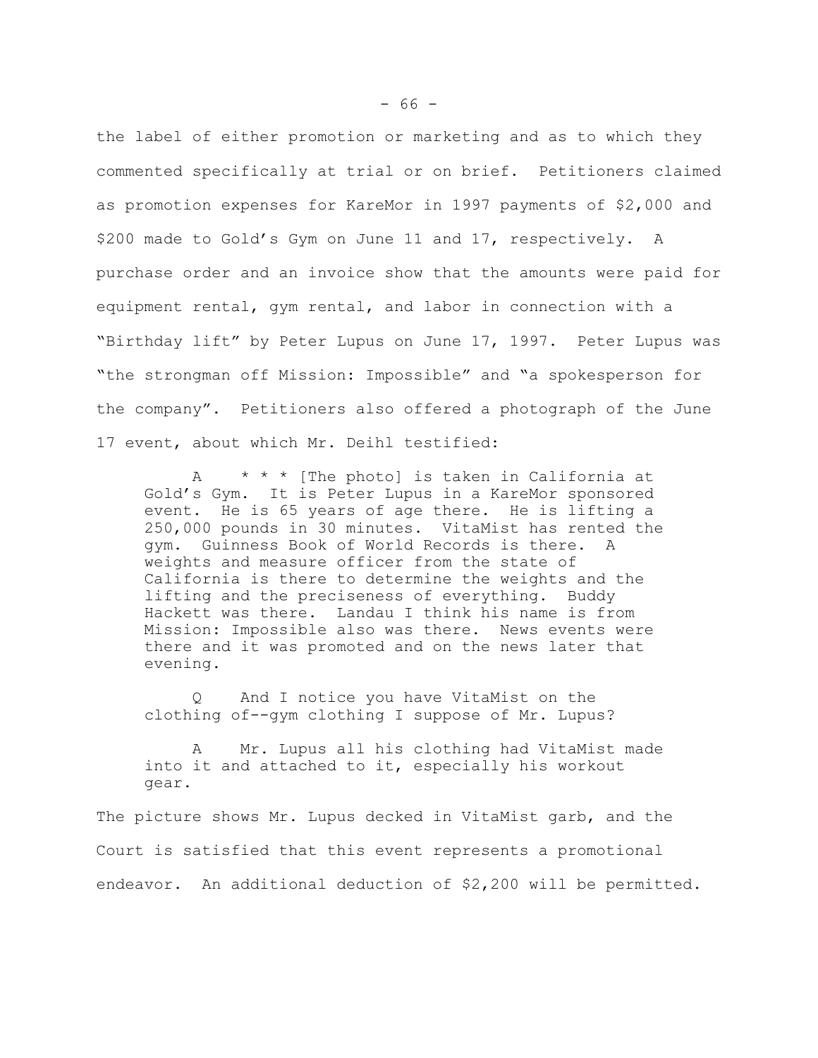the label of either promotion or marketing and as to which they commented specifically at trial or on brief. Petitioners claimed as promotion expenses for KareMor in 1997 payments of $2,000 and $200 made to Gold's Gym on June 11 and 17, respectively. A purchase order and an invoice show that the amounts were paid for equipment rental, gym rental, and labor in connection with a "Birthday lift" by Peter Lupus on June 17, 1997. Peter Lupus was "the strongman off Mission: Impossible" and "a spokesperson for the company". Petitioners also offered a photograph of the June 17 event, about which Mr. Deihl testified:

> A * * * [The photo] is taken in California at Gold's Gym. It is Peter Lupus in a KareMor sponsored event. He is 65 years of age there. He is lifting a 250,000 pounds in 30 minutes. VitaMist has rented the gym. Guinness Book of World Records is there. A weights and measure officer from the state of California is there to determine the weights and the lifting and the preciseness of everything. Buddy Hackett was there. Landau I think his name is from Mission: Impossible also was there. News events were there and it was promoted and on the news later that evening.
>
> Q And I notice you have VitaMist on the clothing of--gym clothing I suppose of Mr. Lupus?
>
> A Mr. Lupus all his clothing had VitaMist made into it and attached to it, especially his workout gear.

The picture shows Mr. Lupus decked in VitaMist garb, and the Court is satisfied that this event represents a promotional endeavor. An additional deduction of $2,200 will be permitted.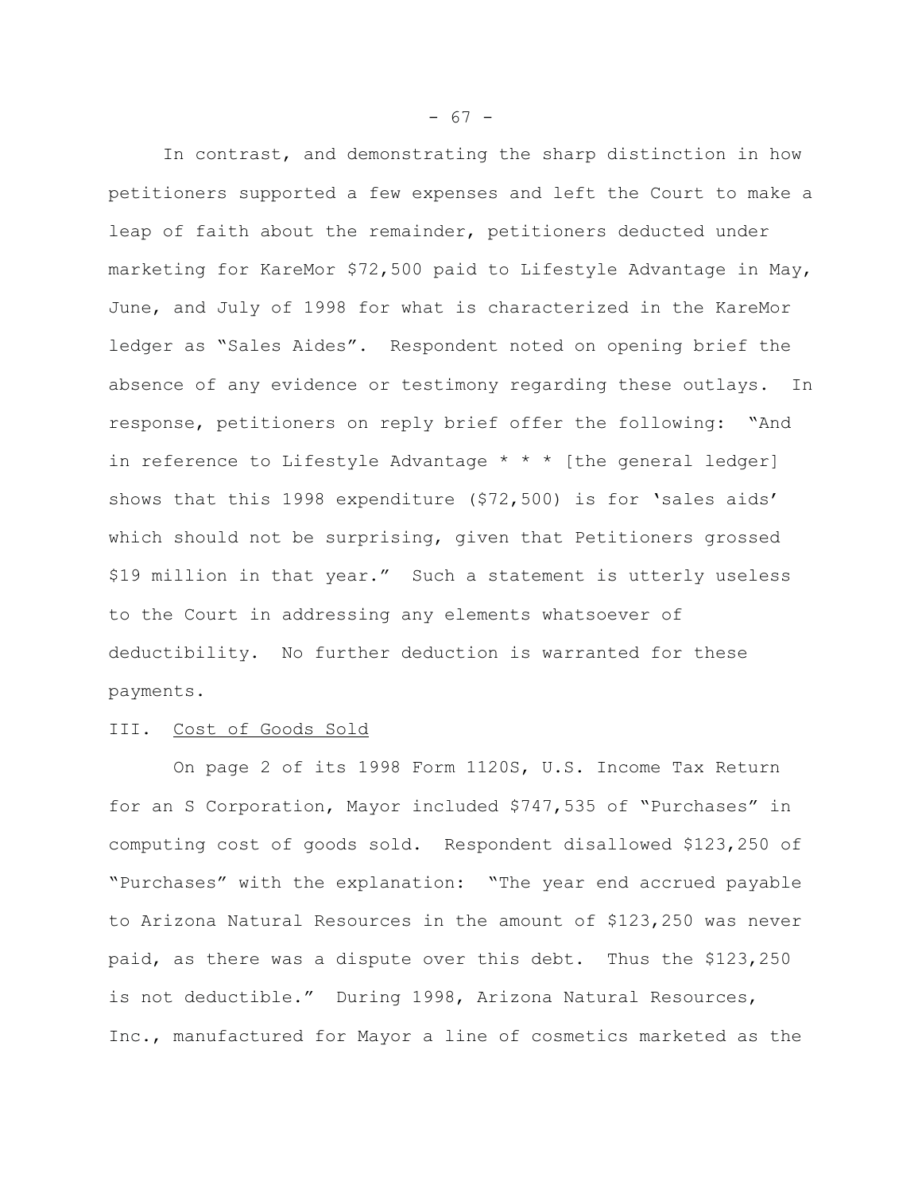In contrast, and demonstrating the sharp distinction in how petitioners supported a few expenses and left the Court to make a leap of faith about the remainder, petitioners deducted under marketing for KareMor $72,500 paid to Lifestyle Advantage in May, June, and July of 1998 for what is characterized in the KareMor ledger as "Sales Aides". Respondent noted on opening brief the absence of any evidence or testimony regarding these outlays. In response, petitioners on reply brief offer the following: "And in reference to Lifestyle Advantage * * * [the general ledger] shows that this 1998 expenditure ($72,500) is for 'sales aids' which should not be surprising, given that Petitioners grossed $19 million in that year." Such a statement is utterly useless to the Court in addressing any elements whatsoever of deductibility. No further deduction is warranted for these payments.

III. Cost of Goods Sold

On page 2 of its 1998 Form 1120S, U.S. Income Tax Return for an S Corporation, Mayor included $747,535 of "Purchases" in computing cost of goods sold. Respondent disallowed $123,250 of "Purchases" with the explanation: "The year end accrued payable to Arizona Natural Resources in the amount of $123,250 was never paid, as there was a dispute over this debt. Thus the $123,250 is not deductible." During 1998, Arizona Natural Resources, Inc., manufactured for Mayor a line of cosmetics marketed as the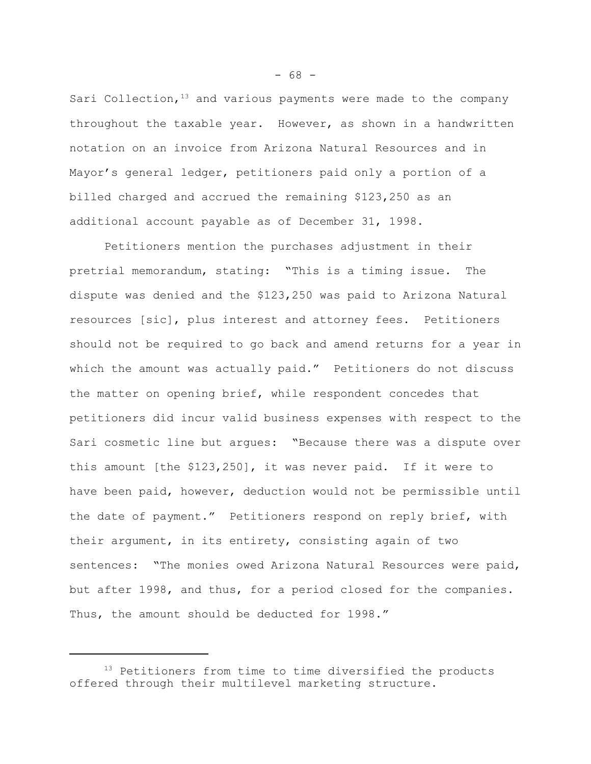Sari Collection,[13] and various payments were made to the company throughout the taxable year. However, as shown in a handwritten notation on an invoice from Arizona Natural Resources and in Mayor's general ledger, petitioners paid only a portion of a billed charged and accrued the remaining $123,250 as an additional account payable as of December 31, 1998.

Petitioners mention the purchases adjustment in their pretrial memorandum, stating: "This is a timing issue. The dispute was denied and the $123,250 was paid to Arizona Natural resources [sic], plus interest and attorney fees. Petitioners should not be required to go back and amend returns for a year in which the amount was actually paid." Petitioners do not discuss the matter on opening brief, while respondent concedes that petitioners did incur valid business expenses with respect to the Sari cosmetic line but argues: "Because there was a dispute over this amount [the $123,250], it was never paid. If it were to have been paid, however, deduction would not be permissible until the date of payment." Petitioners respond on reply brief, with their argument, in its entirety, consisting again of two sentences: "The monies owed Arizona Natural Resources were paid, but after 1998, and thus, for a period closed for the companies. Thus, the amount should be deducted for 1998."

---

[13] Petitioners from time to time diversified the products offered through their multilevel marketing structure.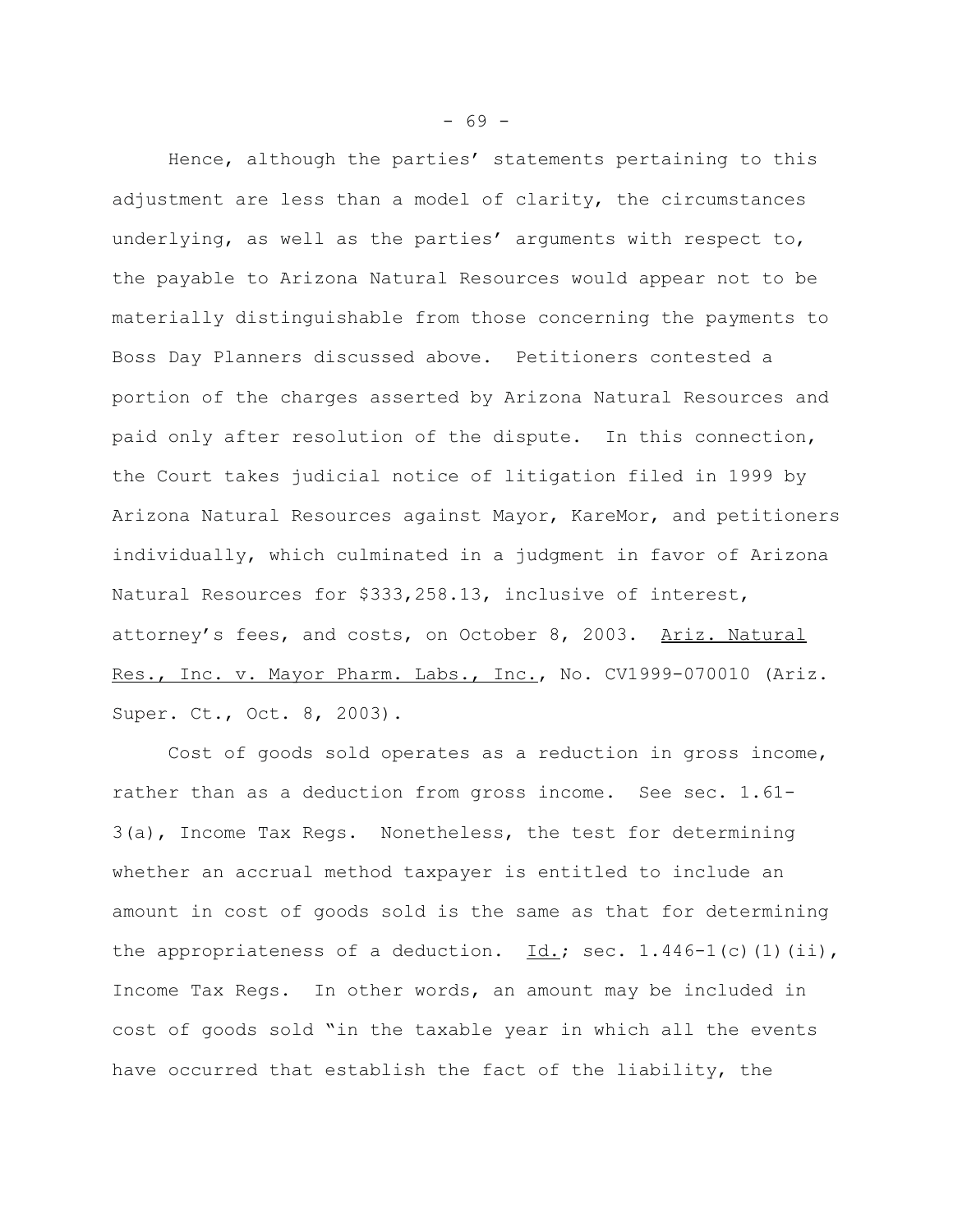Hence, although the parties' statements pertaining to this adjustment are less than a model of clarity, the circumstances underlying, as well as the parties' arguments with respect to, the payable to Arizona Natural Resources would appear not to be materially distinguishable from those concerning the payments to Boss Day Planners discussed above. Petitioners contested a portion of the charges asserted by Arizona Natural Resources and paid only after resolution of the dispute. In this connection, the Court takes judicial notice of litigation filed in 1999 by Arizona Natural Resources against Mayor, KareMor, and petitioners individually, which culminated in a judgment in favor of Arizona Natural Resources for $333,258.13, inclusive of interest, attorney's fees, and costs, on October 8, 2003. Ariz. Natural Res., Inc. v. Mayor Pharm. Labs., Inc., No. CV1999-070010 (Ariz. Super. Ct., Oct. 8, 2003).

Cost of goods sold operates as a reduction in gross income, rather than as a deduction from gross income. See sec. 1.61-3(a), Income Tax Regs. Nonetheless, the test for determining whether an accrual method taxpayer is entitled to include an amount in cost of goods sold is the same as that for determining the appropriateness of a deduction. Id.; sec. 1.446-1(c)(1)(ii), Income Tax Regs. In other words, an amount may be included in cost of goods sold "in the taxable year in which all the events have occurred that establish the fact of the liability, the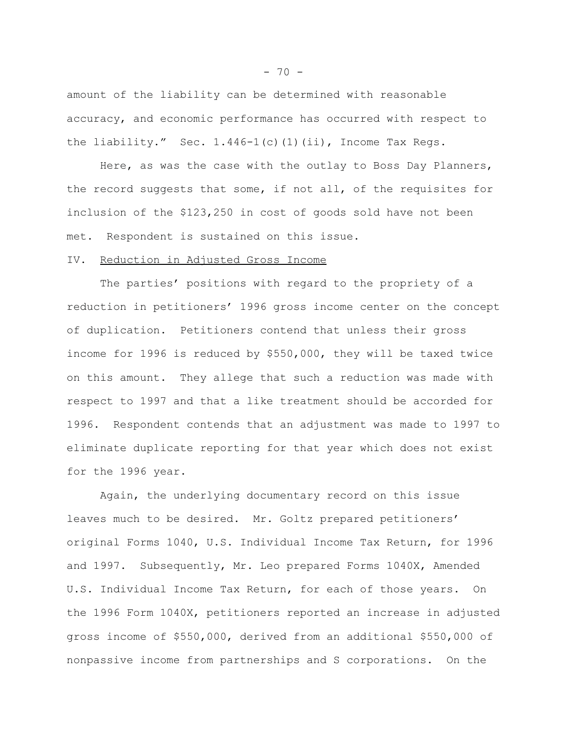amount of the liability can be determined with reasonable accuracy, and economic performance has occurred with respect to the liability." Sec. 1.446-1(c)(1)(ii), Income Tax Regs.

Here, as was the case with the outlay to Boss Day Planners, the record suggests that some, if not all, of the requisites for inclusion of the $123,250 in cost of goods sold have not been met. Respondent is sustained on this issue.

IV. Reduction in Adjusted Gross Income

The parties' positions with regard to the propriety of a reduction in petitioners' 1996 gross income center on the concept of duplication. Petitioners contend that unless their gross income for 1996 is reduced by $550,000, they will be taxed twice on this amount. They allege that such a reduction was made with respect to 1997 and that a like treatment should be accorded for 1996. Respondent contends that an adjustment was made to 1997 to eliminate duplicate reporting for that year which does not exist for the 1996 year.

Again, the underlying documentary record on this issue leaves much to be desired. Mr. Goltz prepared petitioners' original Forms 1040, U.S. Individual Income Tax Return, for 1996 and 1997. Subsequently, Mr. Leo prepared Forms 1040X, Amended U.S. Individual Income Tax Return, for each of those years. On the 1996 Form 1040X, petitioners reported an increase in adjusted gross income of $550,000, derived from an additional $550,000 of nonpassive income from partnerships and S corporations. On the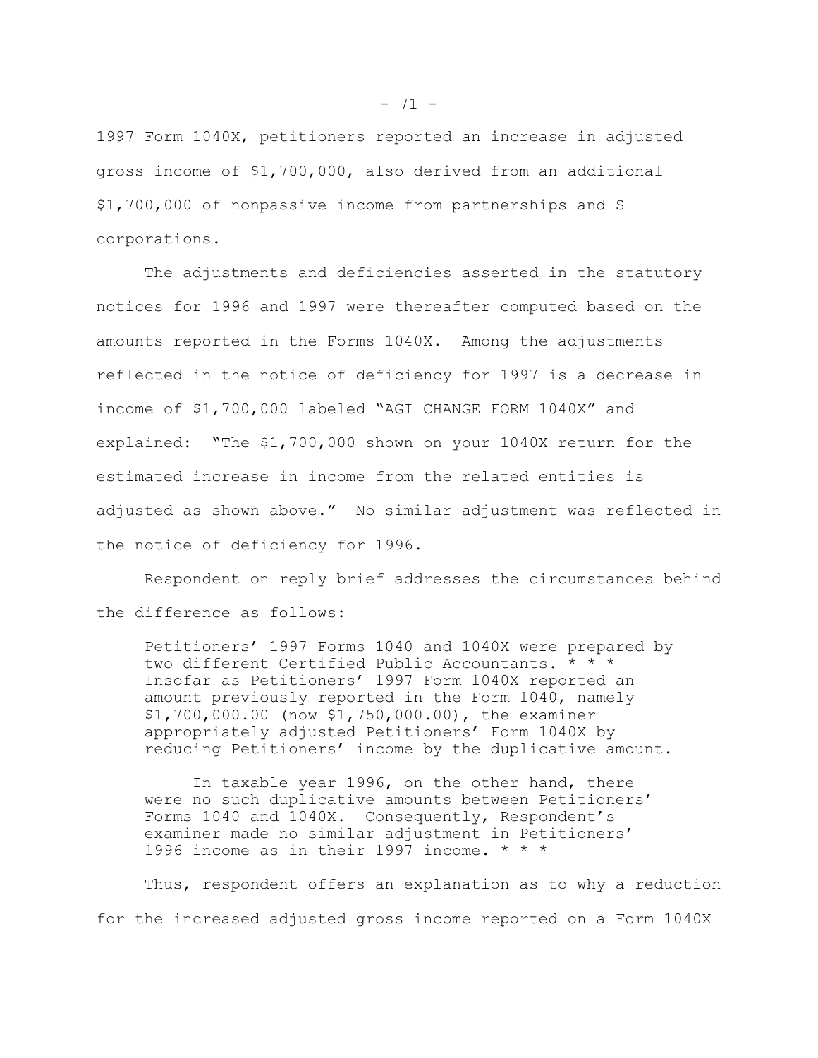1997 Form 1040X, petitioners reported an increase in adjusted gross income of $1,700,000, also derived from an additional $1,700,000 of nonpassive income from partnerships and S corporations.

The adjustments and deficiencies asserted in the statutory notices for 1996 and 1997 were thereafter computed based on the amounts reported in the Forms 1040X. Among the adjustments reflected in the notice of deficiency for 1997 is a decrease in income of $1,700,000 labeled "AGI CHANGE FORM 1040X" and explained: "The $1,700,000 shown on your 1040X return for the estimated increase in income from the related entities is adjusted as shown above." No similar adjustment was reflected in the notice of deficiency for 1996.

Respondent on reply brief addresses the circumstances behind the difference as follows:

> Petitioners' 1997 Forms 1040 and 1040X were prepared by two different Certified Public Accountants. * * * Insofar as Petitioners' 1997 Form 1040X reported an amount previously reported in the Form 1040, namely $1,700,000.00 (now $1,750,000.00), the examiner appropriately adjusted Petitioners' Form 1040X by reducing Petitioners' income by the duplicative amount.
>
> In taxable year 1996, on the other hand, there were no such duplicative amounts between Petitioners' Forms 1040 and 1040X. Consequently, Respondent's examiner made no similar adjustment in Petitioners' 1996 income as in their 1997 income. * * *

Thus, respondent offers an explanation as to why a reduction for the increased adjusted gross income reported on a Form 1040X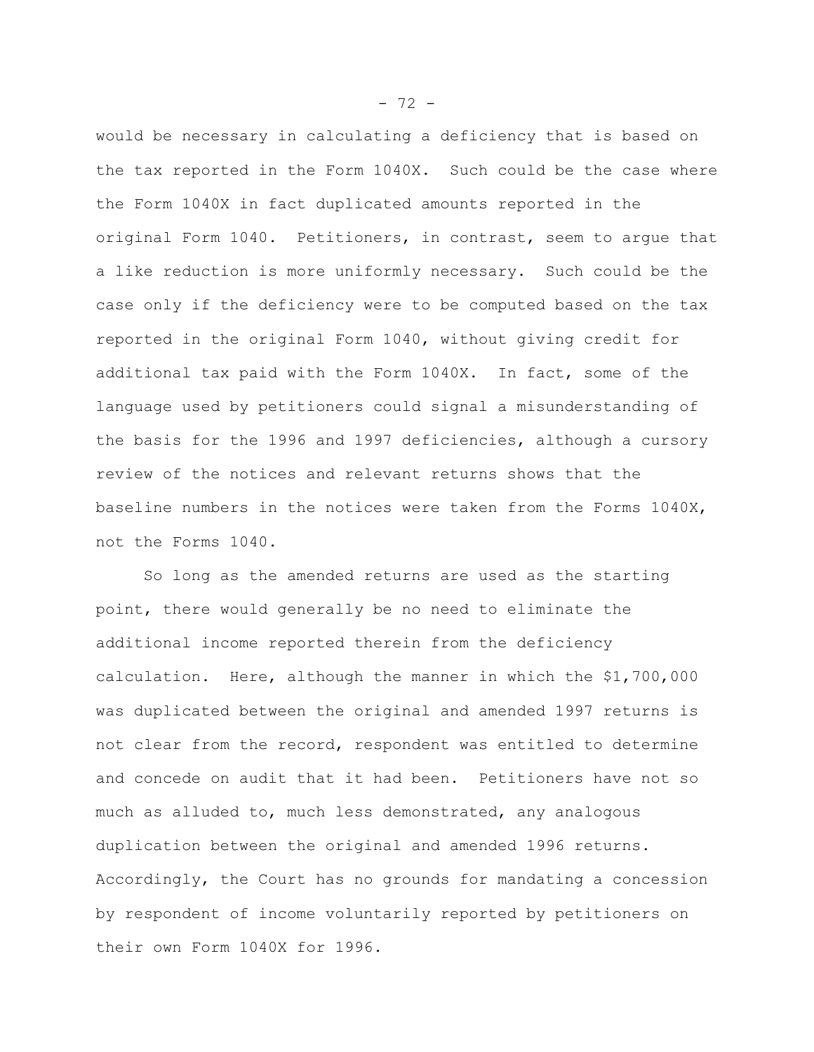would be necessary in calculating a deficiency that is based on the tax reported in the Form 1040X. Such could be the case where the Form 1040X in fact duplicated amounts reported in the original Form 1040. Petitioners, in contrast, seem to argue that a like reduction is more uniformly necessary. Such could be the case only if the deficiency were to be computed based on the tax reported in the original Form 1040, without giving credit for additional tax paid with the Form 1040X. In fact, some of the language used by petitioners could signal a misunderstanding of the basis for the 1996 and 1997 deficiencies, although a cursory review of the notices and relevant returns shows that the baseline numbers in the notices were taken from the Forms 1040X, not the Forms 1040.

So long as the amended returns are used as the starting point, there would generally be no need to eliminate the additional income reported therein from the deficiency calculation. Here, although the manner in which the $1,700,000 was duplicated between the original and amended 1997 returns is not clear from the record, respondent was entitled to determine and concede on audit that it had been. Petitioners have not so much as alluded to, much less demonstrated, any analogous duplication between the original and amended 1996 returns. Accordingly, the Court has no grounds for mandating a concession by respondent of income voluntarily reported by petitioners on their own Form 1040X for 1996.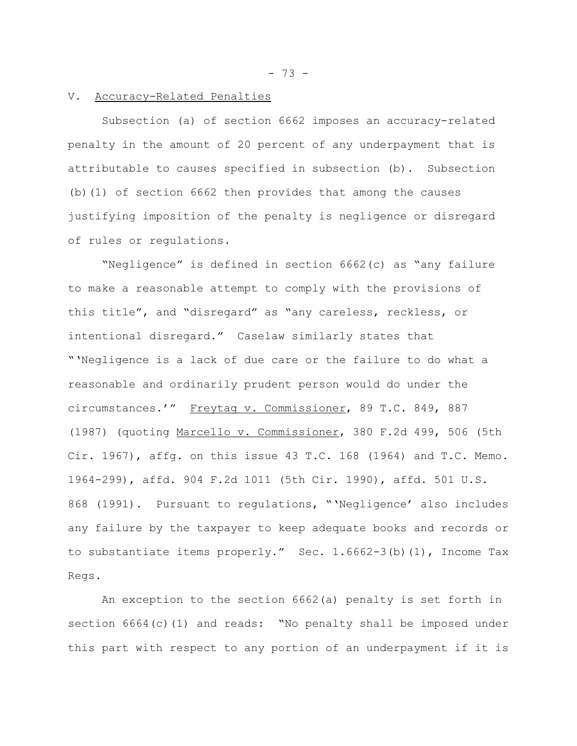V. Accuracy-Related Penalties

Subsection (a) of section 6662 imposes an accuracy-related penalty in the amount of 20 percent of any underpayment that is attributable to causes specified in subsection (b). Subsection (b)(1) of section 6662 then provides that among the causes justifying imposition of the penalty is negligence or disregard of rules or regulations.

"Negligence" is defined in section 6662(c) as "any failure to make a reasonable attempt to comply with the provisions of this title", and "disregard" as "any careless, reckless, or intentional disregard." Caselaw similarly states that "'Negligence is a lack of due care or the failure to do what a reasonable and ordinarily prudent person would do under the circumstances.'" Freytag v. Commissioner, 89 T.C. 849, 887 (1987) (quoting Marcello v. Commissioner, 380 F.2d 499, 506 (5th Cir. 1967), affg. on this issue 43 T.C. 168 (1964) and T.C. Memo. 1964-299), affd. 904 F.2d 1011 (5th Cir. 1990), affd. 501 U.S. 868 (1991). Pursuant to regulations, "'Negligence' also includes any failure by the taxpayer to keep adequate books and records or to substantiate items properly." Sec. 1.6662-3(b)(1), Income Tax Regs.

An exception to the section 6662(a) penalty is set forth in section 6664(c)(1) and reads: "No penalty shall be imposed under this part with respect to any portion of an underpayment if it is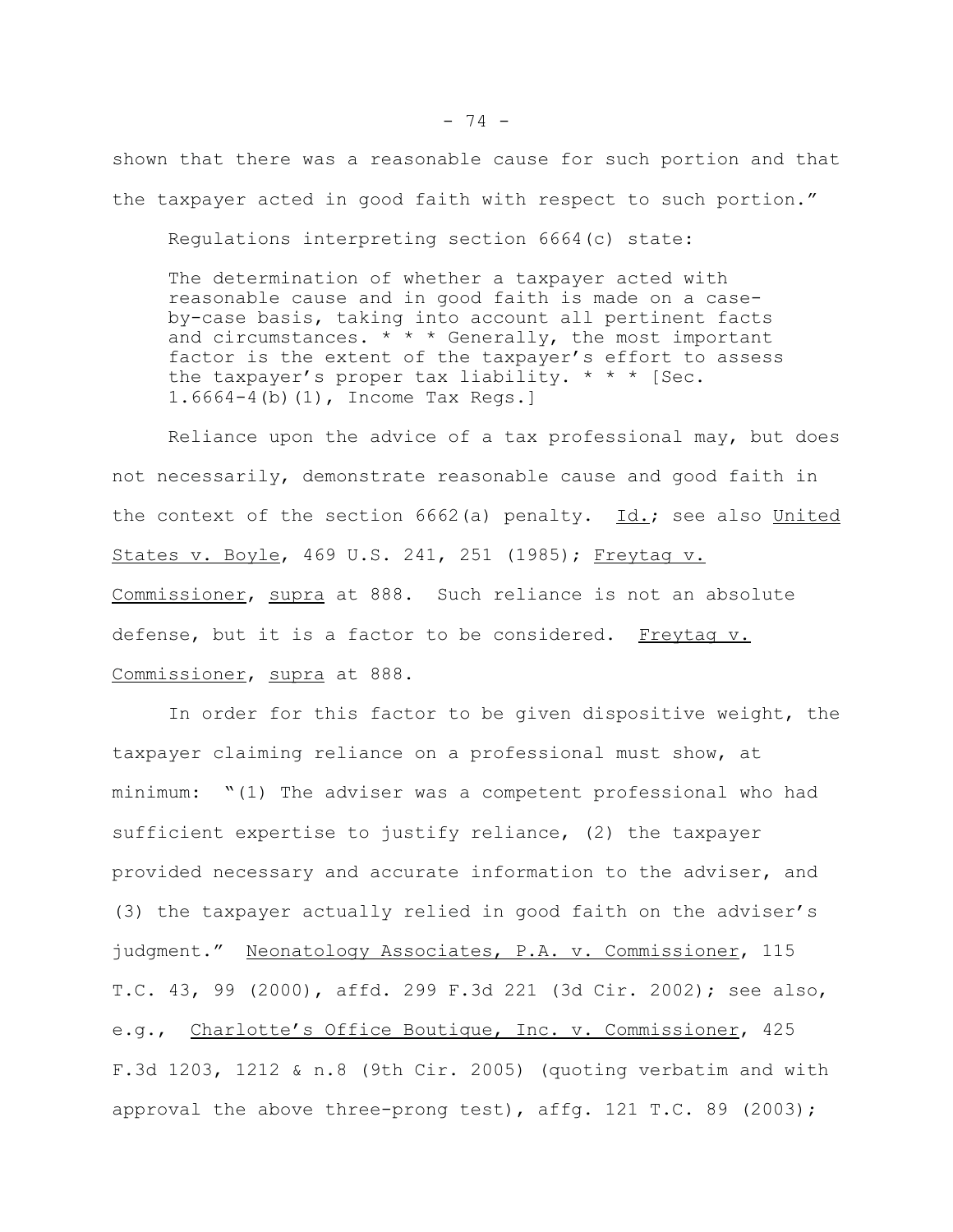shown that there was a reasonable cause for such portion and that the taxpayer acted in good faith with respect to such portion."

Regulations interpreting section 6664(c) state:

> The determination of whether a taxpayer acted with reasonable cause and in good faith is made on a case-by-case basis, taking into account all pertinent facts and circumstances. * * * Generally, the most important factor is the extent of the taxpayer's effort to assess the taxpayer's proper tax liability. * * * [Sec. 1.6664-4(b)(1), Income Tax Regs.]

Reliance upon the advice of a tax professional may, but does not necessarily, demonstrate reasonable cause and good faith in the context of the section 6662(a) penalty. Id.; see also United States v. Boyle, 469 U.S. 241, 251 (1985); Freytag v. Commissioner, supra at 888. Such reliance is not an absolute defense, but it is a factor to be considered. Freytag v. Commissioner, supra at 888.

In order for this factor to be given dispositive weight, the taxpayer claiming reliance on a professional must show, at minimum: "(1) The adviser was a competent professional who had sufficient expertise to justify reliance, (2) the taxpayer provided necessary and accurate information to the adviser, and (3) the taxpayer actually relied in good faith on the adviser's judgment." Neonatology Associates, P.A. v. Commissioner, 115 T.C. 43, 99 (2000), affd. 299 F.3d 221 (3d Cir. 2002); see also, e.g., Charlotte's Office Boutique, Inc. v. Commissioner, 425 F.3d 1203, 1212 & n.8 (9th Cir. 2005) (quoting verbatim and with approval the above three-prong test), affg. 121 T.C. 89 (2003);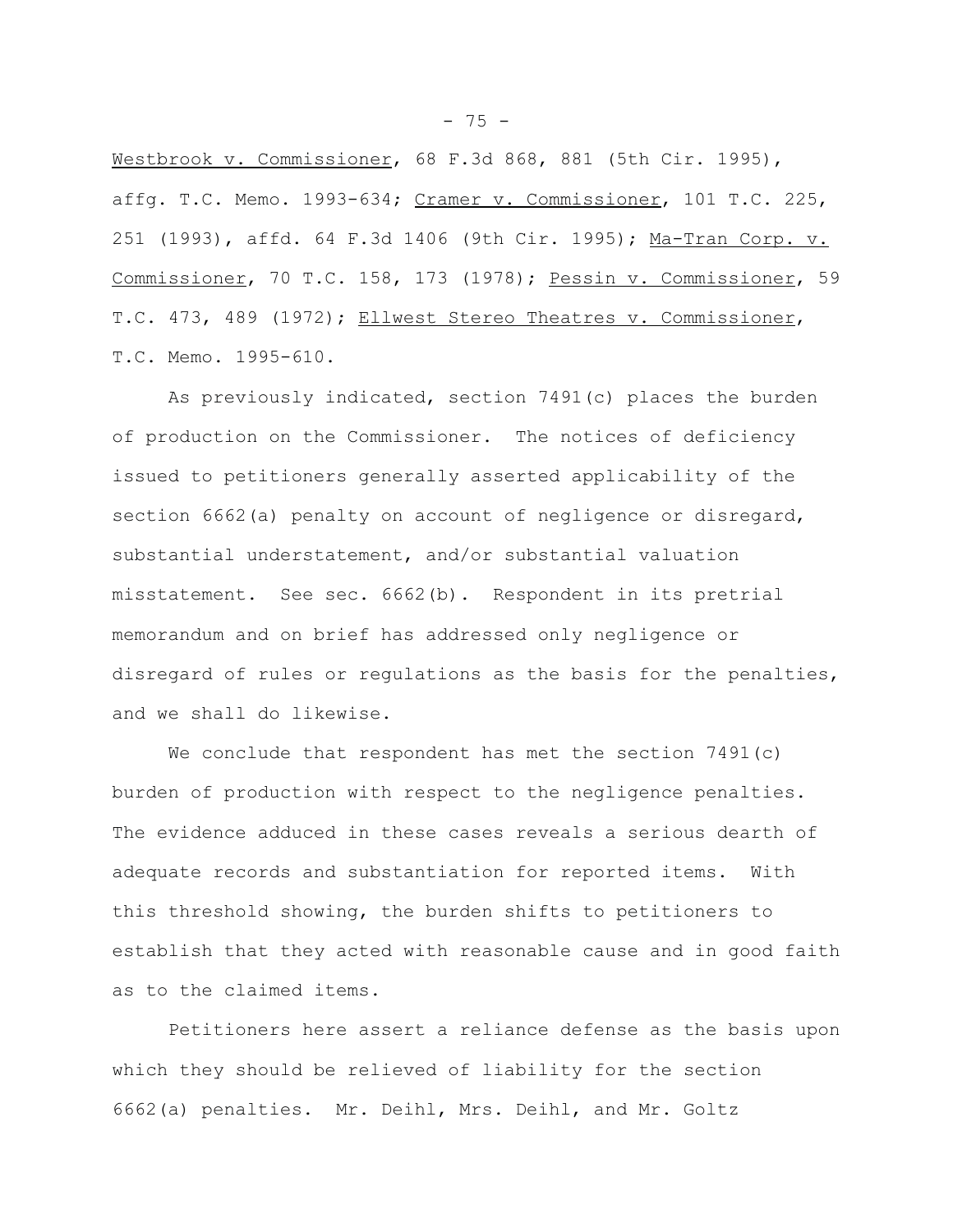Westbrook v. Commissioner, 68 F.3d 868, 881 (5th Cir. 1995), affg. T.C. Memo. 1993-634; Cramer v. Commissioner, 101 T.C. 225, 251 (1993), affd. 64 F.3d 1406 (9th Cir. 1995); Ma-Tran Corp. v. Commissioner, 70 T.C. 158, 173 (1978); Pessin v. Commissioner, 59 T.C. 473, 489 (1972); Ellwest Stereo Theatres v. Commissioner, T.C. Memo. 1995-610.

As previously indicated, section 7491(c) places the burden of production on the Commissioner. The notices of deficiency issued to petitioners generally asserted applicability of the section 6662(a) penalty on account of negligence or disregard, substantial understatement, and/or substantial valuation misstatement. See sec. 6662(b). Respondent in its pretrial memorandum and on brief has addressed only negligence or disregard of rules or regulations as the basis for the penalties, and we shall do likewise.

We conclude that respondent has met the section 7491(c) burden of production with respect to the negligence penalties. The evidence adduced in these cases reveals a serious dearth of adequate records and substantiation for reported items. With this threshold showing, the burden shifts to petitioners to establish that they acted with reasonable cause and in good faith as to the claimed items.

Petitioners here assert a reliance defense as the basis upon which they should be relieved of liability for the section 6662(a) penalties. Mr. Deihl, Mrs. Deihl, and Mr. Goltz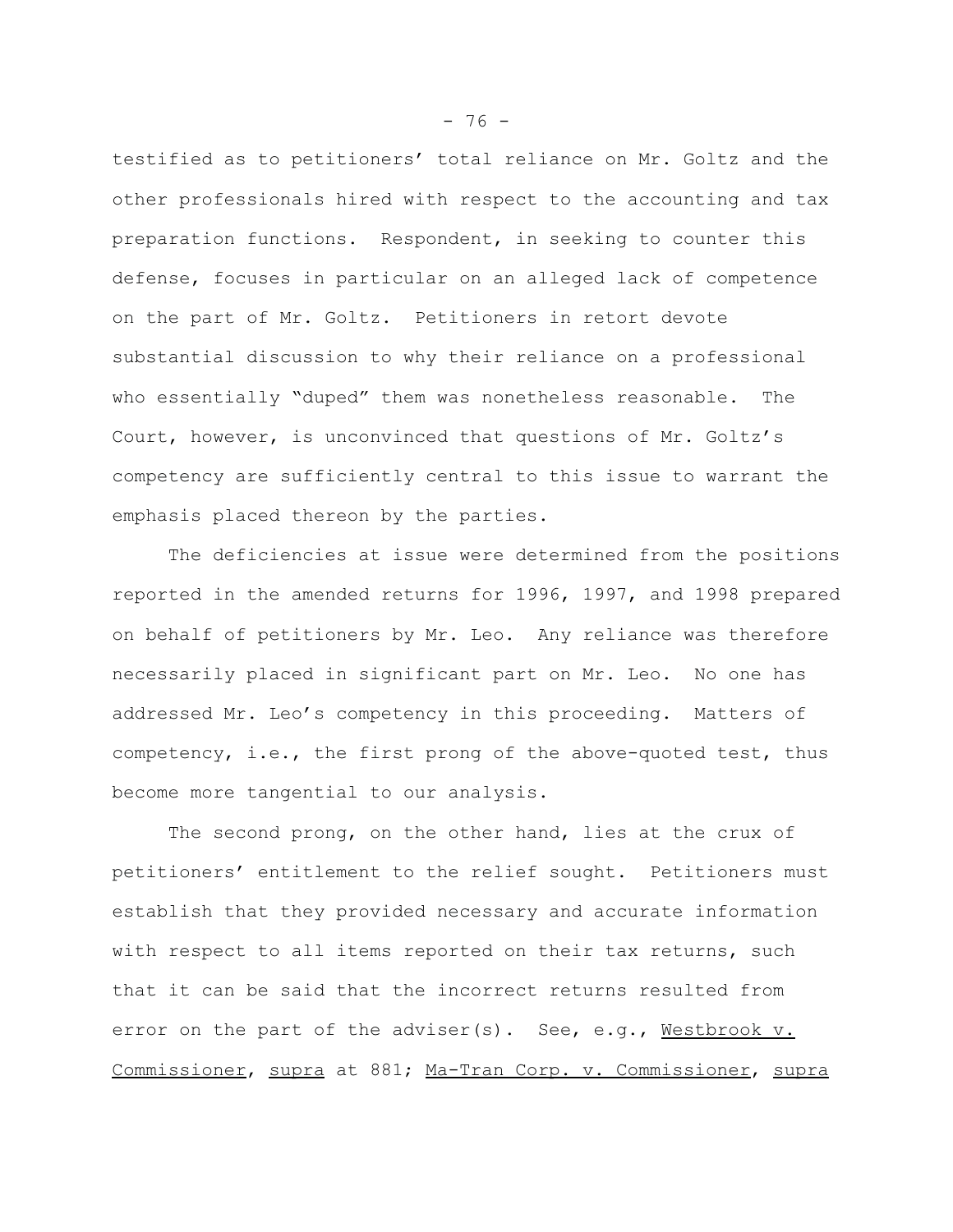testified as to petitioners' total reliance on Mr. Goltz and the other professionals hired with respect to the accounting and tax preparation functions. Respondent, in seeking to counter this defense, focuses in particular on an alleged lack of competence on the part of Mr. Goltz. Petitioners in retort devote substantial discussion to why their reliance on a professional who essentially "duped" them was nonetheless reasonable. The Court, however, is unconvinced that questions of Mr. Goltz's competency are sufficiently central to this issue to warrant the emphasis placed thereon by the parties.

The deficiencies at issue were determined from the positions reported in the amended returns for 1996, 1997, and 1998 prepared on behalf of petitioners by Mr. Leo. Any reliance was therefore necessarily placed in significant part on Mr. Leo. No one has addressed Mr. Leo's competency in this proceeding. Matters of competency, i.e., the first prong of the above-quoted test, thus become more tangential to our analysis.

The second prong, on the other hand, lies at the crux of petitioners' entitlement to the relief sought. Petitioners must establish that they provided necessary and accurate information with respect to all items reported on their tax returns, such that it can be said that the incorrect returns resulted from error on the part of the adviser(s). See, e.g., Westbrook v. Commissioner, supra at 881; Ma-Tran Corp. v. Commissioner, supra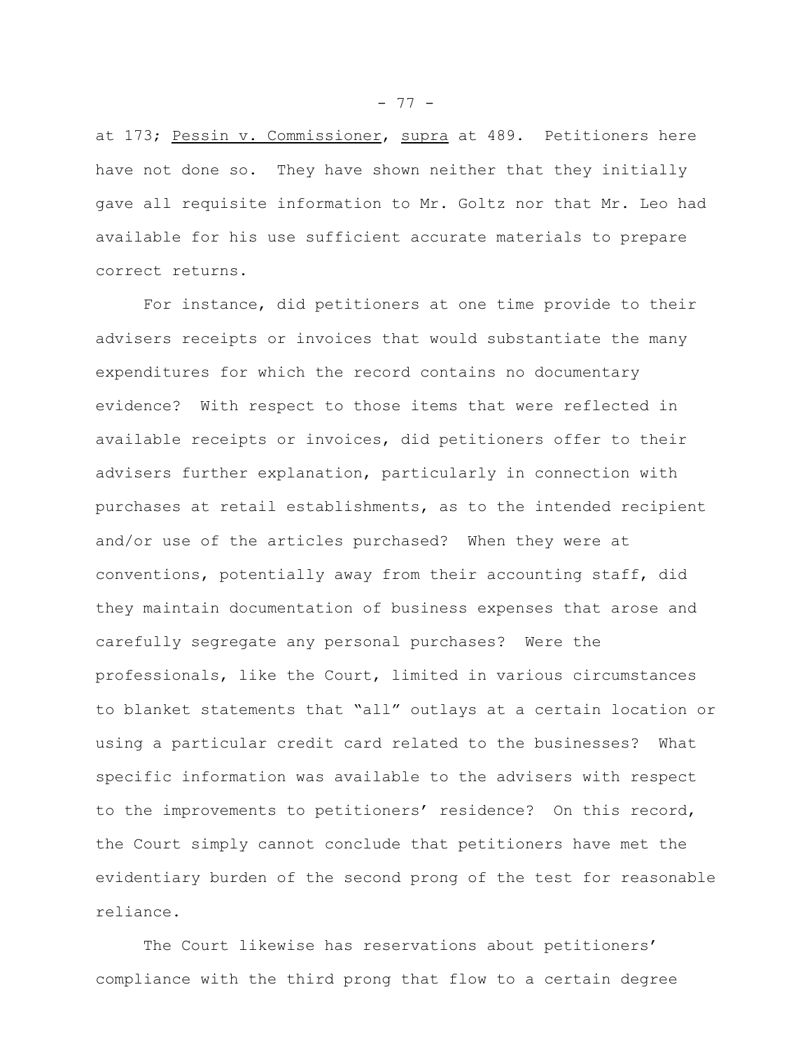at 173; Pessin v. Commissioner, supra at 489. Petitioners here have not done so. They have shown neither that they initially gave all requisite information to Mr. Goltz nor that Mr. Leo had available for his use sufficient accurate materials to prepare correct returns.

For instance, did petitioners at one time provide to their advisers receipts or invoices that would substantiate the many expenditures for which the record contains no documentary evidence? With respect to those items that were reflected in available receipts or invoices, did petitioners offer to their advisers further explanation, particularly in connection with purchases at retail establishments, as to the intended recipient and/or use of the articles purchased? When they were at conventions, potentially away from their accounting staff, did they maintain documentation of business expenses that arose and carefully segregate any personal purchases? Were the professionals, like the Court, limited in various circumstances to blanket statements that "all" outlays at a certain location or using a particular credit card related to the businesses? What specific information was available to the advisers with respect to the improvements to petitioners' residence? On this record, the Court simply cannot conclude that petitioners have met the evidentiary burden of the second prong of the test for reasonable reliance.

The Court likewise has reservations about petitioners' compliance with the third prong that flow to a certain degree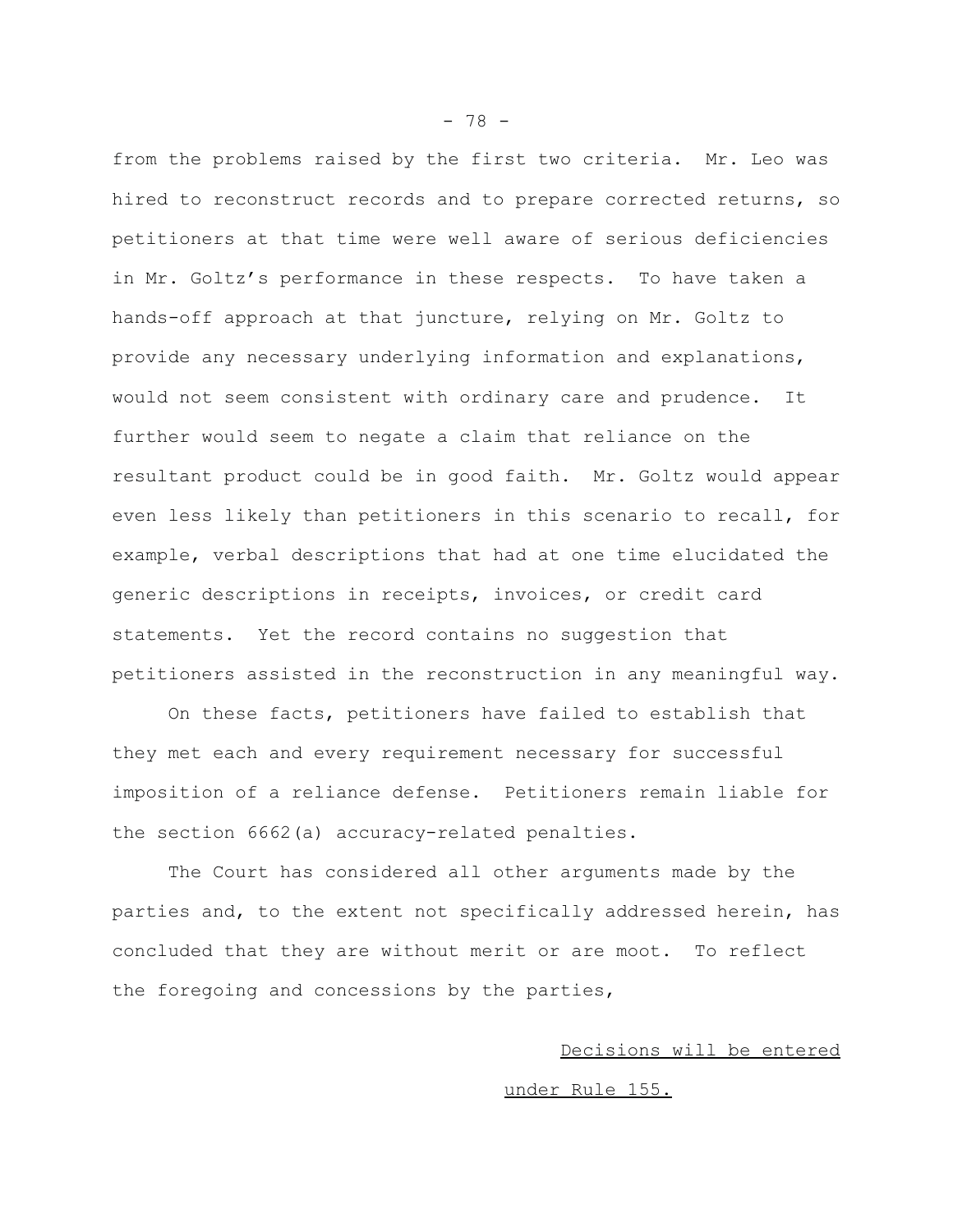from the problems raised by the first two criteria. Mr. Leo was hired to reconstruct records and to prepare corrected returns, so petitioners at that time were well aware of serious deficiencies in Mr. Goltz's performance in these respects. To have taken a hands-off approach at that juncture, relying on Mr. Goltz to provide any necessary underlying information and explanations, would not seem consistent with ordinary care and prudence. It further would seem to negate a claim that reliance on the resultant product could be in good faith. Mr. Goltz would appear even less likely than petitioners in this scenario to recall, for example, verbal descriptions that had at one time elucidated the generic descriptions in receipts, invoices, or credit card statements. Yet the record contains no suggestion that petitioners assisted in the reconstruction in any meaningful way.

On these facts, petitioners have failed to establish that they met each and every requirement necessary for successful imposition of a reliance defense. Petitioners remain liable for the section 6662(a) accuracy-related penalties.

The Court has considered all other arguments made by the parties and, to the extent not specifically addressed herein, has concluded that they are without merit or are moot. To reflect the foregoing and concessions by the parties,

Decisions will be entered under Rule 155.